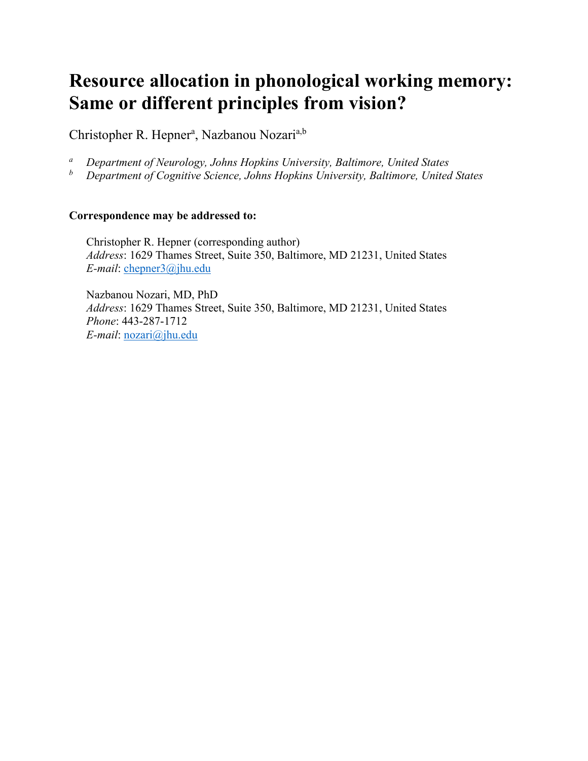# Resource allocation in phonological working memory: Same or different principles from vision?

Christopher R. Hepner[a], Nazbanou Nozari[a,b]

[a] *Department of Neurology, Johns Hopkins University, Baltimore, United States*
[b] *Department of Cognitive Science, Johns Hopkins University, Baltimore, United States*

**Correspondence may be addressed to:**

Christopher R. Hepner (corresponding author)
*Address*: 1629 Thames Street, Suite 350, Baltimore, MD 21231, United States
*E-mail*: chepner3@jhu.edu

Nazbanou Nozari, MD, PhD
*Address*: 1629 Thames Street, Suite 350, Baltimore, MD 21231, United States
*Phone*: 443-287-1712
*E-mail*: nozari@jhu.edu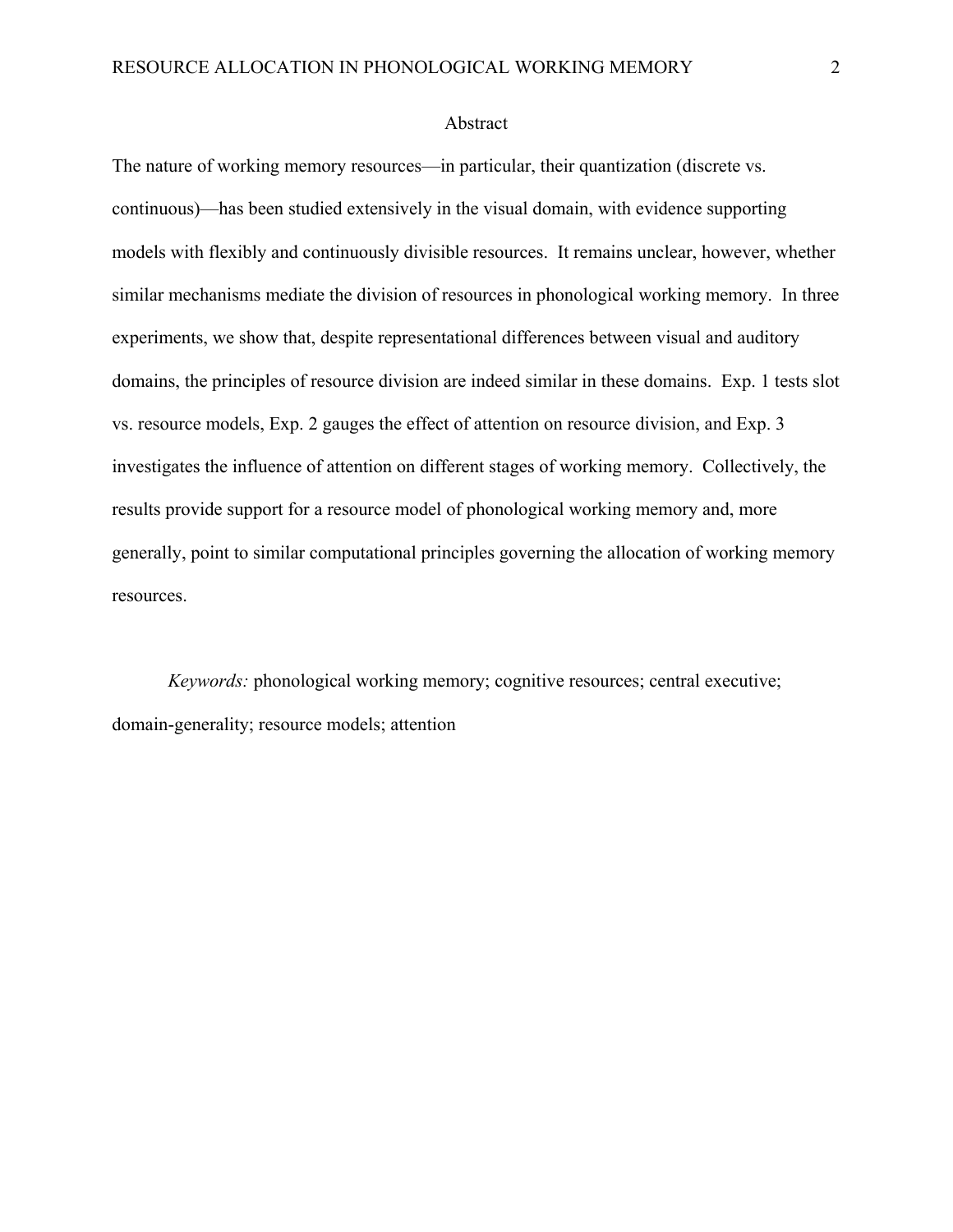# Abstract

The nature of working memory resources—in particular, their quantization (discrete vs. continuous)—has been studied extensively in the visual domain, with evidence supporting models with flexibly and continuously divisible resources. It remains unclear, however, whether similar mechanisms mediate the division of resources in phonological working memory. In three experiments, we show that, despite representational differences between visual and auditory domains, the principles of resource division are indeed similar in these domains. Exp. 1 tests slot vs. resource models, Exp. 2 gauges the effect of attention on resource division, and Exp. 3 investigates the influence of attention on different stages of working memory. Collectively, the results provide support for a resource model of phonological working memory and, more generally, point to similar computational principles governing the allocation of working memory resources.

*Keywords:* phonological working memory; cognitive resources; central executive; domain-generality; resource models; attention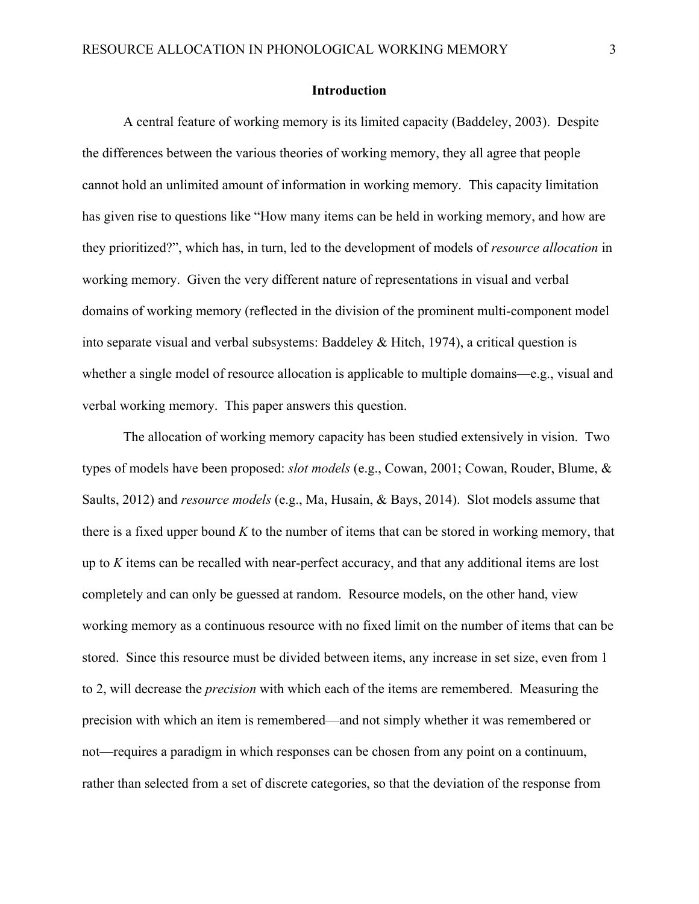## Introduction

A central feature of working memory is its limited capacity (Baddeley, 2003). Despite the differences between the various theories of working memory, they all agree that people cannot hold an unlimited amount of information in working memory. This capacity limitation has given rise to questions like "How many items can be held in working memory, and how are they prioritized?", which has, in turn, led to the development of models of *resource allocation* in working memory. Given the very different nature of representations in visual and verbal domains of working memory (reflected in the division of the prominent multi-component model into separate visual and verbal subsystems: Baddeley & Hitch, 1974), a critical question is whether a single model of resource allocation is applicable to multiple domains—e.g., visual and verbal working memory. This paper answers this question.

The allocation of working memory capacity has been studied extensively in vision. Two types of models have been proposed: *slot models* (e.g., Cowan, 2001; Cowan, Rouder, Blume, & Saults, 2012) and *resource models* (e.g., Ma, Husain, & Bays, 2014). Slot models assume that there is a fixed upper bound $K$ to the number of items that can be stored in working memory, that up to $K$ items can be recalled with near-perfect accuracy, and that any additional items are lost completely and can only be guessed at random. Resource models, on the other hand, view working memory as a continuous resource with no fixed limit on the number of items that can be stored. Since this resource must be divided between items, any increase in set size, even from 1 to 2, will decrease the *precision* with which each of the items are remembered. Measuring the precision with which an item is remembered—and not simply whether it was remembered or not—requires a paradigm in which responses can be chosen from any point on a continuum, rather than selected from a set of discrete categories, so that the deviation of the response from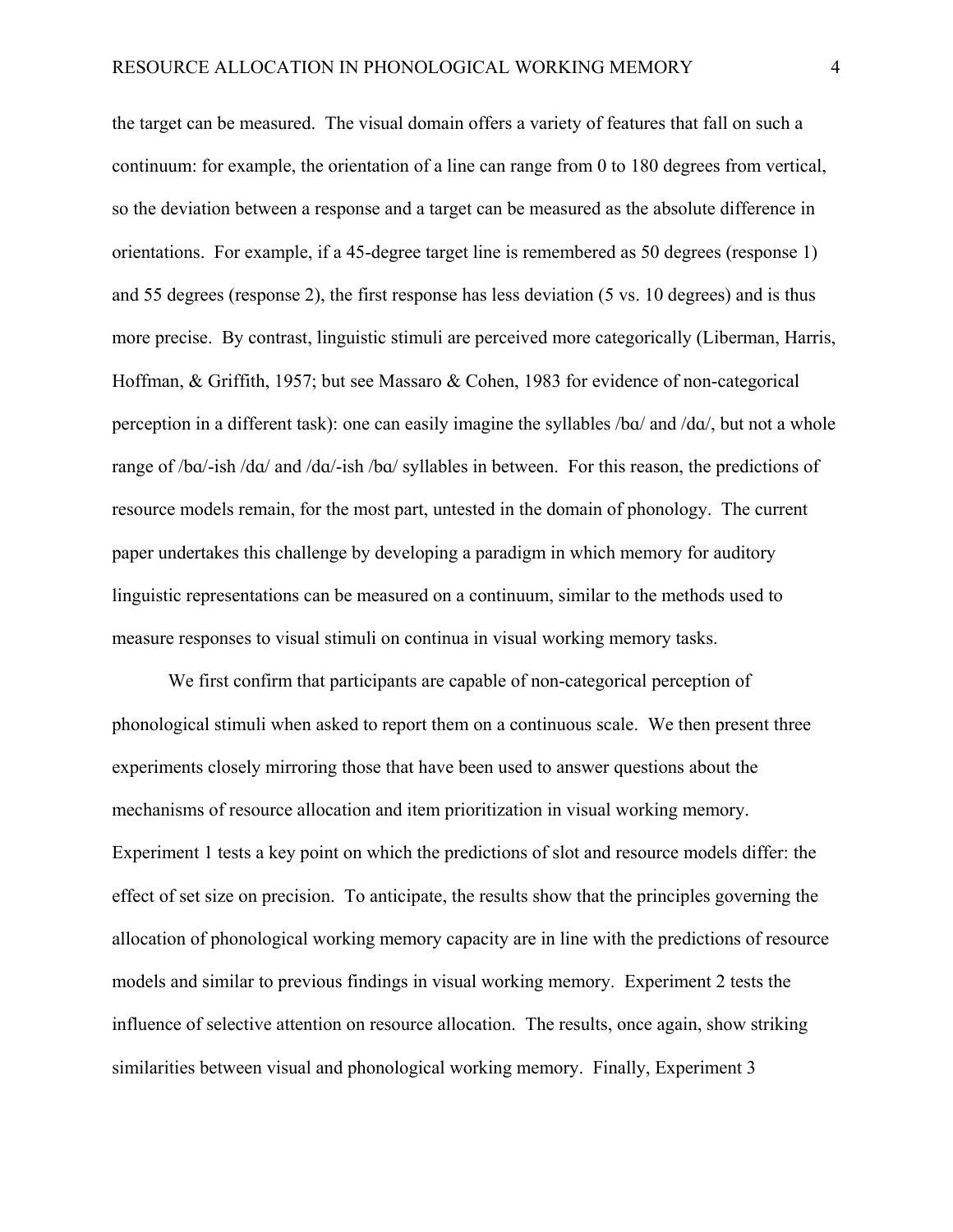the target can be measured. The visual domain offers a variety of features that fall on such a continuum: for example, the orientation of a line can range from 0 to 180 degrees from vertical, so the deviation between a response and a target can be measured as the absolute difference in orientations. For example, if a 45-degree target line is remembered as 50 degrees (response 1) and 55 degrees (response 2), the first response has less deviation (5 vs. 10 degrees) and is thus more precise. By contrast, linguistic stimuli are perceived more categorically (Liberman, Harris, Hoffman, & Griffith, 1957; but see Massaro & Cohen, 1983 for evidence of non-categorical perception in a different task): one can easily imagine the syllables /bɑ/ and /dɑ/, but not a whole range of /bɑ/-ish /dɑ/ and /dɑ/-ish /bɑ/ syllables in between. For this reason, the predictions of resource models remain, for the most part, untested in the domain of phonology. The current paper undertakes this challenge by developing a paradigm in which memory for auditory linguistic representations can be measured on a continuum, similar to the methods used to measure responses to visual stimuli on continua in visual working memory tasks.

We first confirm that participants are capable of non-categorical perception of phonological stimuli when asked to report them on a continuous scale. We then present three experiments closely mirroring those that have been used to answer questions about the mechanisms of resource allocation and item prioritization in visual working memory. Experiment 1 tests a key point on which the predictions of slot and resource models differ: the effect of set size on precision. To anticipate, the results show that the principles governing the allocation of phonological working memory capacity are in line with the predictions of resource models and similar to previous findings in visual working memory. Experiment 2 tests the influence of selective attention on resource allocation. The results, once again, show striking similarities between visual and phonological working memory. Finally, Experiment 3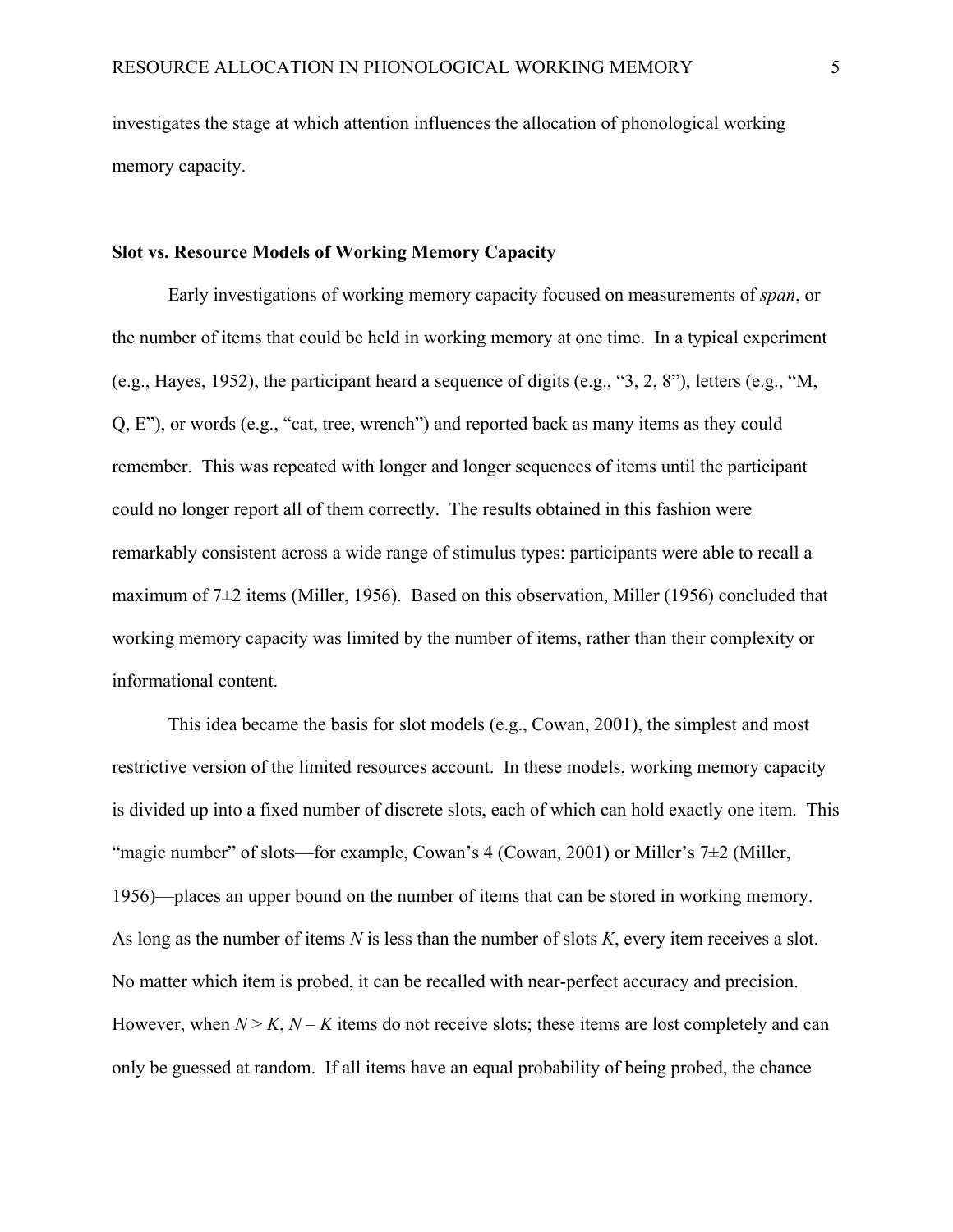investigates the stage at which attention influences the allocation of phonological working memory capacity.

## Slot vs. Resource Models of Working Memory Capacity

Early investigations of working memory capacity focused on measurements of *span*, or the number of items that could be held in working memory at one time. In a typical experiment (e.g., Hayes, 1952), the participant heard a sequence of digits (e.g., "3, 2, 8"), letters (e.g., "M, Q, E"), or words (e.g., "cat, tree, wrench") and reported back as many items as they could remember. This was repeated with longer and longer sequences of items until the participant could no longer report all of them correctly. The results obtained in this fashion were remarkably consistent across a wide range of stimulus types: participants were able to recall a maximum of 7±2 items (Miller, 1956). Based on this observation, Miller (1956) concluded that working memory capacity was limited by the number of items, rather than their complexity or informational content.

This idea became the basis for slot models (e.g., Cowan, 2001), the simplest and most restrictive version of the limited resources account. In these models, working memory capacity is divided up into a fixed number of discrete slots, each of which can hold exactly one item. This "magic number" of slots—for example, Cowan's 4 (Cowan, 2001) or Miller's 7±2 (Miller, 1956)—places an upper bound on the number of items that can be stored in working memory. As long as the number of items $N$ is less than the number of slots $K$, every item receives a slot. No matter which item is probed, it can be recalled with near-perfect accuracy and precision. However, when $N > K$, $N - K$ items do not receive slots; these items are lost completely and can only be guessed at random. If all items have an equal probability of being probed, the chance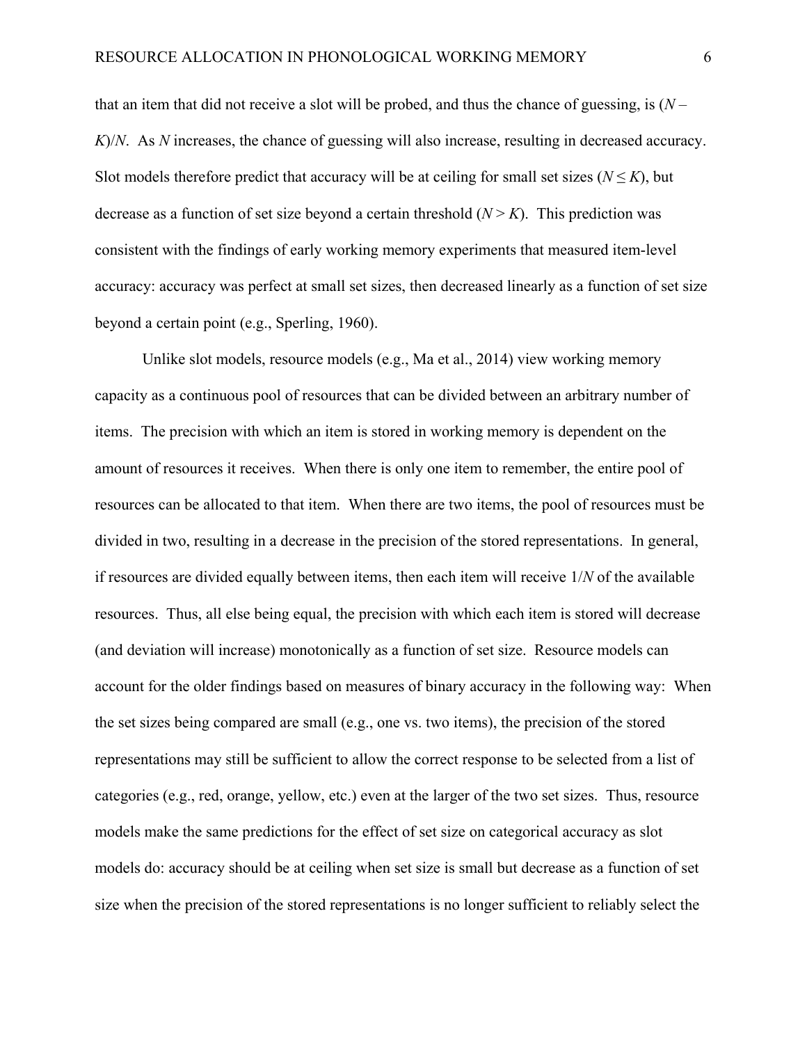that an item that did not receive a slot will be probed, and thus the chance of guessing, is $(N - K)/N$. As $N$ increases, the chance of guessing will also increase, resulting in decreased accuracy. Slot models therefore predict that accuracy will be at ceiling for small set sizes ($N \leq K$), but decrease as a function of set size beyond a certain threshold ($N > K$). This prediction was consistent with the findings of early working memory experiments that measured item-level accuracy: accuracy was perfect at small set sizes, then decreased linearly as a function of set size beyond a certain point (e.g., Sperling, 1960).

Unlike slot models, resource models (e.g., Ma et al., 2014) view working memory capacity as a continuous pool of resources that can be divided between an arbitrary number of items. The precision with which an item is stored in working memory is dependent on the amount of resources it receives. When there is only one item to remember, the entire pool of resources can be allocated to that item. When there are two items, the pool of resources must be divided in two, resulting in a decrease in the precision of the stored representations. In general, if resources are divided equally between items, then each item will receive $1/N$ of the available resources. Thus, all else being equal, the precision with which each item is stored will decrease (and deviation will increase) monotonically as a function of set size. Resource models can account for the older findings based on measures of binary accuracy in the following way: When the set sizes being compared are small (e.g., one vs. two items), the precision of the stored representations may still be sufficient to allow the correct response to be selected from a list of categories (e.g., red, orange, yellow, etc.) even at the larger of the two set sizes. Thus, resource models make the same predictions for the effect of set size on categorical accuracy as slot models do: accuracy should be at ceiling when set size is small but decrease as a function of set size when the precision of the stored representations is no longer sufficient to reliably select the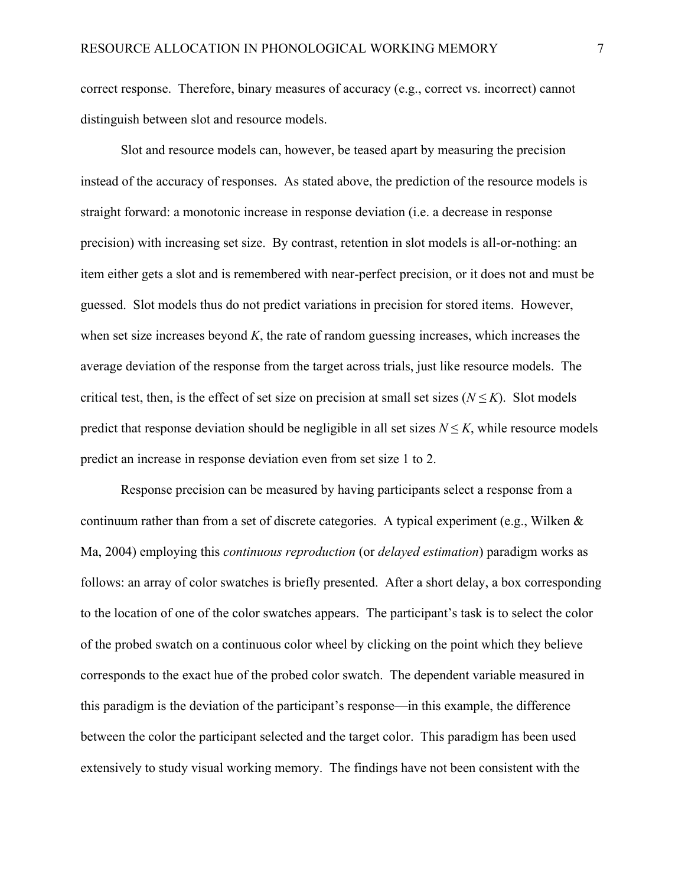correct response. Therefore, binary measures of accuracy (e.g., correct vs. incorrect) cannot distinguish between slot and resource models.

Slot and resource models can, however, be teased apart by measuring the precision instead of the accuracy of responses. As stated above, the prediction of the resource models is straight forward: a monotonic increase in response deviation (i.e. a decrease in response precision) with increasing set size. By contrast, retention in slot models is all-or-nothing: an item either gets a slot and is remembered with near-perfect precision, or it does not and must be guessed. Slot models thus do not predict variations in precision for stored items. However, when set size increases beyond $K$, the rate of random guessing increases, which increases the average deviation of the response from the target across trials, just like resource models. The critical test, then, is the effect of set size on precision at small set sizes ($N \leq K$). Slot models predict that response deviation should be negligible in all set sizes $N \leq K$, while resource models predict an increase in response deviation even from set size 1 to 2.

Response precision can be measured by having participants select a response from a continuum rather than from a set of discrete categories. A typical experiment (e.g., Wilken & Ma, 2004) employing this *continuous reproduction* (or *delayed estimation*) paradigm works as follows: an array of color swatches is briefly presented. After a short delay, a box corresponding to the location of one of the color swatches appears. The participant's task is to select the color of the probed swatch on a continuous color wheel by clicking on the point which they believe corresponds to the exact hue of the probed color swatch. The dependent variable measured in this paradigm is the deviation of the participant's response—in this example, the difference between the color the participant selected and the target color. This paradigm has been used extensively to study visual working memory. The findings have not been consistent with the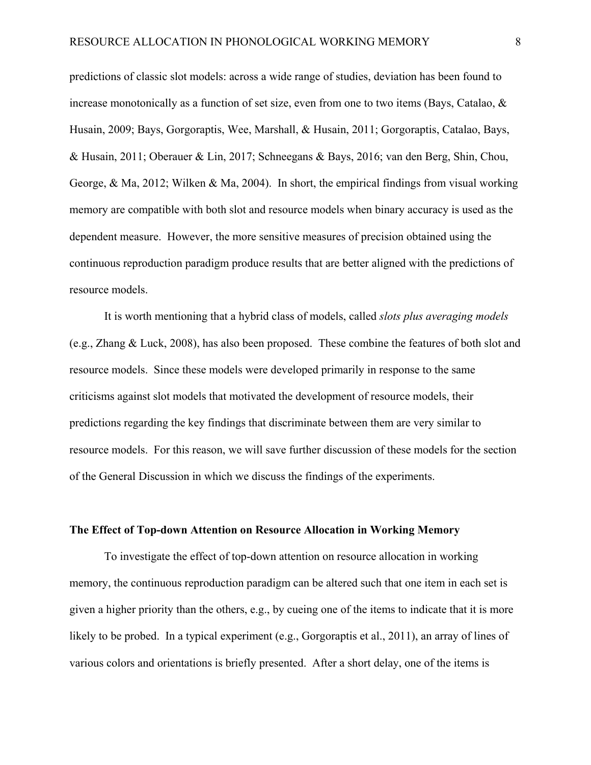predictions of classic slot models: across a wide range of studies, deviation has been found to increase monotonically as a function of set size, even from one to two items (Bays, Catalao, & Husain, 2009; Bays, Gorgoraptis, Wee, Marshall, & Husain, 2011; Gorgoraptis, Catalao, Bays, & Husain, 2011; Oberauer & Lin, 2017; Schneegans & Bays, 2016; van den Berg, Shin, Chou, George, & Ma, 2012; Wilken & Ma, 2004). In short, the empirical findings from visual working memory are compatible with both slot and resource models when binary accuracy is used as the dependent measure. However, the more sensitive measures of precision obtained using the continuous reproduction paradigm produce results that are better aligned with the predictions of resource models.

It is worth mentioning that a hybrid class of models, called *slots plus averaging models* (e.g., Zhang & Luck, 2008), has also been proposed. These combine the features of both slot and resource models. Since these models were developed primarily in response to the same criticisms against slot models that motivated the development of resource models, their predictions regarding the key findings that discriminate between them are very similar to resource models. For this reason, we will save further discussion of these models for the section of the General Discussion in which we discuss the findings of the experiments.

## The Effect of Top-down Attention on Resource Allocation in Working Memory

To investigate the effect of top-down attention on resource allocation in working memory, the continuous reproduction paradigm can be altered such that one item in each set is given a higher priority than the others, e.g., by cueing one of the items to indicate that it is more likely to be probed. In a typical experiment (e.g., Gorgoraptis et al., 2011), an array of lines of various colors and orientations is briefly presented. After a short delay, one of the items is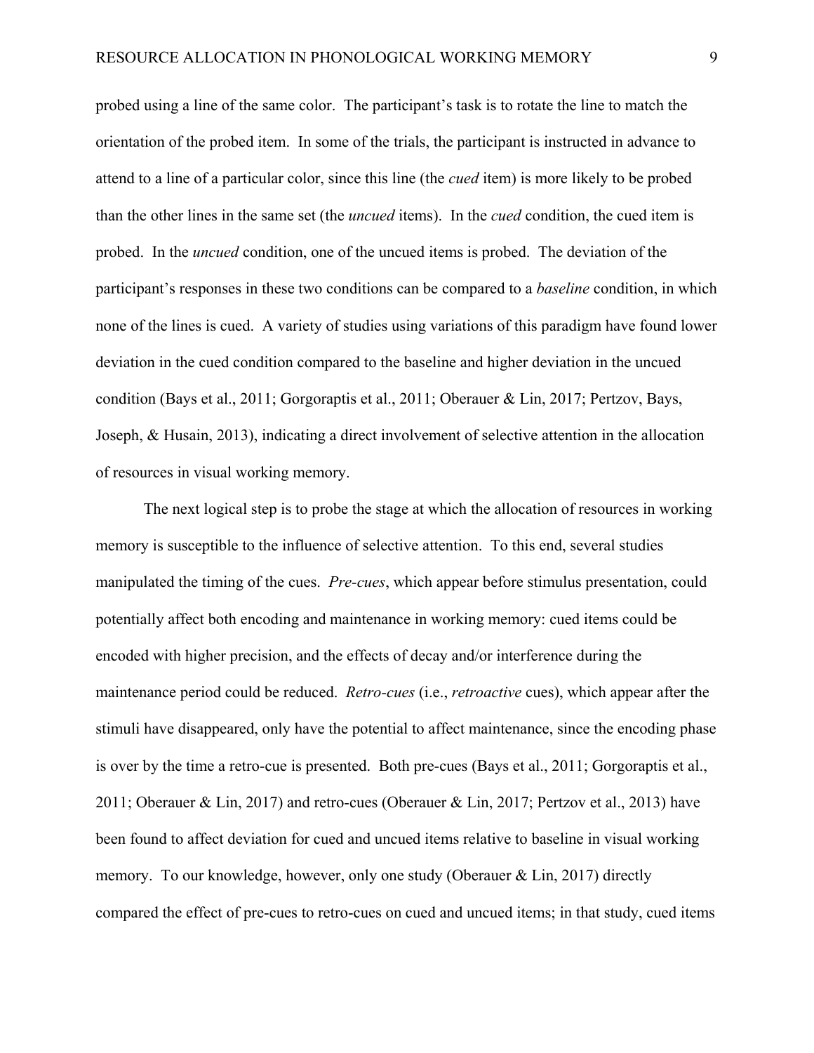probed using a line of the same color. The participant's task is to rotate the line to match the orientation of the probed item. In some of the trials, the participant is instructed in advance to attend to a line of a particular color, since this line (the *cued* item) is more likely to be probed than the other lines in the same set (the *uncued* items). In the *cued* condition, the cued item is probed. In the *uncued* condition, one of the uncued items is probed. The deviation of the participant's responses in these two conditions can be compared to a *baseline* condition, in which none of the lines is cued. A variety of studies using variations of this paradigm have found lower deviation in the cued condition compared to the baseline and higher deviation in the uncued condition (Bays et al., 2011; Gorgoraptis et al., 2011; Oberauer & Lin, 2017; Pertzov, Bays, Joseph, & Husain, 2013), indicating a direct involvement of selective attention in the allocation of resources in visual working memory.

The next logical step is to probe the stage at which the allocation of resources in working memory is susceptible to the influence of selective attention. To this end, several studies manipulated the timing of the cues. *Pre-cues*, which appear before stimulus presentation, could potentially affect both encoding and maintenance in working memory: cued items could be encoded with higher precision, and the effects of decay and/or interference during the maintenance period could be reduced. *Retro-cues* (i.e., *retroactive* cues), which appear after the stimuli have disappeared, only have the potential to affect maintenance, since the encoding phase is over by the time a retro-cue is presented. Both pre-cues (Bays et al., 2011; Gorgoraptis et al., 2011; Oberauer & Lin, 2017) and retro-cues (Oberauer & Lin, 2017; Pertzov et al., 2013) have been found to affect deviation for cued and uncued items relative to baseline in visual working memory. To our knowledge, however, only one study (Oberauer & Lin, 2017) directly compared the effect of pre-cues to retro-cues on cued and uncued items; in that study, cued items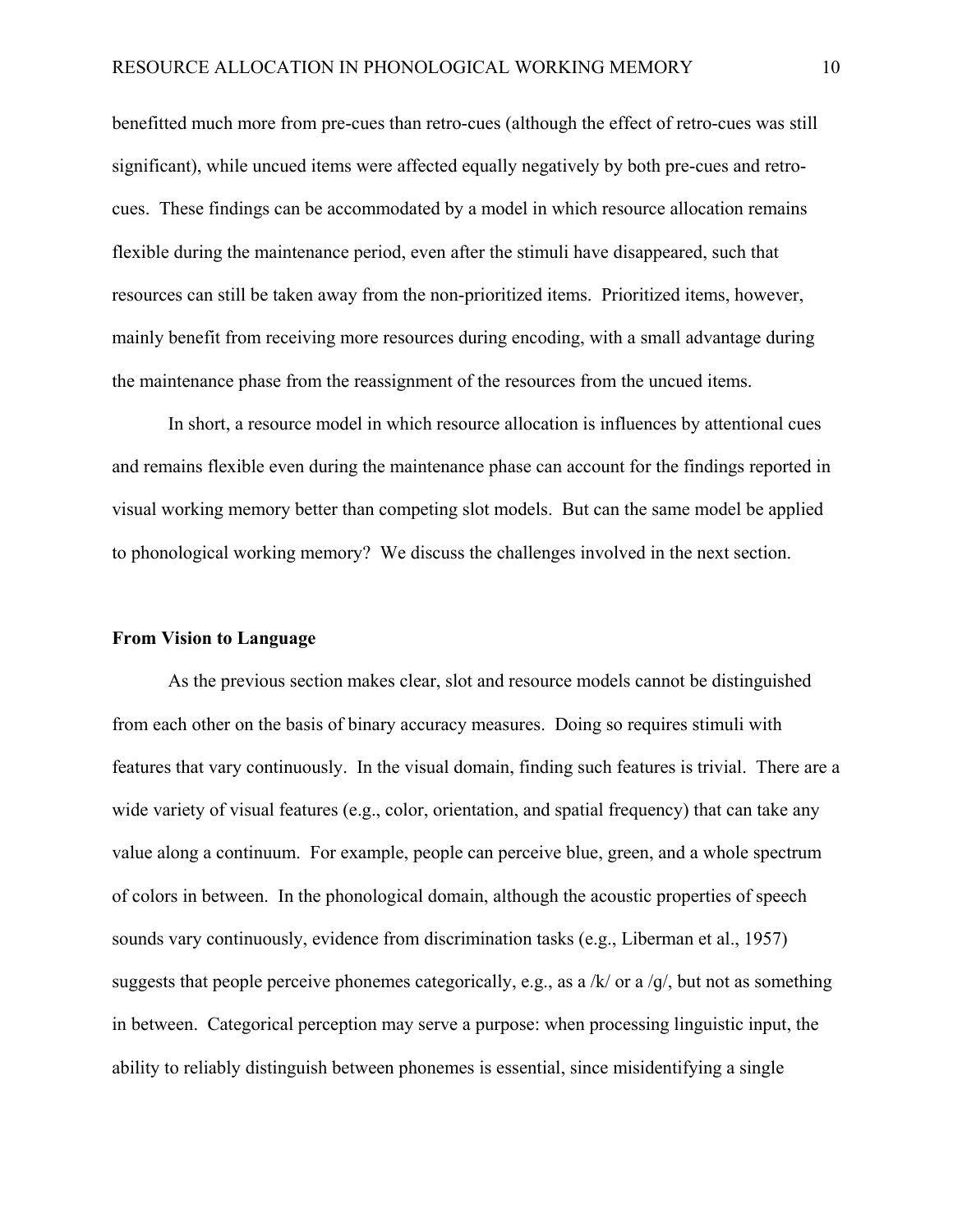benefitted much more from pre-cues than retro-cues (although the effect of retro-cues was still significant), while uncued items were affected equally negatively by both pre-cues and retro-cues. These findings can be accommodated by a model in which resource allocation remains flexible during the maintenance period, even after the stimuli have disappeared, such that resources can still be taken away from the non-prioritized items. Prioritized items, however, mainly benefit from receiving more resources during encoding, with a small advantage during the maintenance phase from the reassignment of the resources from the uncued items.

In short, a resource model in which resource allocation is influences by attentional cues and remains flexible even during the maintenance phase can account for the findings reported in visual working memory better than competing slot models. But can the same model be applied to phonological working memory? We discuss the challenges involved in the next section.

## From Vision to Language

As the previous section makes clear, slot and resource models cannot be distinguished from each other on the basis of binary accuracy measures. Doing so requires stimuli with features that vary continuously. In the visual domain, finding such features is trivial. There are a wide variety of visual features (e.g., color, orientation, and spatial frequency) that can take any value along a continuum. For example, people can perceive blue, green, and a whole spectrum of colors in between. In the phonological domain, although the acoustic properties of speech sounds vary continuously, evidence from discrimination tasks (e.g., Liberman et al., 1957) suggests that people perceive phonemes categorically, e.g., as a /k/ or a /g/, but not as something in between. Categorical perception may serve a purpose: when processing linguistic input, the ability to reliably distinguish between phonemes is essential, since misidentifying a single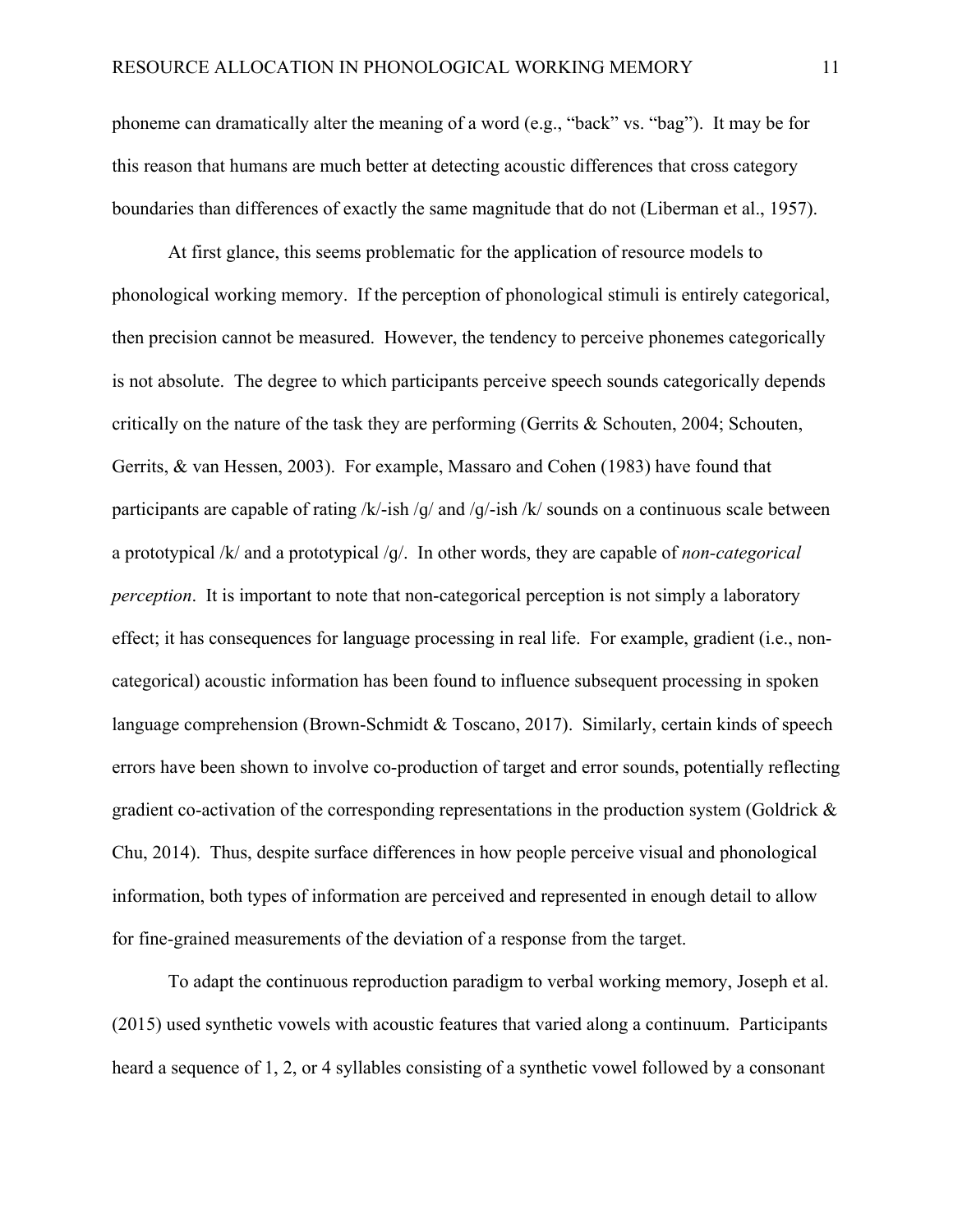phoneme can dramatically alter the meaning of a word (e.g., "back" vs. "bag"). It may be for this reason that humans are much better at detecting acoustic differences that cross category boundaries than differences of exactly the same magnitude that do not (Liberman et al., 1957).

At first glance, this seems problematic for the application of resource models to phonological working memory. If the perception of phonological stimuli is entirely categorical, then precision cannot be measured. However, the tendency to perceive phonemes categorically is not absolute. The degree to which participants perceive speech sounds categorically depends critically on the nature of the task they are performing (Gerrits & Schouten, 2004; Schouten, Gerrits, & van Hessen, 2003). For example, Massaro and Cohen (1983) have found that participants are capable of rating /k/-ish /g/ and /g/-ish /k/ sounds on a continuous scale between a prototypical /k/ and a prototypical /g/. In other words, they are capable of *non-categorical perception*. It is important to note that non-categorical perception is not simply a laboratory effect; it has consequences for language processing in real life. For example, gradient (i.e., non-categorical) acoustic information has been found to influence subsequent processing in spoken language comprehension (Brown-Schmidt & Toscano, 2017). Similarly, certain kinds of speech errors have been shown to involve co-production of target and error sounds, potentially reflecting gradient co-activation of the corresponding representations in the production system (Goldrick & Chu, 2014). Thus, despite surface differences in how people perceive visual and phonological information, both types of information are perceived and represented in enough detail to allow for fine-grained measurements of the deviation of a response from the target.

To adapt the continuous reproduction paradigm to verbal working memory, Joseph et al. (2015) used synthetic vowels with acoustic features that varied along a continuum. Participants heard a sequence of 1, 2, or 4 syllables consisting of a synthetic vowel followed by a consonant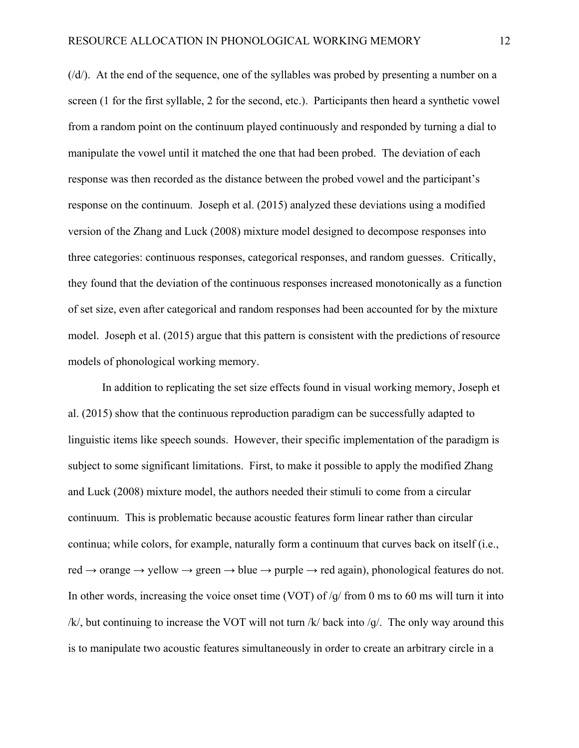(/d/). At the end of the sequence, one of the syllables was probed by presenting a number on a screen (1 for the first syllable, 2 for the second, etc.). Participants then heard a synthetic vowel from a random point on the continuum played continuously and responded by turning a dial to manipulate the vowel until it matched the one that had been probed. The deviation of each response was then recorded as the distance between the probed vowel and the participant's response on the continuum. Joseph et al. (2015) analyzed these deviations using a modified version of the Zhang and Luck (2008) mixture model designed to decompose responses into three categories: continuous responses, categorical responses, and random guesses. Critically, they found that the deviation of the continuous responses increased monotonically as a function of set size, even after categorical and random responses had been accounted for by the mixture model. Joseph et al. (2015) argue that this pattern is consistent with the predictions of resource models of phonological working memory.

In addition to replicating the set size effects found in visual working memory, Joseph et al. (2015) show that the continuous reproduction paradigm can be successfully adapted to linguistic items like speech sounds. However, their specific implementation of the paradigm is subject to some significant limitations. First, to make it possible to apply the modified Zhang and Luck (2008) mixture model, the authors needed their stimuli to come from a circular continuum. This is problematic because acoustic features form linear rather than circular continua; while colors, for example, naturally form a continuum that curves back on itself (i.e., red → orange → yellow → green → blue → purple → red again), phonological features do not. In other words, increasing the voice onset time (VOT) of /g/ from 0 ms to 60 ms will turn it into /k/, but continuing to increase the VOT will not turn /k/ back into /g/. The only way around this is to manipulate two acoustic features simultaneously in order to create an arbitrary circle in a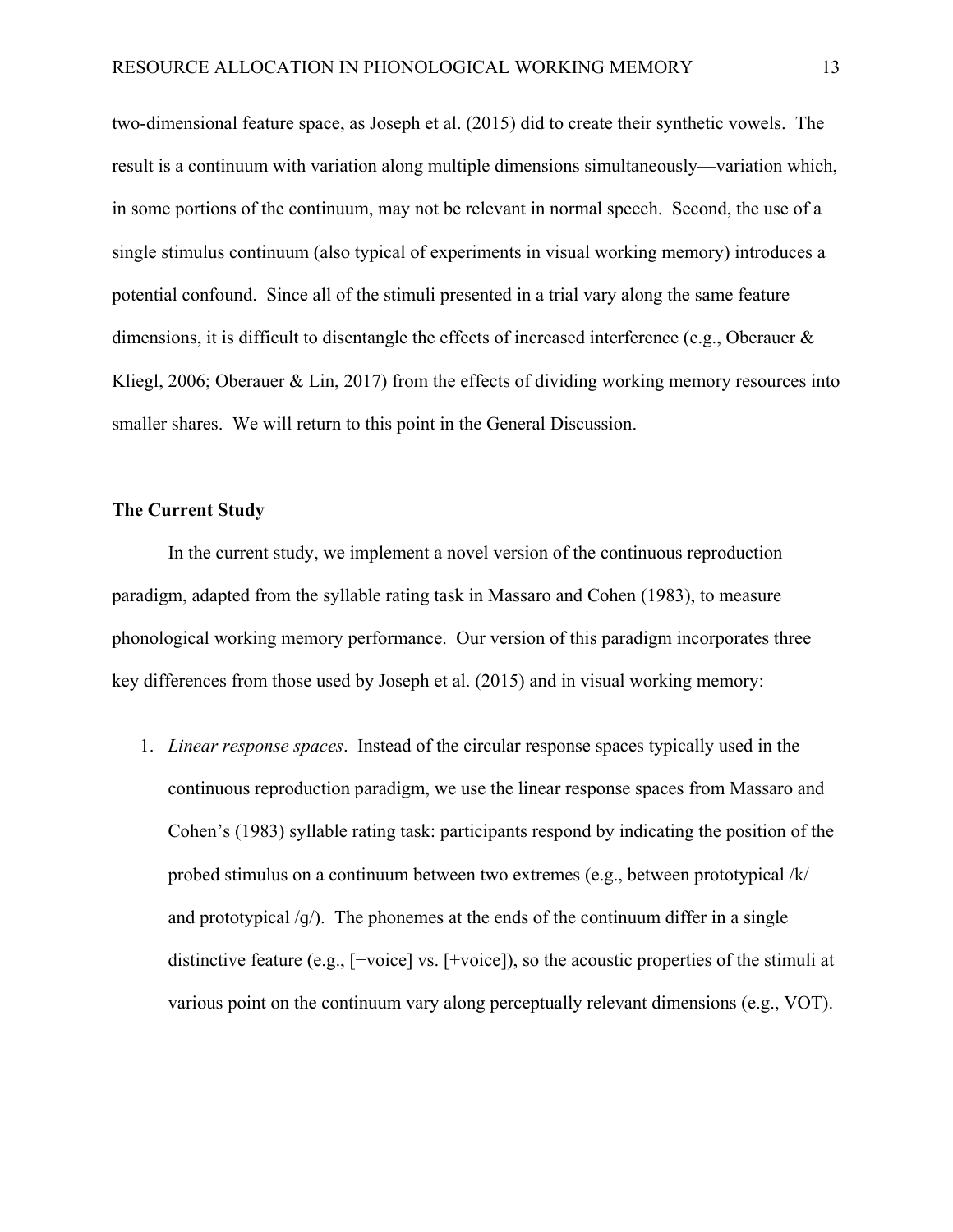two-dimensional feature space, as Joseph et al. (2015) did to create their synthetic vowels. The result is a continuum with variation along multiple dimensions simultaneously—variation which, in some portions of the continuum, may not be relevant in normal speech. Second, the use of a single stimulus continuum (also typical of experiments in visual working memory) introduces a potential confound. Since all of the stimuli presented in a trial vary along the same feature dimensions, it is difficult to disentangle the effects of increased interference (e.g., Oberauer & Kliegl, 2006; Oberauer & Lin, 2017) from the effects of dividing working memory resources into smaller shares. We will return to this point in the General Discussion.

### The Current Study

In the current study, we implement a novel version of the continuous reproduction paradigm, adapted from the syllable rating task in Massaro and Cohen (1983), to measure phonological working memory performance. Our version of this paradigm incorporates three key differences from those used by Joseph et al. (2015) and in visual working memory:

1. *Linear response spaces*. Instead of the circular response spaces typically used in the continuous reproduction paradigm, we use the linear response spaces from Massaro and Cohen's (1983) syllable rating task: participants respond by indicating the position of the probed stimulus on a continuum between two extremes (e.g., between prototypical /k/ and prototypical /g/). The phonemes at the ends of the continuum differ in a single distinctive feature (e.g., [−voice] vs. [+voice]), so the acoustic properties of the stimuli at various point on the continuum vary along perceptually relevant dimensions (e.g., VOT).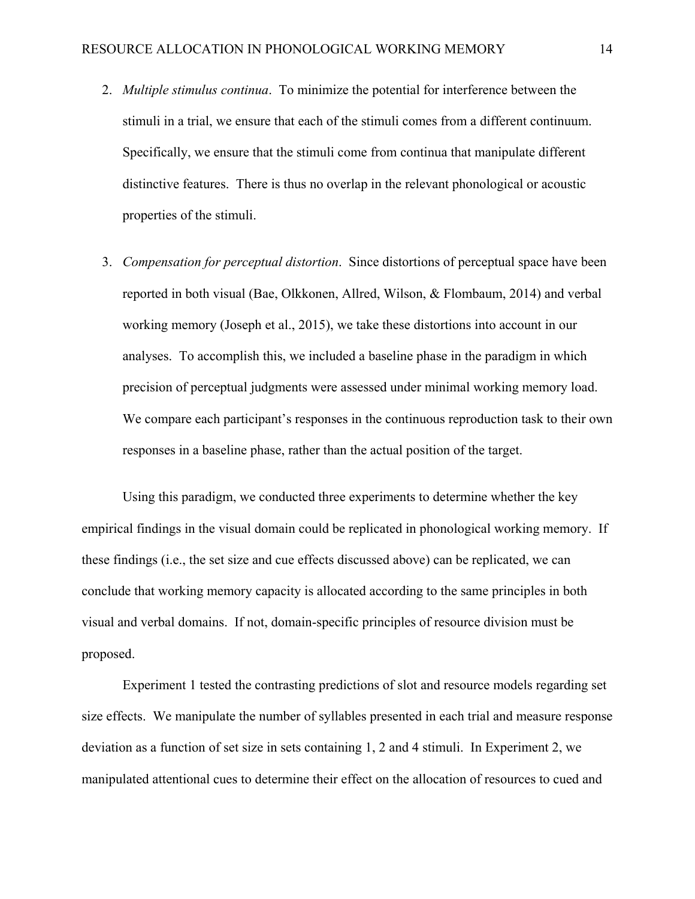2. *Multiple stimulus continua*. To minimize the potential for interference between the stimuli in a trial, we ensure that each of the stimuli comes from a different continuum. Specifically, we ensure that the stimuli come from continua that manipulate different distinctive features. There is thus no overlap in the relevant phonological or acoustic properties of the stimuli.

3. *Compensation for perceptual distortion*. Since distortions of perceptual space have been reported in both visual (Bae, Olkkonen, Allred, Wilson, & Flombaum, 2014) and verbal working memory (Joseph et al., 2015), we take these distortions into account in our analyses. To accomplish this, we included a baseline phase in the paradigm in which precision of perceptual judgments were assessed under minimal working memory load. We compare each participant's responses in the continuous reproduction task to their own responses in a baseline phase, rather than the actual position of the target.

Using this paradigm, we conducted three experiments to determine whether the key empirical findings in the visual domain could be replicated in phonological working memory. If these findings (i.e., the set size and cue effects discussed above) can be replicated, we can conclude that working memory capacity is allocated according to the same principles in both visual and verbal domains. If not, domain-specific principles of resource division must be proposed.

Experiment 1 tested the contrasting predictions of slot and resource models regarding set size effects. We manipulate the number of syllables presented in each trial and measure response deviation as a function of set size in sets containing 1, 2 and 4 stimuli. In Experiment 2, we manipulated attentional cues to determine their effect on the allocation of resources to cued and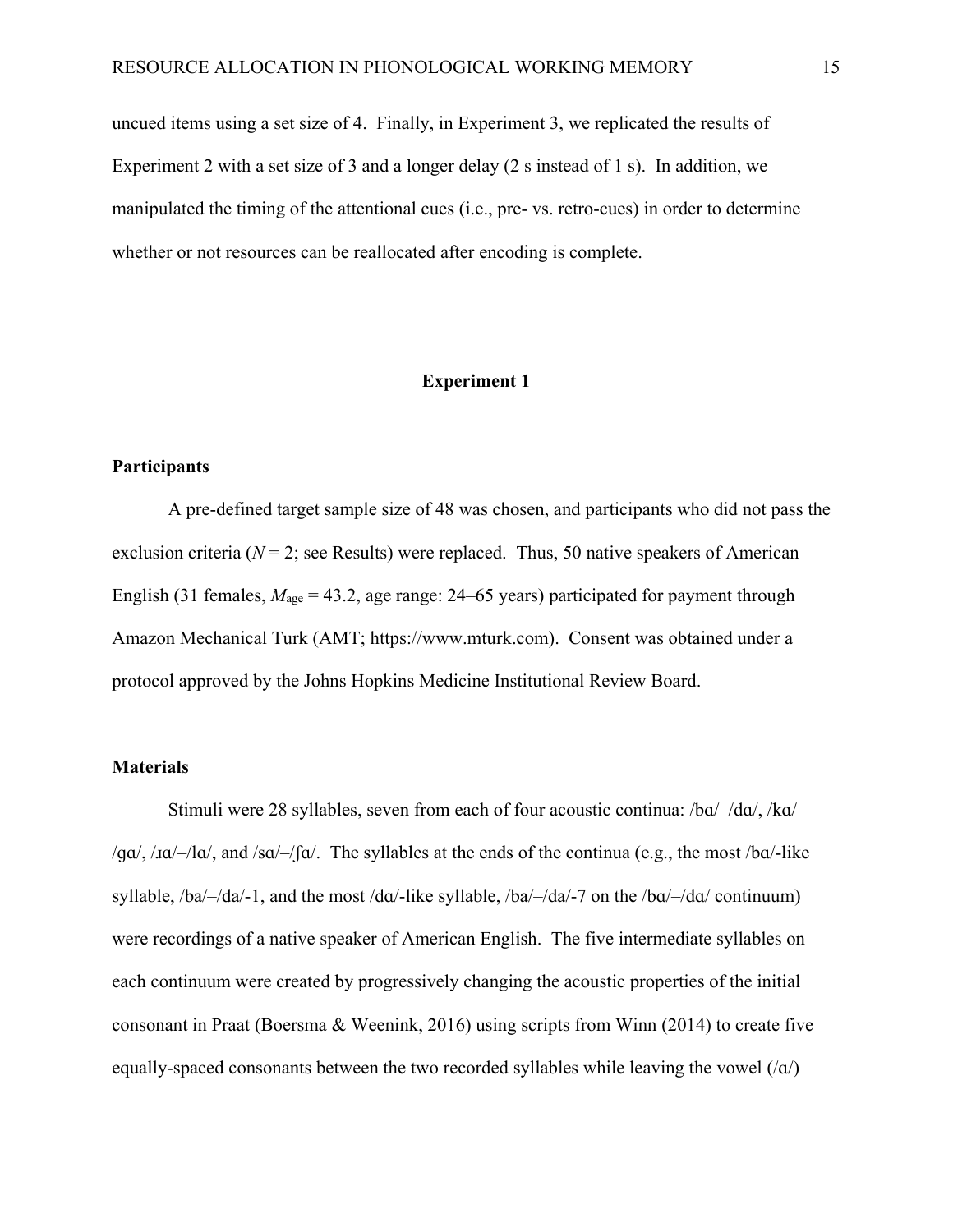uncued items using a set size of 4. Finally, in Experiment 3, we replicated the results of Experiment 2 with a set size of 3 and a longer delay (2 s instead of 1 s). In addition, we manipulated the timing of the attentional cues (i.e., pre- vs. retro-cues) in order to determine whether or not resources can be reallocated after encoding is complete.

## Experiment 1

### Participants

A pre-defined target sample size of 48 was chosen, and participants who did not pass the exclusion criteria (*N* = 2; see Results) were replaced. Thus, 50 native speakers of American English (31 females, $M_{age}$ = 43.2, age range: 24–65 years) participated for payment through Amazon Mechanical Turk (AMT; https://www.mturk.com). Consent was obtained under a protocol approved by the Johns Hopkins Medicine Institutional Review Board.

### Materials

Stimuli were 28 syllables, seven from each of four acoustic continua: /bɑ/–/dɑ/, /kɑ/–/ɡɑ/, /ɹɑ/–/lɑ/, and /sɑ/–/ʃɑ/. The syllables at the ends of the continua (e.g., the most /bɑ/-like syllable, /ba/–/da/-1, and the most /dɑ/-like syllable, /ba/–/da/-7 on the /bɑ/–/dɑ/ continuum) were recordings of a native speaker of American English. The five intermediate syllables on each continuum were created by progressively changing the acoustic properties of the initial consonant in Praat (Boersma & Weenink, 2016) using scripts from Winn (2014) to create five equally-spaced consonants between the two recorded syllables while leaving the vowel (/ɑ/)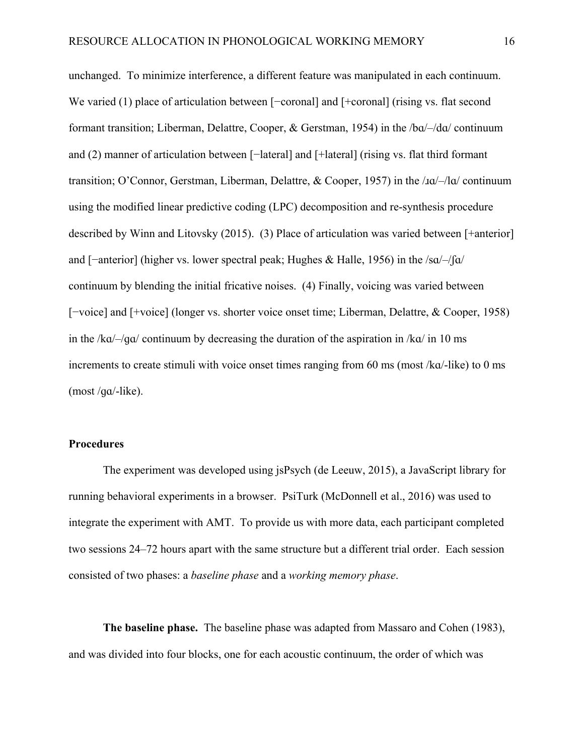unchanged. To minimize interference, a different feature was manipulated in each continuum. We varied (1) place of articulation between [−coronal] and [+coronal] (rising vs. flat second formant transition; Liberman, Delattre, Cooper, & Gerstman, 1954) in the /bɑ/–/dɑ/ continuum and (2) manner of articulation between [−lateral] and [+lateral] (rising vs. flat third formant transition; O'Connor, Gerstman, Liberman, Delattre, & Cooper, 1957) in the /ɹɑ/–/lɑ/ continuum using the modified linear predictive coding (LPC) decomposition and re-synthesis procedure described by Winn and Litovsky (2015). (3) Place of articulation was varied between [+anterior] and [−anterior] (higher vs. lower spectral peak; Hughes & Halle, 1956) in the /sɑ/–/ʃɑ/ continuum by blending the initial fricative noises. (4) Finally, voicing was varied between [−voice] and [+voice] (longer vs. shorter voice onset time; Liberman, Delattre, & Cooper, 1958) in the /kɑ/–/ɡɑ/ continuum by decreasing the duration of the aspiration in /kɑ/ in 10 ms increments to create stimuli with voice onset times ranging from 60 ms (most /kɑ/-like) to 0 ms (most /ɡɑ/-like).

## Procedures

The experiment was developed using jsPsych (de Leeuw, 2015), a JavaScript library for running behavioral experiments in a browser. PsiTurk (McDonnell et al., 2016) was used to integrate the experiment with AMT. To provide us with more data, each participant completed two sessions 24–72 hours apart with the same structure but a different trial order. Each session consisted of two phases: a *baseline phase* and a *working memory phase*.

**The baseline phase.** The baseline phase was adapted from Massaro and Cohen (1983), and was divided into four blocks, one for each acoustic continuum, the order of which was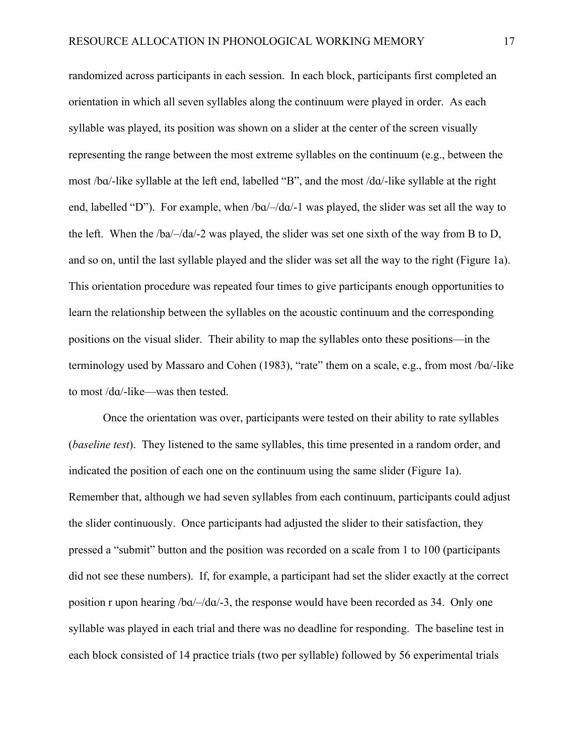randomized across participants in each session. In each block, participants first completed an orientation in which all seven syllables along the continuum were played in order. As each syllable was played, its position was shown on a slider at the center of the screen visually representing the range between the most extreme syllables on the continuum (e.g., between the most /bɑ/-like syllable at the left end, labelled "B", and the most /dɑ/-like syllable at the right end, labelled "D"). For example, when /bɑ/–/dɑ/-1 was played, the slider was set all the way to the left. When the /ba/–/da/-2 was played, the slider was set one sixth of the way from B to D, and so on, until the last syllable played and the slider was set all the way to the right (Figure 1a). This orientation procedure was repeated four times to give participants enough opportunities to learn the relationship between the syllables on the acoustic continuum and the corresponding positions on the visual slider. Their ability to map the syllables onto these positions—in the terminology used by Massaro and Cohen (1983), "rate" them on a scale, e.g., from most /bɑ/-like to most /dɑ/-like—was then tested.

Once the orientation was over, participants were tested on their ability to rate syllables (*baseline test*). They listened to the same syllables, this time presented in a random order, and indicated the position of each one on the continuum using the same slider (Figure 1a). Remember that, although we had seven syllables from each continuum, participants could adjust the slider continuously. Once participants had adjusted the slider to their satisfaction, they pressed a "submit" button and the position was recorded on a scale from 1 to 100 (participants did not see these numbers). If, for example, a participant had set the slider exactly at the correct position r upon hearing /bɑ/–/dɑ/-3, the response would have been recorded as 34. Only one syllable was played in each trial and there was no deadline for responding. The baseline test in each block consisted of 14 practice trials (two per syllable) followed by 56 experimental trials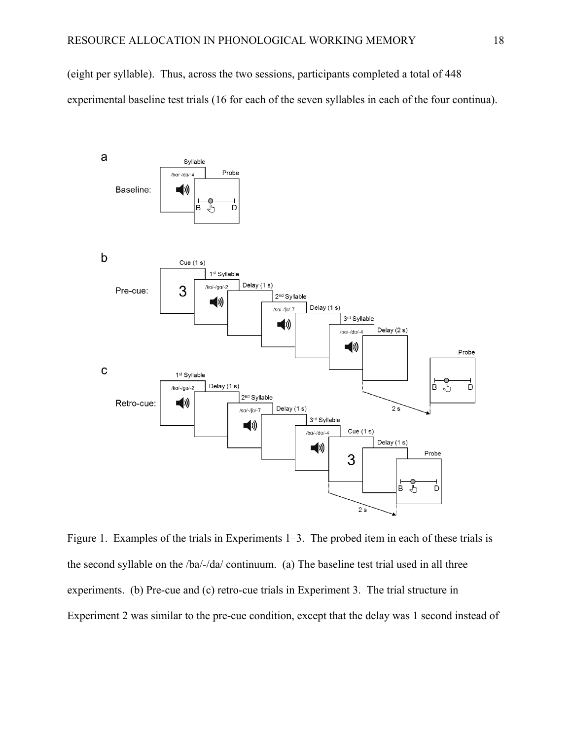(eight per syllable). Thus, across the two sessions, participants completed a total of 448 experimental baseline test trials (16 for each of the seven syllables in each of the four continua).

Figure 1. Examples of the trials in Experiments 1–3. The probed item in each of these trials is the second syllable on the /ba/-/da/ continuum. (a) The baseline test trial used in all three experiments. (b) Pre-cue and (c) retro-cue trials in Experiment 3. The trial structure in Experiment 2 was similar to the pre-cue condition, except that the delay was 1 second instead of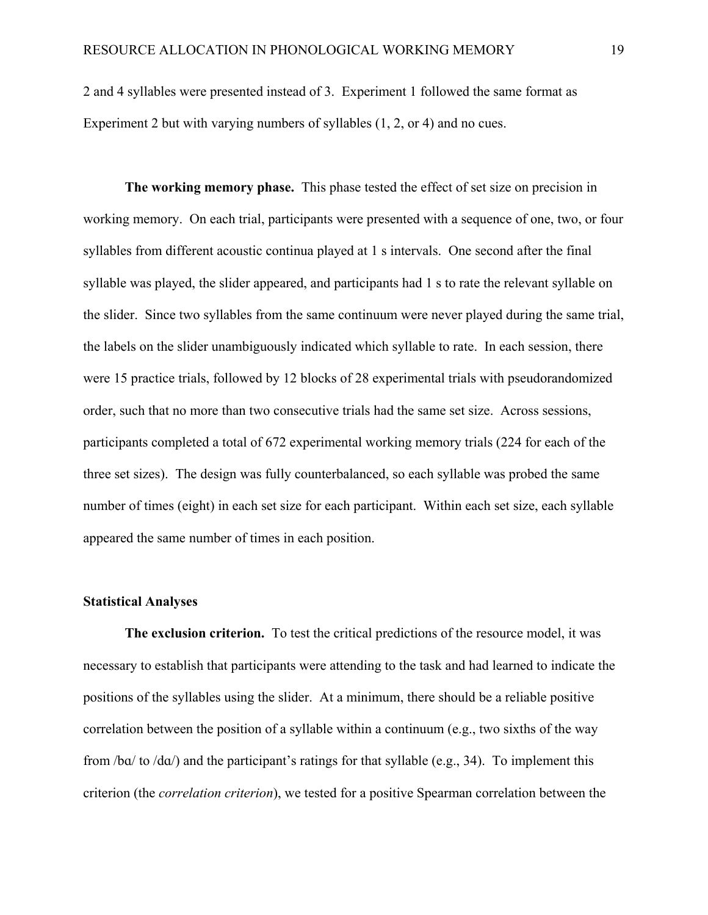2 and 4 syllables were presented instead of 3. Experiment 1 followed the same format as Experiment 2 but with varying numbers of syllables (1, 2, or 4) and no cues.

**The working memory phase.** This phase tested the effect of set size on precision in working memory. On each trial, participants were presented with a sequence of one, two, or four syllables from different acoustic continua played at 1 s intervals. One second after the final syllable was played, the slider appeared, and participants had 1 s to rate the relevant syllable on the slider. Since two syllables from the same continuum were never played during the same trial, the labels on the slider unambiguously indicated which syllable to rate. In each session, there were 15 practice trials, followed by 12 blocks of 28 experimental trials with pseudorandomized order, such that no more than two consecutive trials had the same set size. Across sessions, participants completed a total of 672 experimental working memory trials (224 for each of the three set sizes). The design was fully counterbalanced, so each syllable was probed the same number of times (eight) in each set size for each participant. Within each set size, each syllable appeared the same number of times in each position.

## Statistical Analyses

**The exclusion criterion.** To test the critical predictions of the resource model, it was necessary to establish that participants were attending to the task and had learned to indicate the positions of the syllables using the slider. At a minimum, there should be a reliable positive correlation between the position of a syllable within a continuum (e.g., two sixths of the way from /bɑ/ to /dɑ/) and the participant's ratings for that syllable (e.g., 34). To implement this criterion (the *correlation criterion*), we tested for a positive Spearman correlation between the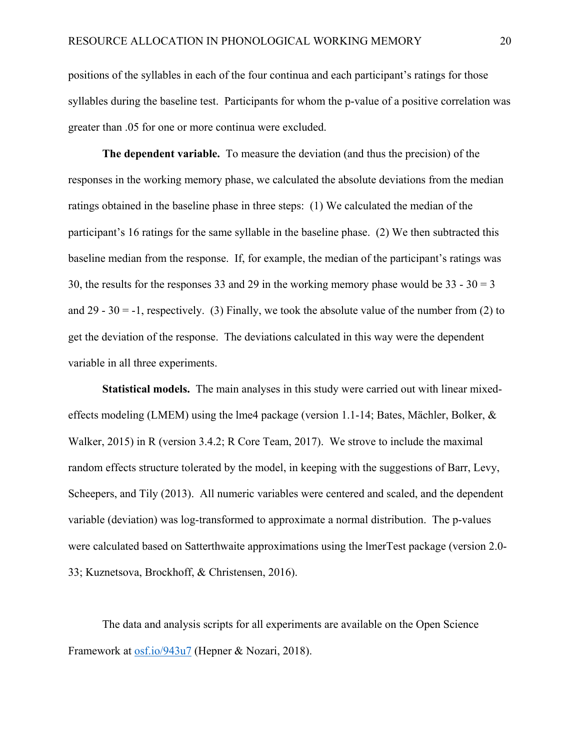positions of the syllables in each of the four continua and each participant's ratings for those syllables during the baseline test. Participants for whom the p-value of a positive correlation was greater than .05 for one or more continua were excluded.

**The dependent variable.** To measure the deviation (and thus the precision) of the responses in the working memory phase, we calculated the absolute deviations from the median ratings obtained in the baseline phase in three steps: (1) We calculated the median of the participant's 16 ratings for the same syllable in the baseline phase. (2) We then subtracted this baseline median from the response. If, for example, the median of the participant's ratings was 30, the results for the responses 33 and 29 in the working memory phase would be $33 - 30 = 3$ and $29 - 30 = -1$, respectively. (3) Finally, we took the absolute value of the number from (2) to get the deviation of the response. The deviations calculated in this way were the dependent variable in all three experiments.

**Statistical models.** The main analyses in this study were carried out with linear mixed-effects modeling (LMEM) using the lme4 package (version 1.1-14; Bates, Mächler, Bolker, & Walker, 2015) in R (version 3.4.2; R Core Team, 2017). We strove to include the maximal random effects structure tolerated by the model, in keeping with the suggestions of Barr, Levy, Scheepers, and Tily (2013). All numeric variables were centered and scaled, and the dependent variable (deviation) was log-transformed to approximate a normal distribution. The p-values were calculated based on Satterthwaite approximations using the lmerTest package (version 2.0-33; Kuznetsova, Brockhoff, & Christensen, 2016).

The data and analysis scripts for all experiments are available on the Open Science Framework at [osf.io/943u7](osf.io/943u7) (Hepner & Nozari, 2018).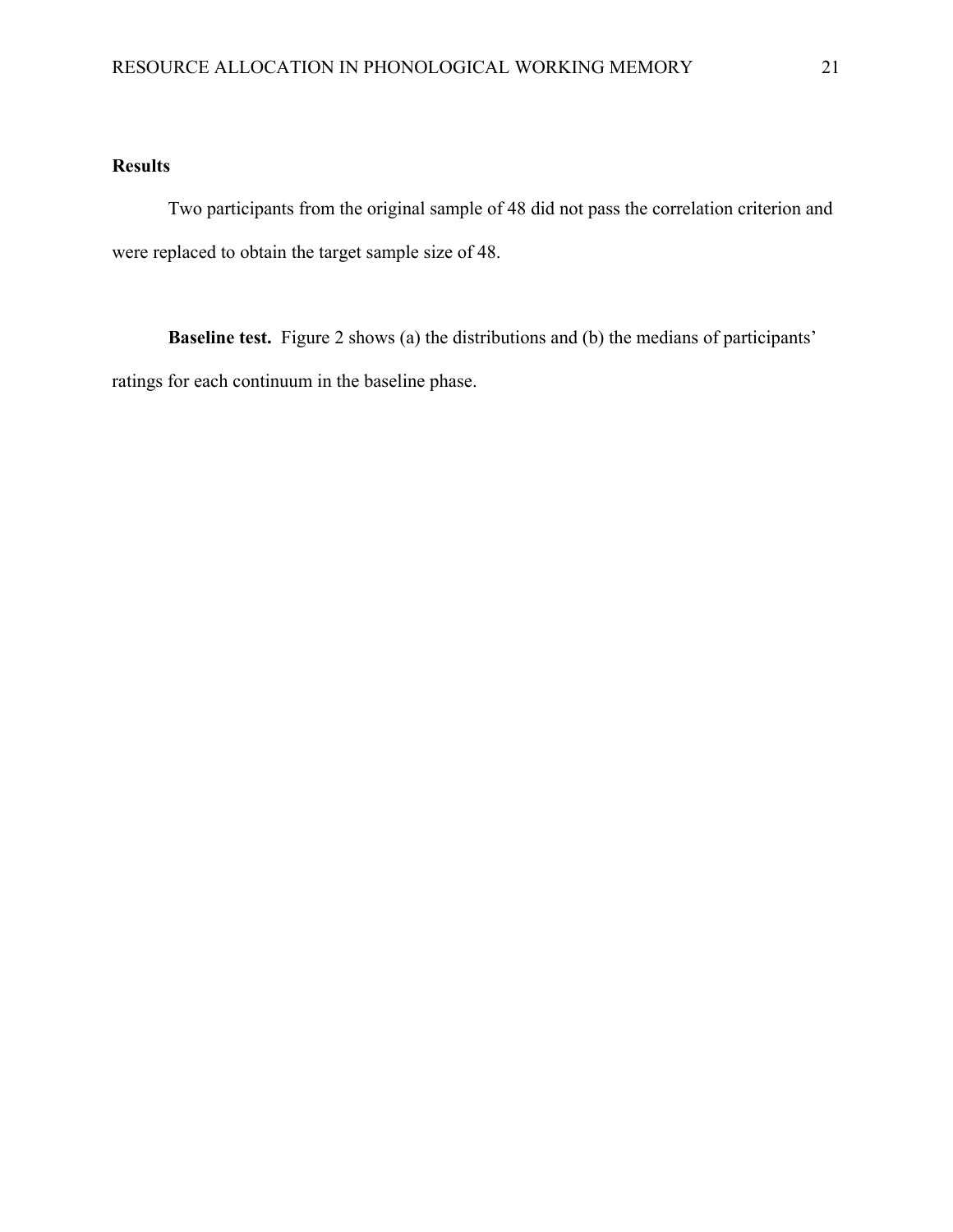## Results

Two participants from the original sample of 48 did not pass the correlation criterion and were replaced to obtain the target sample size of 48.

**Baseline test.** Figure 2 shows (a) the distributions and (b) the medians of participants' ratings for each continuum in the baseline phase.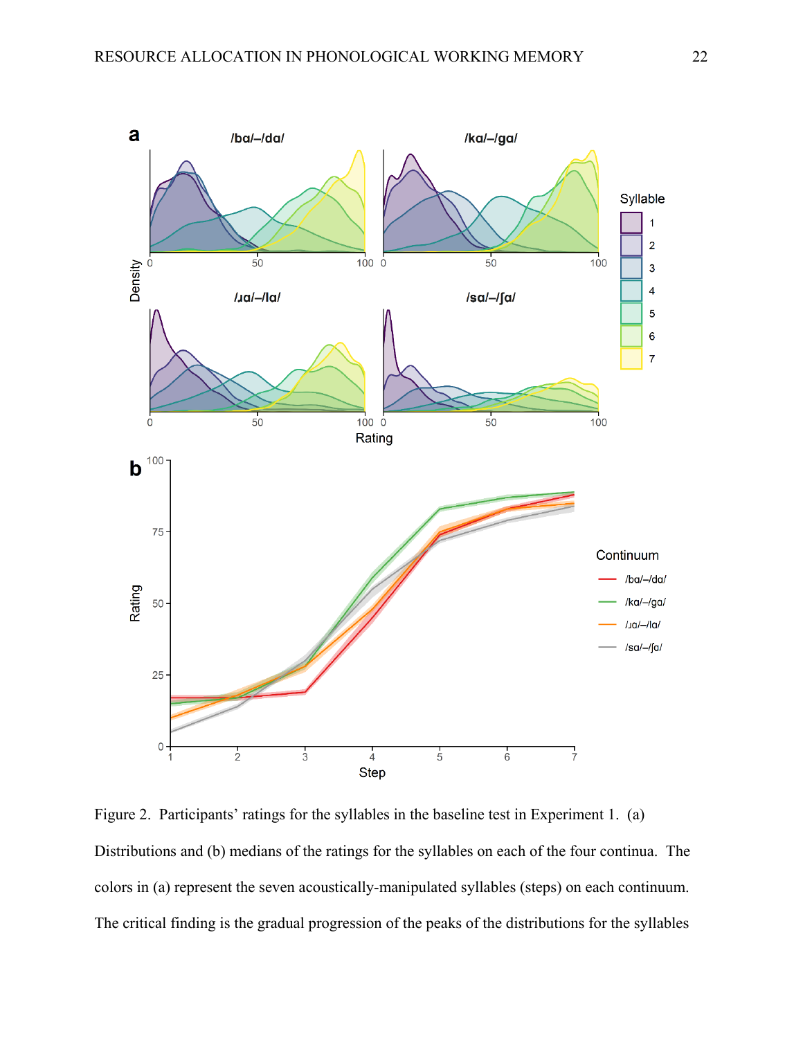Figure 2. Participants' ratings for the syllables in the baseline test in Experiment 1. (a) Distributions and (b) medians of the ratings for the syllables on each of the four continua. The colors in (a) represent the seven acoustically-manipulated syllables (steps) on each continuum. The critical finding is the gradual progression of the peaks of the distributions for the syllables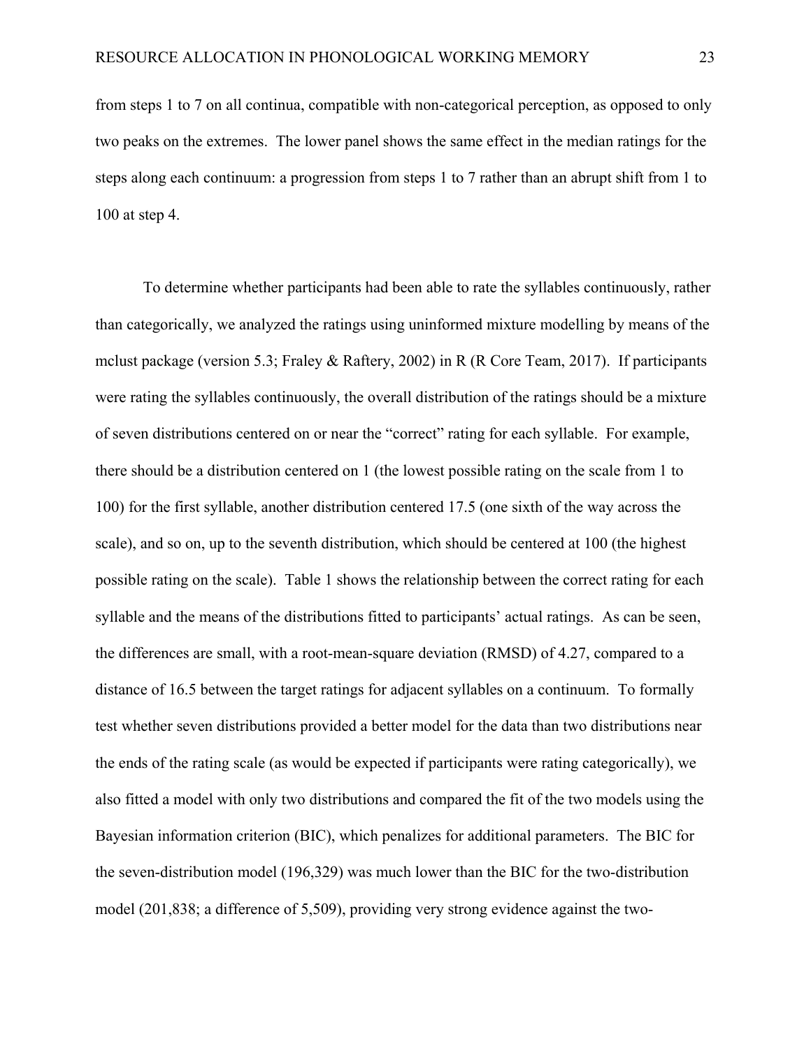from steps 1 to 7 on all continua, compatible with non-categorical perception, as opposed to only two peaks on the extremes. The lower panel shows the same effect in the median ratings for the steps along each continuum: a progression from steps 1 to 7 rather than an abrupt shift from 1 to 100 at step 4.

To determine whether participants had been able to rate the syllables continuously, rather than categorically, we analyzed the ratings using uninformed mixture modelling by means of the mclust package (version 5.3; Fraley & Raftery, 2002) in R (R Core Team, 2017). If participants were rating the syllables continuously, the overall distribution of the ratings should be a mixture of seven distributions centered on or near the "correct" rating for each syllable. For example, there should be a distribution centered on 1 (the lowest possible rating on the scale from 1 to 100) for the first syllable, another distribution centered 17.5 (one sixth of the way across the scale), and so on, up to the seventh distribution, which should be centered at 100 (the highest possible rating on the scale). Table 1 shows the relationship between the correct rating for each syllable and the means of the distributions fitted to participants' actual ratings. As can be seen, the differences are small, with a root-mean-square deviation (RMSD) of 4.27, compared to a distance of 16.5 between the target ratings for adjacent syllables on a continuum. To formally test whether seven distributions provided a better model for the data than two distributions near the ends of the rating scale (as would be expected if participants were rating categorically), we also fitted a model with only two distributions and compared the fit of the two models using the Bayesian information criterion (BIC), which penalizes for additional parameters. The BIC for the seven-distribution model (196,329) was much lower than the BIC for the two-distribution model (201,838; a difference of 5,509), providing very strong evidence against the two-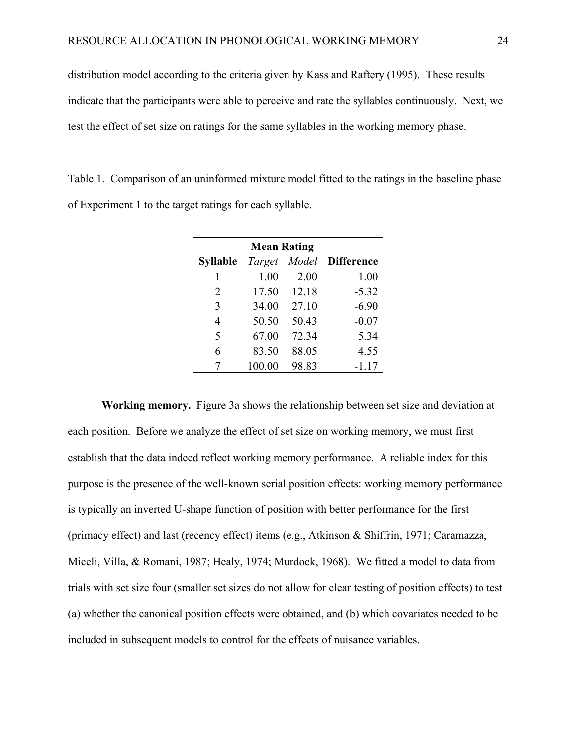distribution model according to the criteria given by Kass and Raftery (1995). These results indicate that the participants were able to perceive and rate the syllables continuously. Next, we test the effect of set size on ratings for the same syllables in the working memory phase.

Table 1. Comparison of an uninformed mixture model fitted to the ratings in the baseline phase of Experiment 1 to the target ratings for each syllable.

| | **Mean Rating** | | |
|---|---|---|---|
| **Syllable** | *Target* | *Model* | **Difference** |
| 1 | 1.00 | 2.00 | 1.00 |
| 2 | 17.50 | 12.18 | -5.32 |
| 3 | 34.00 | 27.10 | -6.90 |
| 4 | 50.50 | 50.43 | -0.07 |
| 5 | 67.00 | 72.34 | 5.34 |
| 6 | 83.50 | 88.05 | 4.55 |
| 7 | 100.00 | 98.83 | -1.17 |

**Working memory.** Figure 3a shows the relationship between set size and deviation at each position. Before we analyze the effect of set size on working memory, we must first establish that the data indeed reflect working memory performance. A reliable index for this purpose is the presence of the well-known serial position effects: working memory performance is typically an inverted U-shape function of position with better performance for the first (primacy effect) and last (recency effect) items (e.g., Atkinson & Shiffrin, 1971; Caramazza, Miceli, Villa, & Romani, 1987; Healy, 1974; Murdock, 1968). We fitted a model to data from trials with set size four (smaller set sizes do not allow for clear testing of position effects) to test (a) whether the canonical position effects were obtained, and (b) which covariates needed to be included in subsequent models to control for the effects of nuisance variables.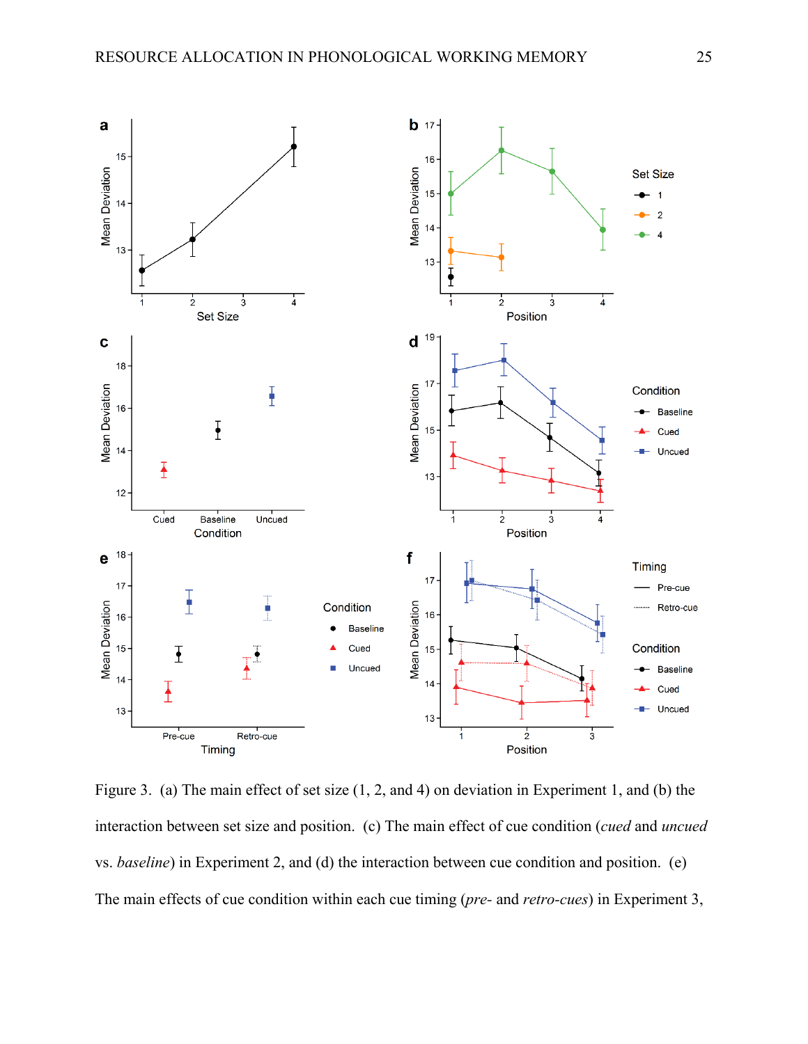Figure 3. (a) The main effect of set size (1, 2, and 4) on deviation in Experiment 1, and (b) the interaction between set size and position. (c) The main effect of cue condition (*cued* and *uncued* vs. *baseline*) in Experiment 2, and (d) the interaction between cue condition and position. (e) The main effects of cue condition within each cue timing (*pre-* and *retro-cues*) in Experiment 3,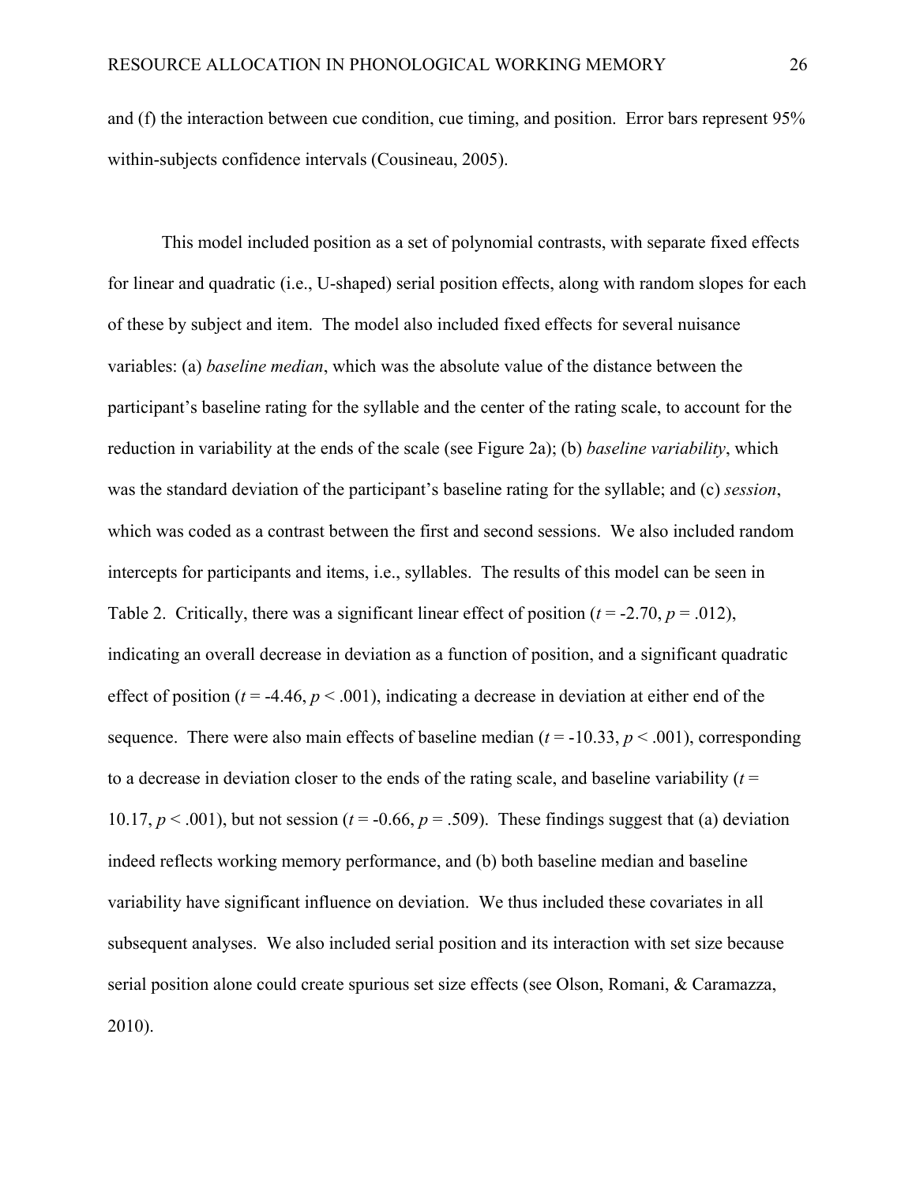and (f) the interaction between cue condition, cue timing, and position. Error bars represent 95% within-subjects confidence intervals (Cousineau, 2005).

This model included position as a set of polynomial contrasts, with separate fixed effects for linear and quadratic (i.e., U-shaped) serial position effects, along with random slopes for each of these by subject and item. The model also included fixed effects for several nuisance variables: (a) *baseline median*, which was the absolute value of the distance between the participant's baseline rating for the syllable and the center of the rating scale, to account for the reduction in variability at the ends of the scale (see Figure 2a); (b) *baseline variability*, which was the standard deviation of the participant's baseline rating for the syllable; and (c) *session*, which was coded as a contrast between the first and second sessions. We also included random intercepts for participants and items, i.e., syllables. The results of this model can be seen in Table 2. Critically, there was a significant linear effect of position ($t$ = -2.70, $p$ = .012), indicating an overall decrease in deviation as a function of position, and a significant quadratic effect of position ($t$ = -4.46, $p$ < .001), indicating a decrease in deviation at either end of the sequence. There were also main effects of baseline median ($t$ = -10.33, $p$ < .001), corresponding to a decrease in deviation closer to the ends of the rating scale, and baseline variability ($t$ = 10.17, $p$ < .001), but not session ($t$ = -0.66, $p$ = .509). These findings suggest that (a) deviation indeed reflects working memory performance, and (b) both baseline median and baseline variability have significant influence on deviation. We thus included these covariates in all subsequent analyses. We also included serial position and its interaction with set size because serial position alone could create spurious set size effects (see Olson, Romani, & Caramazza, 2010).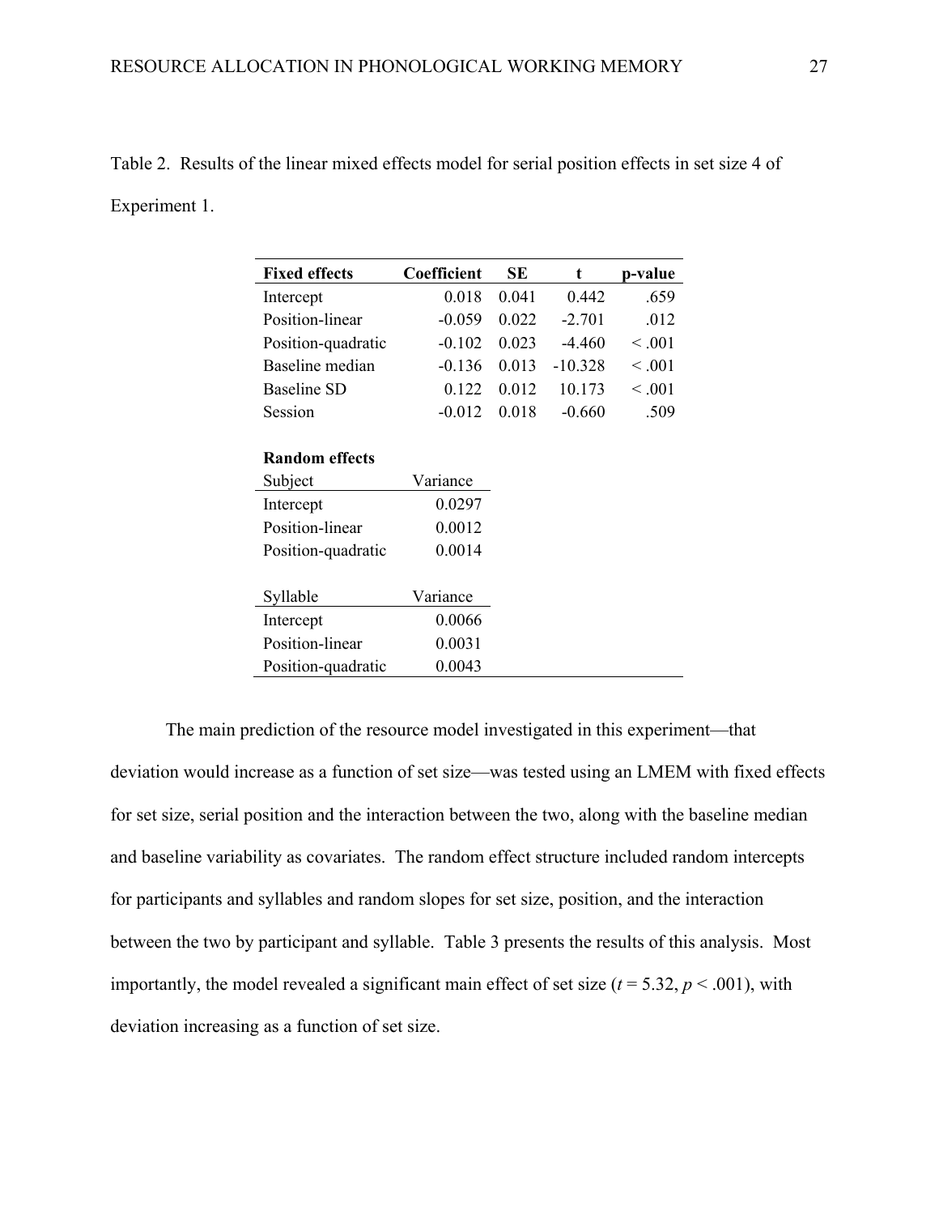Table 2. Results of the linear mixed effects model for serial position effects in set size 4 of Experiment 1.

| **Fixed effects** | **Coefficient** | **SE** | **t** | **p-value** |
|---|---|---|---|---|
| Intercept | 0.018 | 0.041 | 0.442 | .659 |
| Position-linear | -0.059 | 0.022 | -2.701 | .012 |
| Position-quadratic | -0.102 | 0.023 | -4.460 | < .001 |
| Baseline median | -0.136 | 0.013 | -10.328 | < .001 |
| Baseline SD | 0.122 | 0.012 | 10.173 | < .001 |
| Session | -0.012 | 0.018 | -0.660 | .509 |
| | | | | |
| **Random effects** | | | | |
| Subject | Variance | | | |
| Intercept | 0.0297 | | | |
| Position-linear | 0.0012 | | | |
| Position-quadratic | 0.0014 | | | |
| | | | | |
| Syllable | Variance | | | |
| Intercept | 0.0066 | | | |
| Position-linear | 0.0031 | | | |
| Position-quadratic | 0.0043 | | | |

The main prediction of the resource model investigated in this experiment—that deviation would increase as a function of set size—was tested using an LMEM with fixed effects for set size, serial position and the interaction between the two, along with the baseline median and baseline variability as covariates. The random effect structure included random intercepts for participants and syllables and random slopes for set size, position, and the interaction between the two by participant and syllable. Table 3 presents the results of this analysis. Most importantly, the model revealed a significant main effect of set size ($t = 5.32$, $p < .001$), with deviation increasing as a function of set size.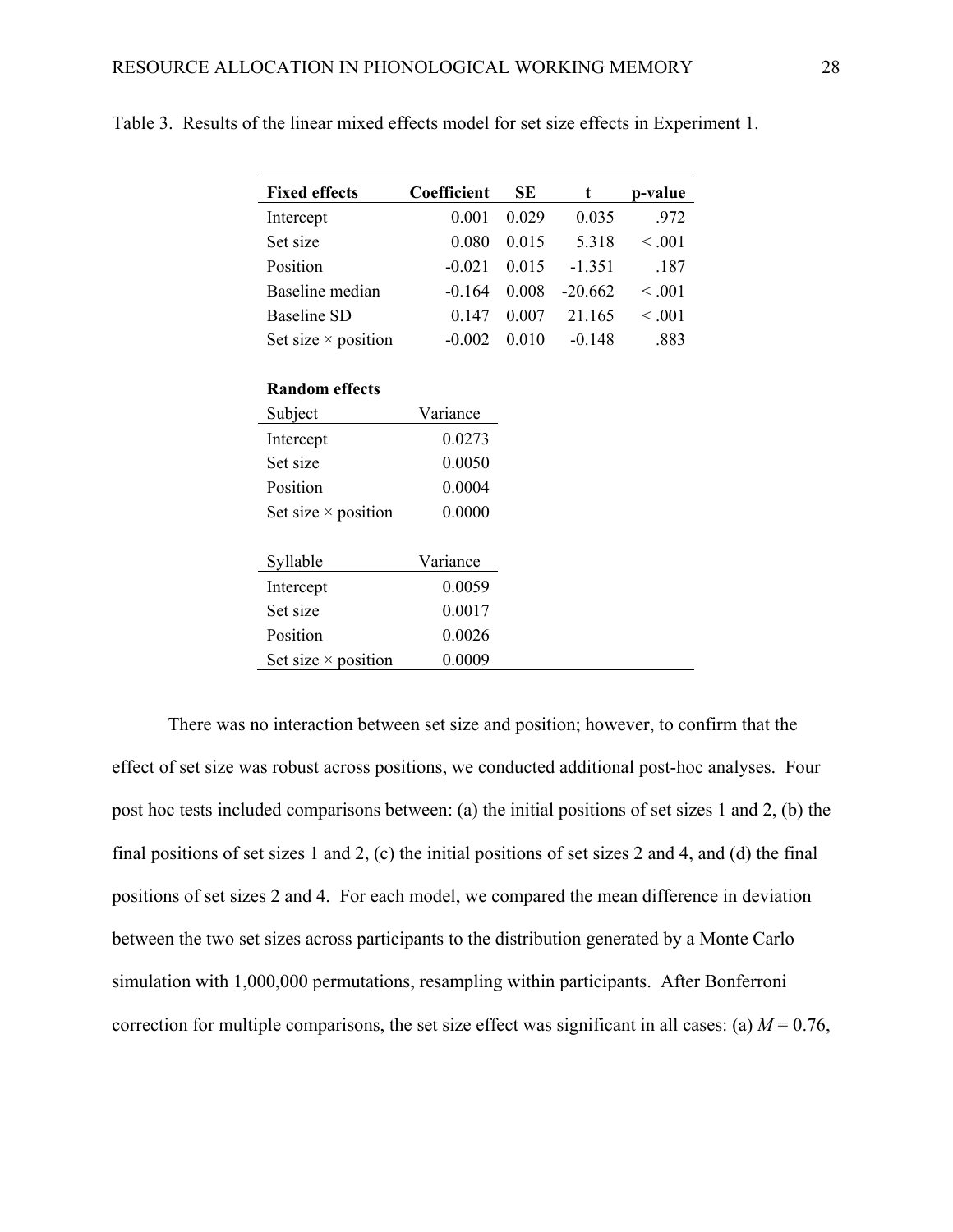Table 3. Results of the linear mixed effects model for set size effects in Experiment 1.

| **Fixed effects** | **Coefficient** | **SE** | **t** | **p-value** |
|---|---|---|---|---|
| Intercept | 0.001 | 0.029 | 0.035 | .972 |
| Set size | 0.080 | 0.015 | 5.318 | < .001 |
| Position | -0.021 | 0.015 | -1.351 | .187 |
| Baseline median | -0.164 | 0.008 | -20.662 | < .001 |
| Baseline SD | 0.147 | 0.007 | 21.165 | < .001 |
| Set size × position | -0.002 | 0.010 | -0.148 | .883 |
| | | | | |
| **Random effects** | | | | |
| Subject | Variance | | | |
| Intercept | 0.0273 | | | |
| Set size | 0.0050 | | | |
| Position | 0.0004 | | | |
| Set size × position | 0.0000 | | | |
| | | | | |
| Syllable | Variance | | | |
| Intercept | 0.0059 | | | |
| Set size | 0.0017 | | | |
| Position | 0.0026 | | | |
| Set size × position | 0.0009 | | | |

There was no interaction between set size and position; however, to confirm that the effect of set size was robust across positions, we conducted additional post-hoc analyses. Four post hoc tests included comparisons between: (a) the initial positions of set sizes 1 and 2, (b) the final positions of set sizes 1 and 2, (c) the initial positions of set sizes 2 and 4, and (d) the final positions of set sizes 2 and 4. For each model, we compared the mean difference in deviation between the two set sizes across participants to the distribution generated by a Monte Carlo simulation with 1,000,000 permutations, resampling within participants. After Bonferroni correction for multiple comparisons, the set size effect was significant in all cases: (a) $M = 0.76$,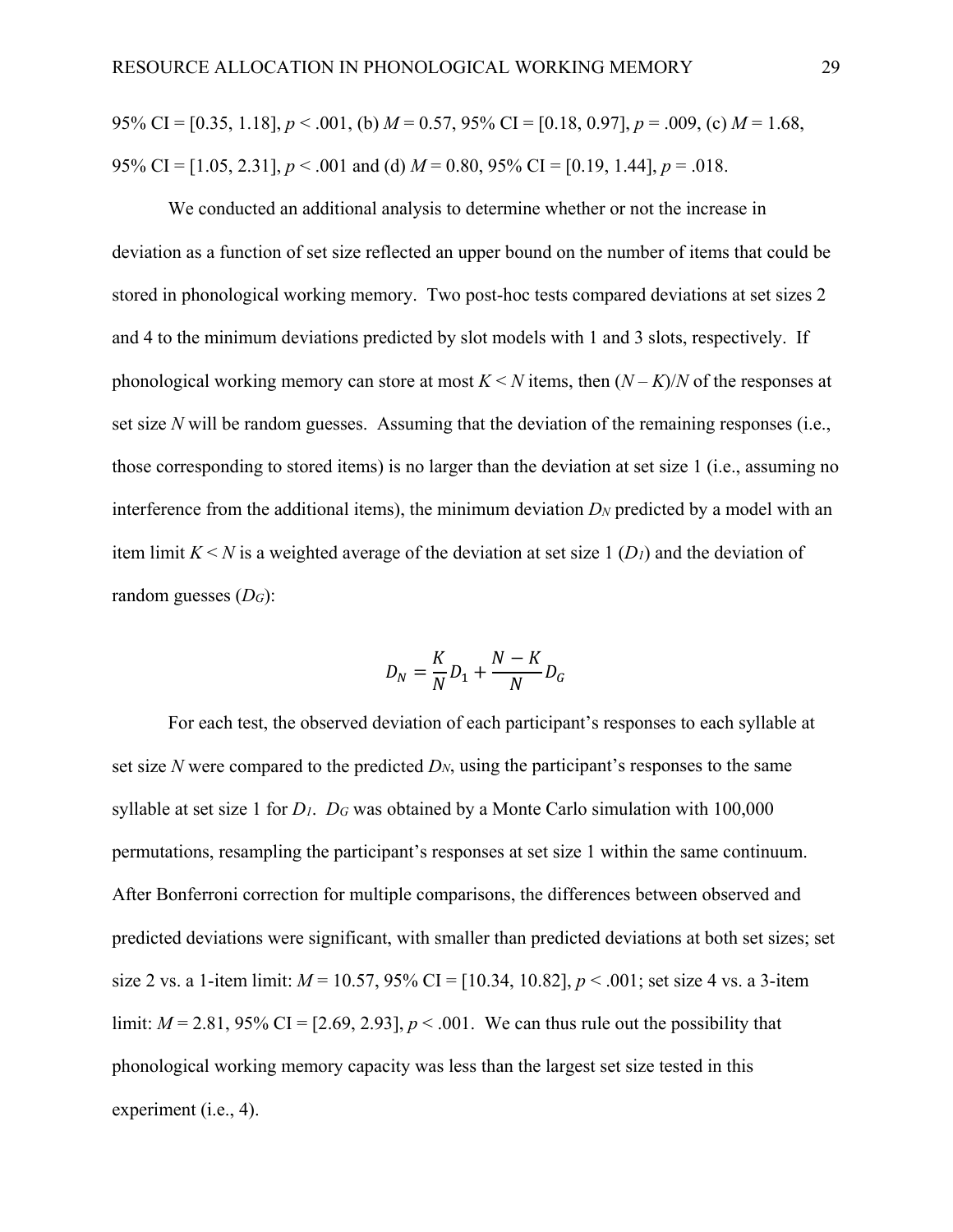95% CI = [0.35, 1.18], $p < .001$, (b) $M = 0.57$, 95% CI = [0.18, 0.97], $p = .009$, (c) $M = 1.68$, 95% CI = [1.05, 2.31], $p < .001$ and (d) $M = 0.80$, 95% CI = [0.19, 1.44], $p = .018$.

We conducted an additional analysis to determine whether or not the increase in deviation as a function of set size reflected an upper bound on the number of items that could be stored in phonological working memory. Two post-hoc tests compared deviations at set sizes 2 and 4 to the minimum deviations predicted by slot models with 1 and 3 slots, respectively. If phonological working memory can store at most $K < N$ items, then $(N - K)/N$ of the responses at set size $N$ will be random guesses. Assuming that the deviation of the remaining responses (i.e., those corresponding to stored items) is no larger than the deviation at set size 1 (i.e., assuming no interference from the additional items), the minimum deviation $D_N$ predicted by a model with an item limit $K < N$ is a weighted average of the deviation at set size 1 ($D_1$) and the deviation of random guesses ($D_G$):

$$D_N = \frac{K}{N} D_1 + \frac{N - K}{N} D_G$$

For each test, the observed deviation of each participant's responses to each syllable at set size $N$ were compared to the predicted $D_N$, using the participant's responses to the same syllable at set size 1 for $D_1$. $D_G$ was obtained by a Monte Carlo simulation with 100,000 permutations, resampling the participant's responses at set size 1 within the same continuum. After Bonferroni correction for multiple comparisons, the differences between observed and predicted deviations were significant, with smaller than predicted deviations at both set sizes; set size 2 vs. a 1-item limit: $M = 10.57$, 95% CI = [10.34, 10.82], $p < .001$; set size 4 vs. a 3-item limit: $M = 2.81$, 95% CI = [2.69, 2.93], $p < .001$. We can thus rule out the possibility that phonological working memory capacity was less than the largest set size tested in this experiment (i.e., 4).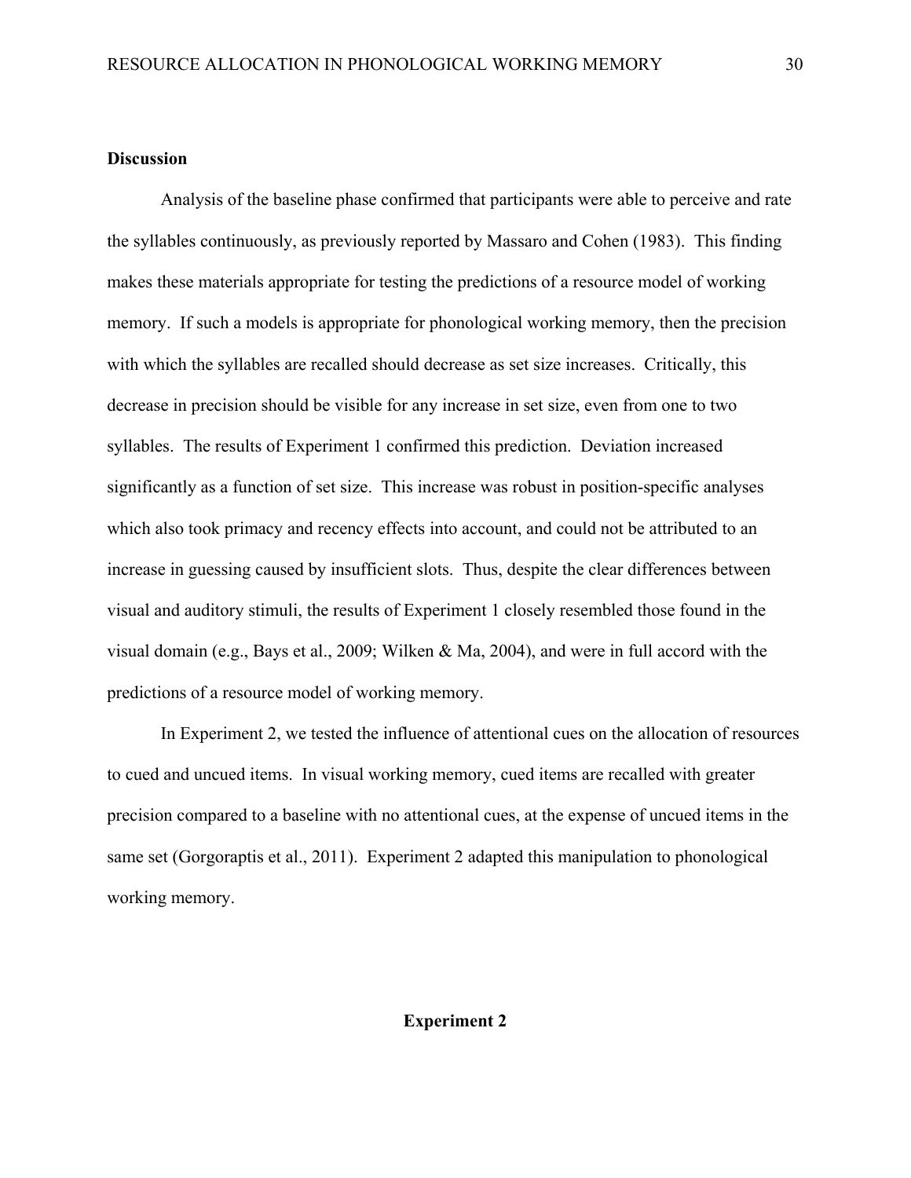### Discussion

Analysis of the baseline phase confirmed that participants were able to perceive and rate the syllables continuously, as previously reported by Massaro and Cohen (1983). This finding makes these materials appropriate for testing the predictions of a resource model of working memory. If such a models is appropriate for phonological working memory, then the precision with which the syllables are recalled should decrease as set size increases. Critically, this decrease in precision should be visible for any increase in set size, even from one to two syllables. The results of Experiment 1 confirmed this prediction. Deviation increased significantly as a function of set size. This increase was robust in position-specific analyses which also took primacy and recency effects into account, and could not be attributed to an increase in guessing caused by insufficient slots. Thus, despite the clear differences between visual and auditory stimuli, the results of Experiment 1 closely resembled those found in the visual domain (e.g., Bays et al., 2009; Wilken & Ma, 2004), and were in full accord with the predictions of a resource model of working memory.

In Experiment 2, we tested the influence of attentional cues on the allocation of resources to cued and uncued items. In visual working memory, cued items are recalled with greater precision compared to a baseline with no attentional cues, at the expense of uncued items in the same set (Gorgoraptis et al., 2011). Experiment 2 adapted this manipulation to phonological working memory.

## Experiment 2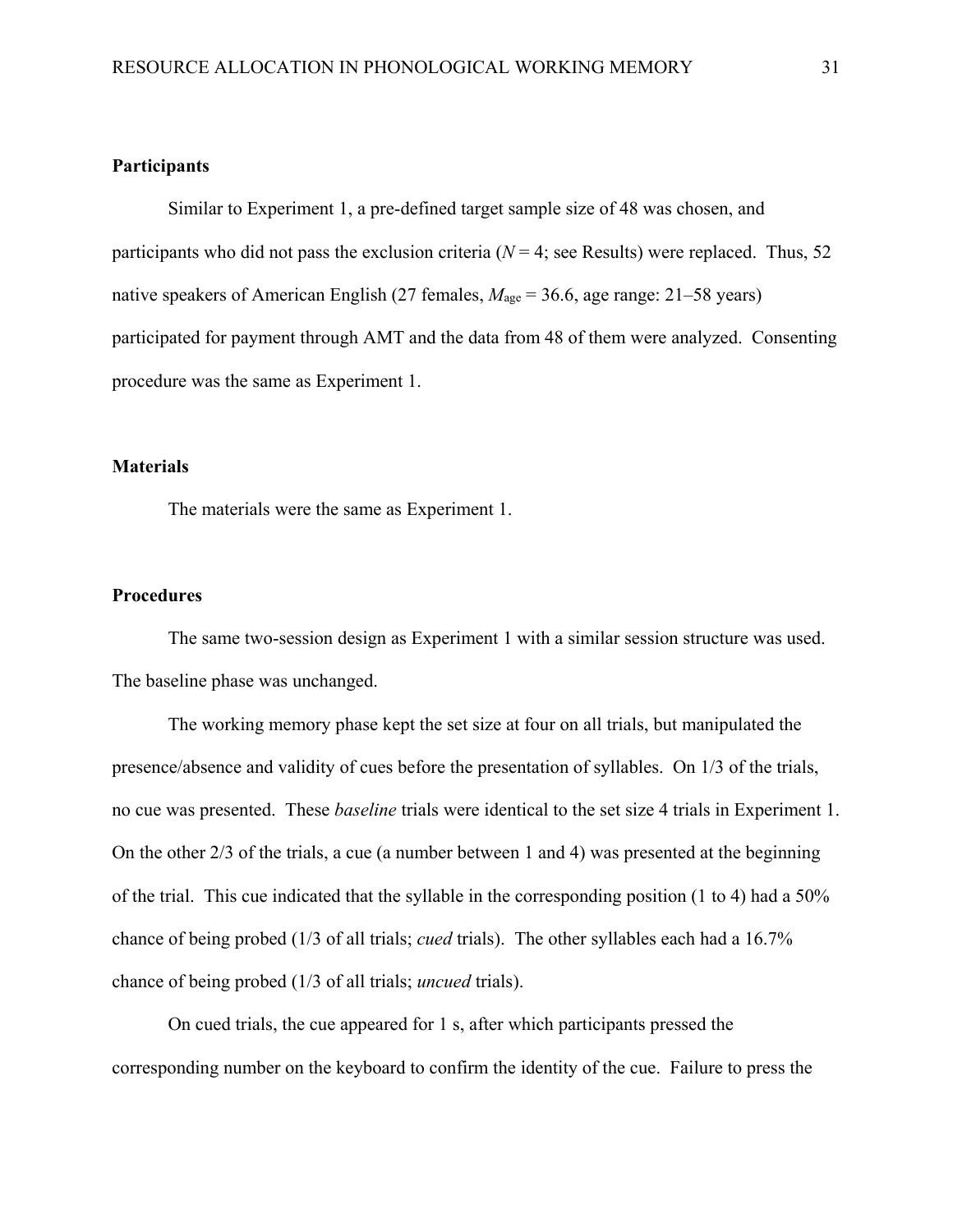**Participants**

Similar to Experiment 1, a pre-defined target sample size of 48 was chosen, and participants who did not pass the exclusion criteria ($N = 4$; see Results) were replaced. Thus, 52 native speakers of American English (27 females, $M_{age} = 36.6$, age range: 21–58 years) participated for payment through AMT and the data from 48 of them were analyzed. Consenting procedure was the same as Experiment 1.

**Materials**

The materials were the same as Experiment 1.

**Procedures**

The same two-session design as Experiment 1 with a similar session structure was used. The baseline phase was unchanged.

The working memory phase kept the set size at four on all trials, but manipulated the presence/absence and validity of cues before the presentation of syllables. On 1/3 of the trials, no cue was presented. These *baseline* trials were identical to the set size 4 trials in Experiment 1. On the other 2/3 of the trials, a cue (a number between 1 and 4) was presented at the beginning of the trial. This cue indicated that the syllable in the corresponding position (1 to 4) had a 50% chance of being probed (1/3 of all trials; *cued* trials). The other syllables each had a 16.7% chance of being probed (1/3 of all trials; *uncued* trials).

On cued trials, the cue appeared for 1 s, after which participants pressed the corresponding number on the keyboard to confirm the identity of the cue. Failure to press the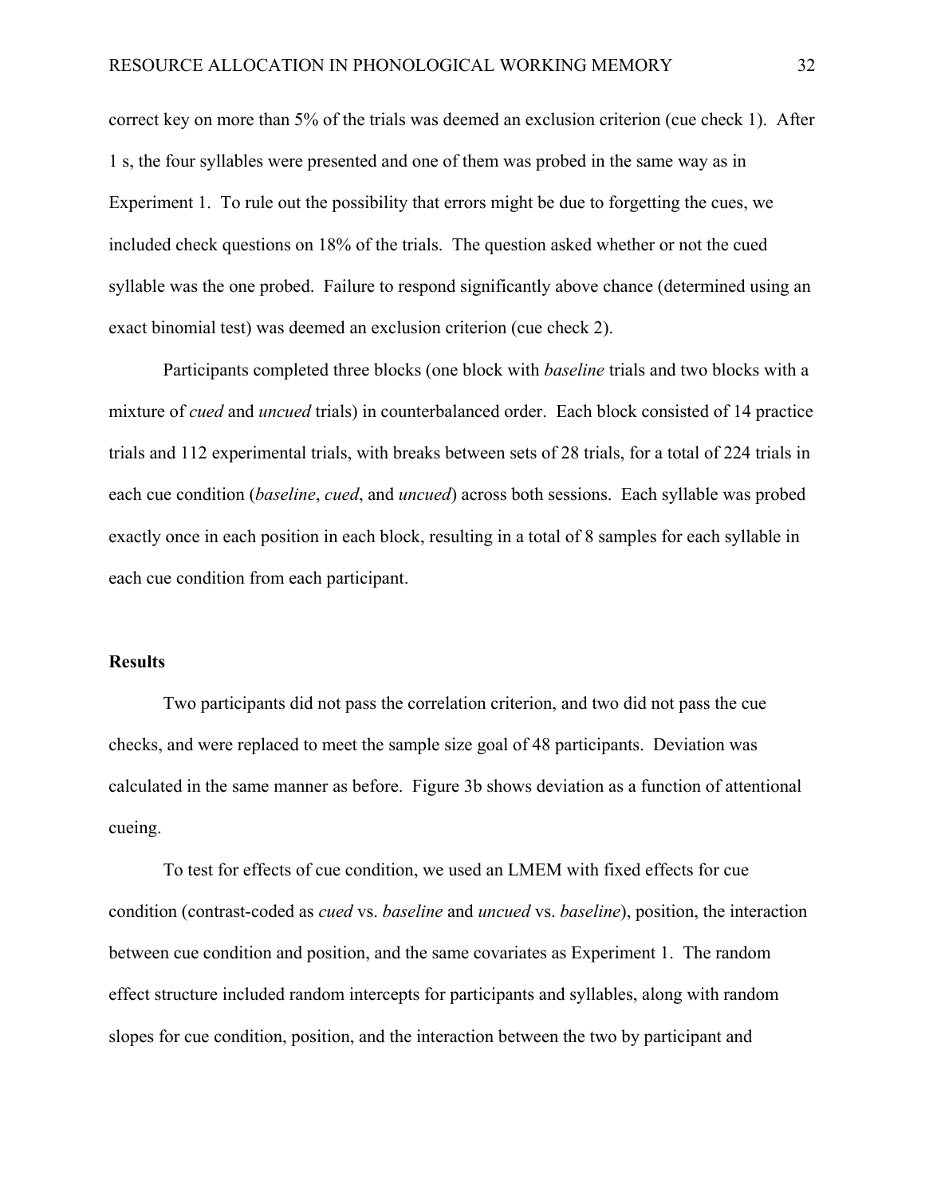correct key on more than 5% of the trials was deemed an exclusion criterion (cue check 1). After 1 s, the four syllables were presented and one of them was probed in the same way as in Experiment 1. To rule out the possibility that errors might be due to forgetting the cues, we included check questions on 18% of the trials. The question asked whether or not the cued syllable was the one probed. Failure to respond significantly above chance (determined using an exact binomial test) was deemed an exclusion criterion (cue check 2).

Participants completed three blocks (one block with *baseline* trials and two blocks with a mixture of *cued* and *uncued* trials) in counterbalanced order. Each block consisted of 14 practice trials and 112 experimental trials, with breaks between sets of 28 trials, for a total of 224 trials in each cue condition (*baseline*, *cued*, and *uncued*) across both sessions. Each syllable was probed exactly once in each position in each block, resulting in a total of 8 samples for each syllable in each cue condition from each participant.

### Results

Two participants did not pass the correlation criterion, and two did not pass the cue checks, and were replaced to meet the sample size goal of 48 participants. Deviation was calculated in the same manner as before. Figure 3b shows deviation as a function of attentional cueing.

To test for effects of cue condition, we used an LMEM with fixed effects for cue condition (contrast-coded as *cued* vs. *baseline* and *uncued* vs. *baseline*), position, the interaction between cue condition and position, and the same covariates as Experiment 1. The random effect structure included random intercepts for participants and syllables, along with random slopes for cue condition, position, and the interaction between the two by participant and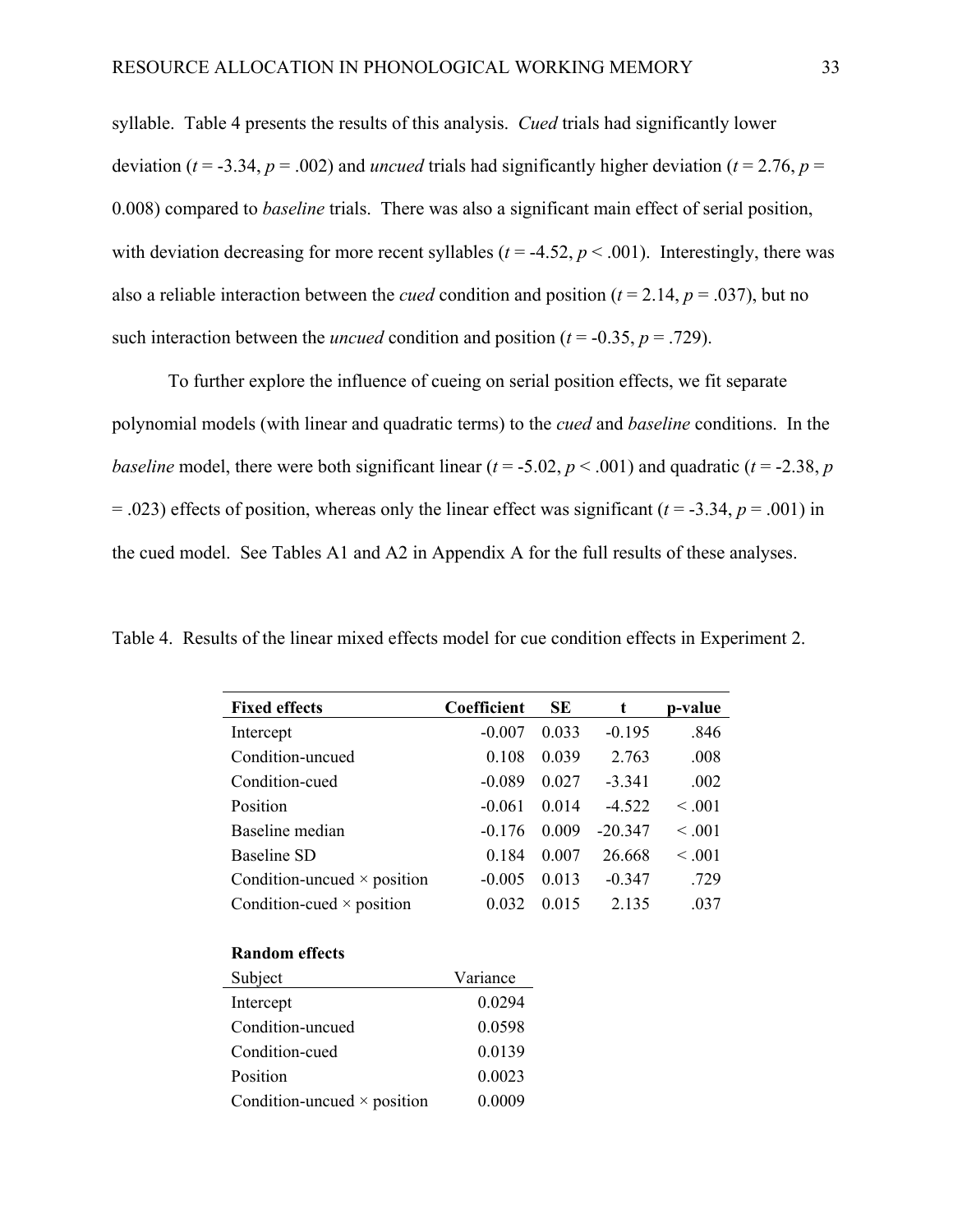syllable. Table 4 presents the results of this analysis. *Cued* trials had significantly lower deviation ($t = -3.34$, $p = .002$) and *uncued* trials had significantly higher deviation ($t = 2.76$, $p = 0.008$) compared to *baseline* trials. There was also a significant main effect of serial position, with deviation decreasing for more recent syllables ($t = -4.52$, $p < .001$). Interestingly, there was also a reliable interaction between the *cued* condition and position ($t = 2.14$, $p = .037$), but no such interaction between the *uncued* condition and position ($t = -0.35$, $p = .729$).

To further explore the influence of cueing on serial position effects, we fit separate polynomial models (with linear and quadratic terms) to the *cued* and *baseline* conditions. In the *baseline* model, there were both significant linear ($t = -5.02$, $p < .001$) and quadratic ($t = -2.38$, $p = .023$) effects of position, whereas only the linear effect was significant ($t = -3.34$, $p = .001$) in the cued model. See Tables A1 and A2 in Appendix A for the full results of these analyses.

Table 4. Results of the linear mixed effects model for cue condition effects in Experiment 2.

| **Fixed effects** | **Coefficient** | **SE** | **t** | **p-value** |
|---|---|---|---|---|
| Intercept | -0.007 | 0.033 | -0.195 | .846 |
| Condition-uncued | 0.108 | 0.039 | 2.763 | .008 |
| Condition-cued | -0.089 | 0.027 | -3.341 | .002 |
| Position | -0.061 | 0.014 | -4.522 | < .001 |
| Baseline median | -0.176 | 0.009 | -20.347 | < .001 |
| Baseline SD | 0.184 | 0.007 | 26.668 | < .001 |
| Condition-uncued × position | -0.005 | 0.013 | -0.347 | .729 |
| Condition-cued × position | 0.032 | 0.015 | 2.135 | .037 |

**Random effects**

| Subject | Variance |
|---|---|
| Intercept | 0.0294 |
| Condition-uncued | 0.0598 |
| Condition-cued | 0.0139 |
| Position | 0.0023 |
| Condition-uncued × position | 0.0009 |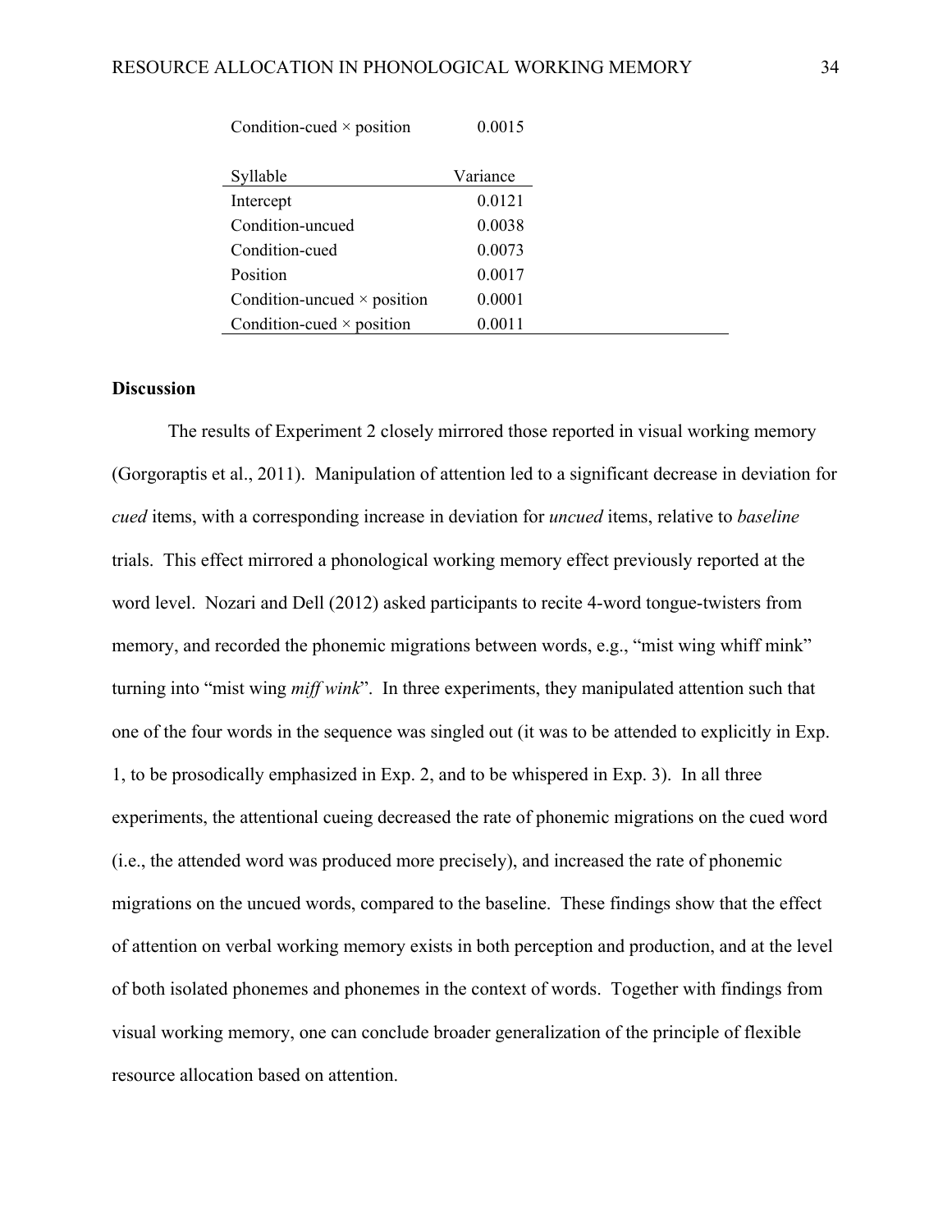| | |
|---|---|
| Condition-cued × position | 0.0015 |

| Syllable | Variance |
|---|---|
| Intercept | 0.0121 |
| Condition-uncued | 0.0038 |
| Condition-cued | 0.0073 |
| Position | 0.0017 |
| Condition-uncued × position | 0.0001 |
| Condition-cued × position | 0.0011 |

### Discussion

The results of Experiment 2 closely mirrored those reported in visual working memory (Gorgoraptis et al., 2011). Manipulation of attention led to a significant decrease in deviation for *cued* items, with a corresponding increase in deviation for *uncued* items, relative to *baseline* trials. This effect mirrored a phonological working memory effect previously reported at the word level. Nozari and Dell (2012) asked participants to recite 4-word tongue-twisters from memory, and recorded the phonemic migrations between words, e.g., "mist wing whiff mink" turning into "mist wing *miff wink*". In three experiments, they manipulated attention such that one of the four words in the sequence was singled out (it was to be attended to explicitly in Exp. 1, to be prosodically emphasized in Exp. 2, and to be whispered in Exp. 3). In all three experiments, the attentional cueing decreased the rate of phonemic migrations on the cued word (i.e., the attended word was produced more precisely), and increased the rate of phonemic migrations on the uncued words, compared to the baseline. These findings show that the effect of attention on verbal working memory exists in both perception and production, and at the level of both isolated phonemes and phonemes in the context of words. Together with findings from visual working memory, one can conclude broader generalization of the principle of flexible resource allocation based on attention.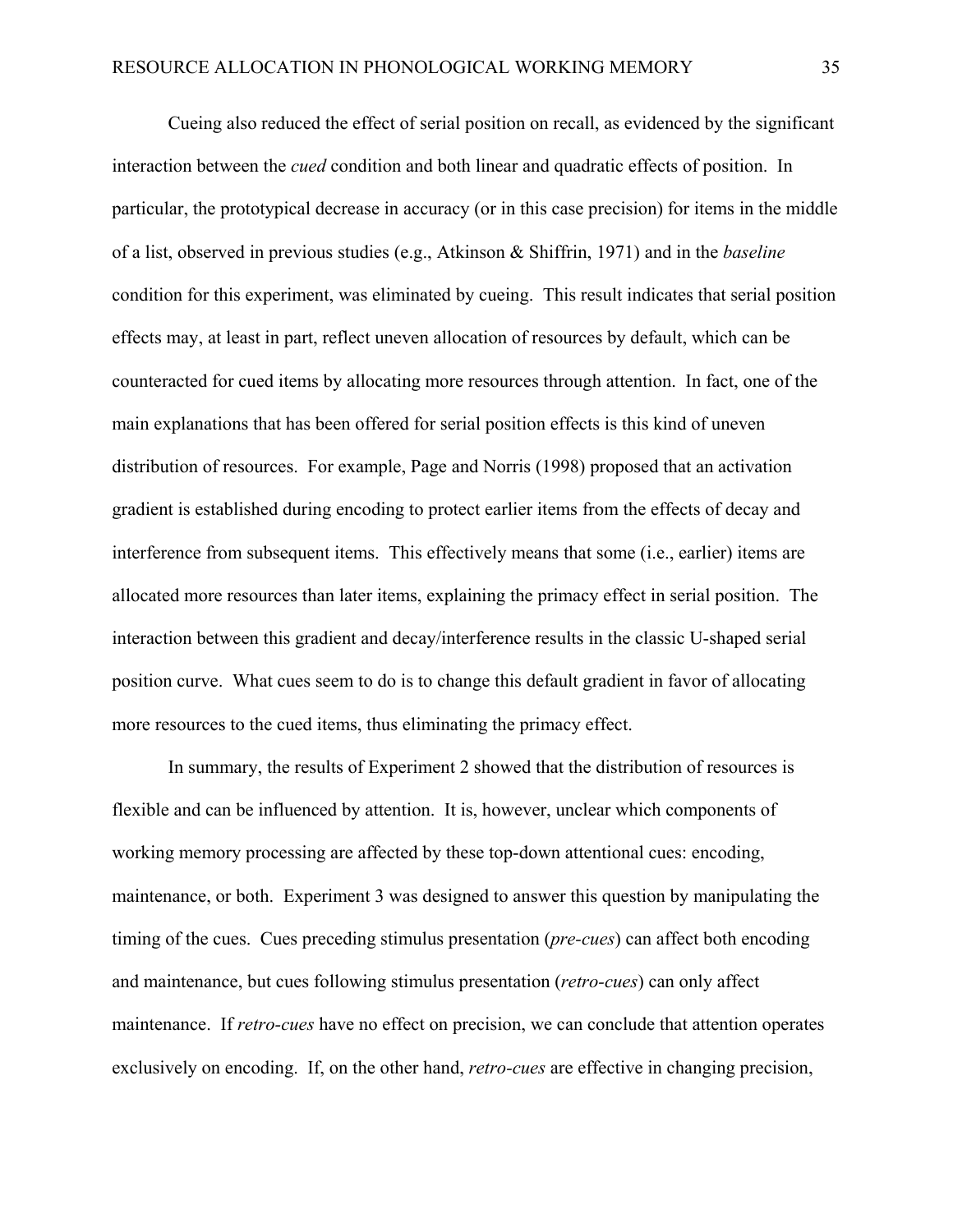Cueing also reduced the effect of serial position on recall, as evidenced by the significant interaction between the *cued* condition and both linear and quadratic effects of position. In particular, the prototypical decrease in accuracy (or in this case precision) for items in the middle of a list, observed in previous studies (e.g., Atkinson & Shiffrin, 1971) and in the *baseline* condition for this experiment, was eliminated by cueing. This result indicates that serial position effects may, at least in part, reflect uneven allocation of resources by default, which can be counteracted for cued items by allocating more resources through attention. In fact, one of the main explanations that has been offered for serial position effects is this kind of uneven distribution of resources. For example, Page and Norris (1998) proposed that an activation gradient is established during encoding to protect earlier items from the effects of decay and interference from subsequent items. This effectively means that some (i.e., earlier) items are allocated more resources than later items, explaining the primacy effect in serial position. The interaction between this gradient and decay/interference results in the classic U-shaped serial position curve. What cues seem to do is to change this default gradient in favor of allocating more resources to the cued items, thus eliminating the primacy effect.

In summary, the results of Experiment 2 showed that the distribution of resources is flexible and can be influenced by attention. It is, however, unclear which components of working memory processing are affected by these top-down attentional cues: encoding, maintenance, or both. Experiment 3 was designed to answer this question by manipulating the timing of the cues. Cues preceding stimulus presentation (*pre-cues*) can affect both encoding and maintenance, but cues following stimulus presentation (*retro-cues*) can only affect maintenance. If *retro-cues* have no effect on precision, we can conclude that attention operates exclusively on encoding. If, on the other hand, *retro-cues* are effective in changing precision,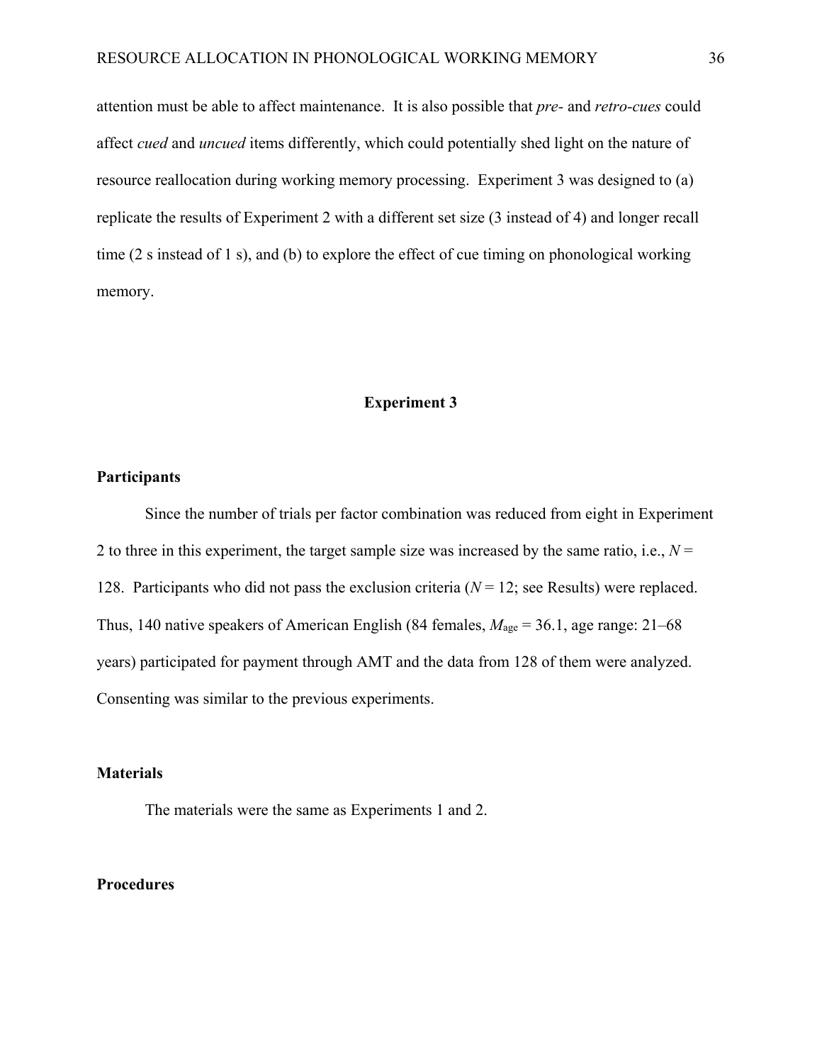attention must be able to affect maintenance. It is also possible that *pre-* and *retro-cues* could affect *cued* and *uncued* items differently, which could potentially shed light on the nature of resource reallocation during working memory processing. Experiment 3 was designed to (a) replicate the results of Experiment 2 with a different set size (3 instead of 4) and longer recall time (2 s instead of 1 s), and (b) to explore the effect of cue timing on phonological working memory.

## Experiment 3

### Participants

Since the number of trials per factor combination was reduced from eight in Experiment 2 to three in this experiment, the target sample size was increased by the same ratio, i.e., $N$ = 128. Participants who did not pass the exclusion criteria ($N$ = 12; see Results) were replaced. Thus, 140 native speakers of American English (84 females, $M_{\text{age}}$ = 36.1, age range: 21–68 years) participated for payment through AMT and the data from 128 of them were analyzed. Consenting was similar to the previous experiments.

### Materials

The materials were the same as Experiments 1 and 2.

### Procedures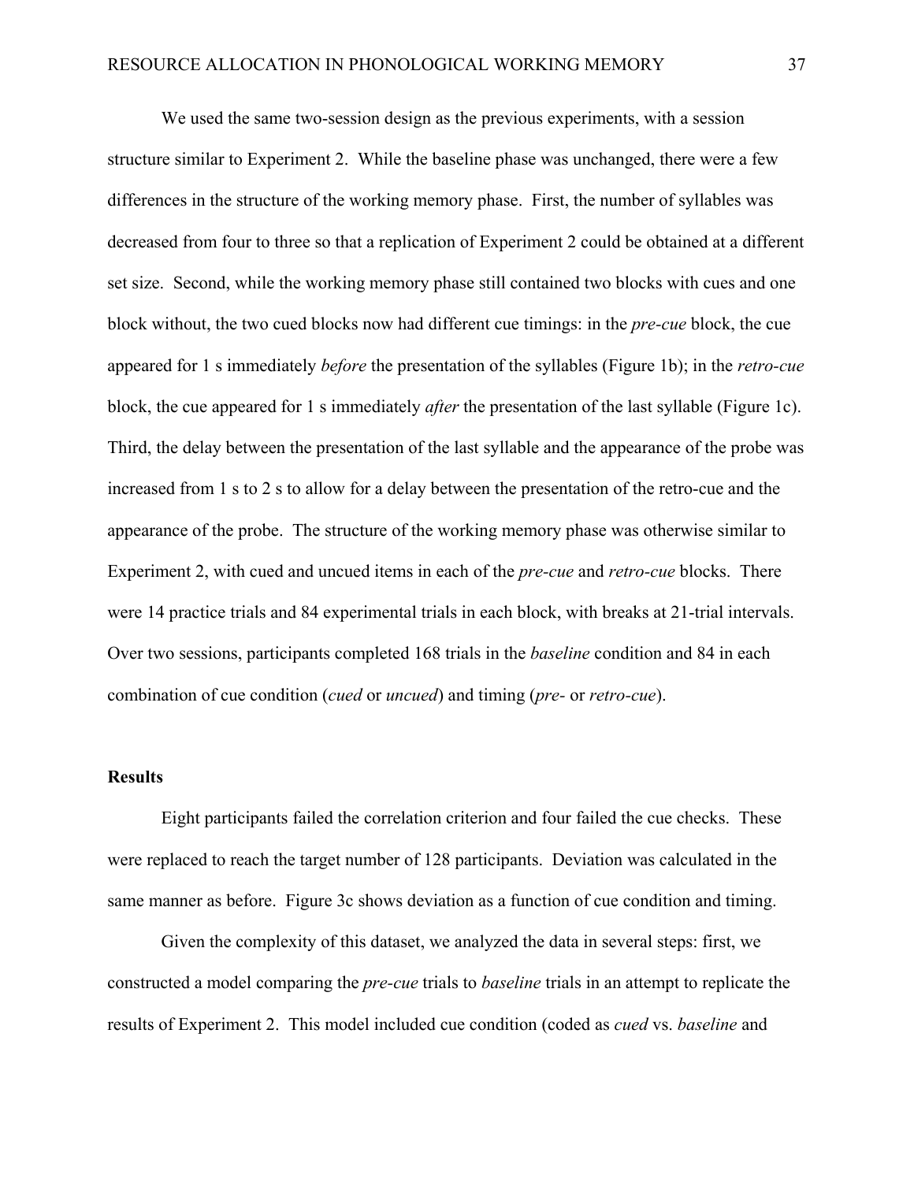We used the same two-session design as the previous experiments, with a session structure similar to Experiment 2. While the baseline phase was unchanged, there were a few differences in the structure of the working memory phase. First, the number of syllables was decreased from four to three so that a replication of Experiment 2 could be obtained at a different set size. Second, while the working memory phase still contained two blocks with cues and one block without, the two cued blocks now had different cue timings: in the *pre-cue* block, the cue appeared for 1 s immediately *before* the presentation of the syllables (Figure 1b); in the *retro-cue* block, the cue appeared for 1 s immediately *after* the presentation of the last syllable (Figure 1c). Third, the delay between the presentation of the last syllable and the appearance of the probe was increased from 1 s to 2 s to allow for a delay between the presentation of the retro-cue and the appearance of the probe. The structure of the working memory phase was otherwise similar to Experiment 2, with cued and uncued items in each of the *pre-cue* and *retro-cue* blocks. There were 14 practice trials and 84 experimental trials in each block, with breaks at 21-trial intervals. Over two sessions, participants completed 168 trials in the *baseline* condition and 84 in each combination of cue condition (*cued* or *uncued*) and timing (*pre-* or *retro-cue*).

## Results

Eight participants failed the correlation criterion and four failed the cue checks. These were replaced to reach the target number of 128 participants. Deviation was calculated in the same manner as before. Figure 3c shows deviation as a function of cue condition and timing.

Given the complexity of this dataset, we analyzed the data in several steps: first, we constructed a model comparing the *pre-cue* trials to *baseline* trials in an attempt to replicate the results of Experiment 2. This model included cue condition (coded as *cued* vs. *baseline* and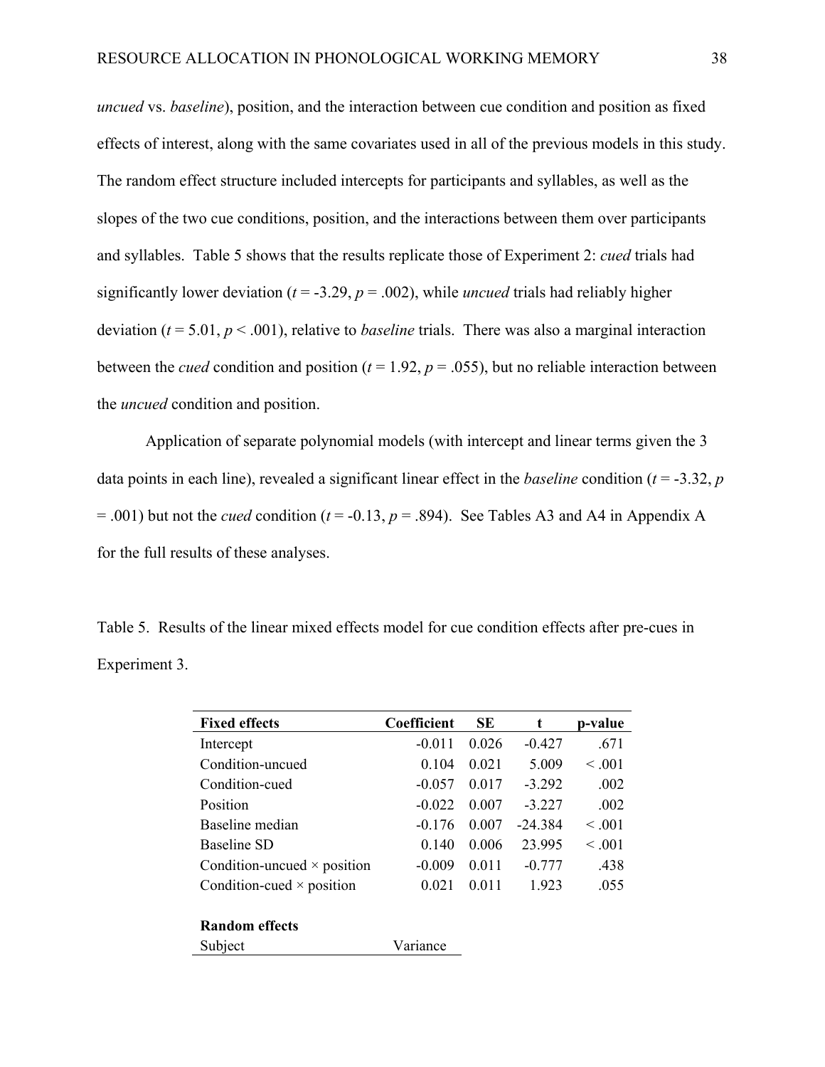*uncued* vs. *baseline*), position, and the interaction between cue condition and position as fixed effects of interest, along with the same covariates used in all of the previous models in this study. The random effect structure included intercepts for participants and syllables, as well as the slopes of the two cue conditions, position, and the interactions between them over participants and syllables. Table 5 shows that the results replicate those of Experiment 2: *cued* trials had significantly lower deviation ($t$ = -3.29, $p$ = .002), while *uncued* trials had reliably higher deviation ($t$ = 5.01, $p$ < .001), relative to *baseline* trials. There was also a marginal interaction between the *cued* condition and position ($t$ = 1.92, $p$ = .055), but no reliable interaction between the *uncued* condition and position.

Application of separate polynomial models (with intercept and linear terms given the 3 data points in each line), revealed a significant linear effect in the *baseline* condition ($t$ = -3.32, $p$ = .001) but not the *cued* condition ($t$ = -0.13, $p$ = .894). See Tables A3 and A4 in Appendix A for the full results of these analyses.

Table 5. Results of the linear mixed effects model for cue condition effects after pre-cues in Experiment 3.

| **Fixed effects** | **Coefficient** | **SE** | **t** | **p-value** |
|---|---|---|---|---|
| Intercept | -0.011 | 0.026 | -0.427 | .671 |
| Condition-uncued | 0.104 | 0.021 | 5.009 | < .001 |
| Condition-cued | -0.057 | 0.017 | -3.292 | .002 |
| Position | -0.022 | 0.007 | -3.227 | .002 |
| Baseline median | -0.176 | 0.007 | -24.384 | < .001 |
| Baseline SD | 0.140 | 0.006 | 23.995 | < .001 |
| Condition-uncued × position | -0.009 | 0.011 | -0.777 | .438 |
| Condition-cued × position | 0.021 | 0.011 | 1.923 | .055 |
| | | | | |
| **Random effects** | | | | |
| Subject | Variance | | | |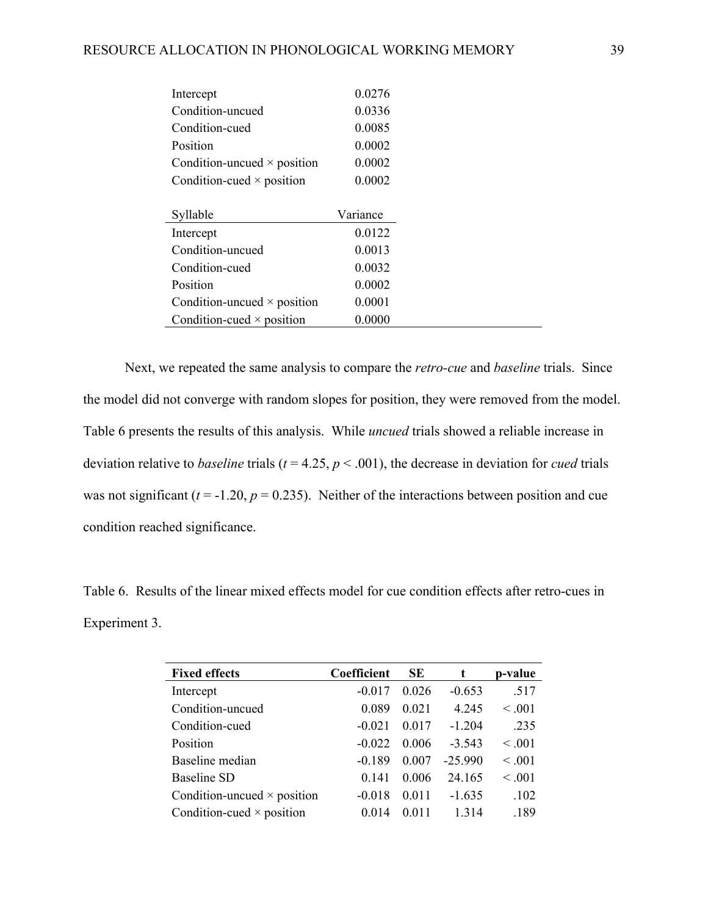| | Variance |
|---|---|
| Intercept | 0.0276 |
| Condition-uncued | 0.0336 |
| Condition-cued | 0.0085 |
| Position | 0.0002 |
| Condition-uncued × position | 0.0002 |
| Condition-cued × position | 0.0002 |

| Syllable | Variance |
|---|---|
| Intercept | 0.0122 |
| Condition-uncued | 0.0013 |
| Condition-cued | 0.0032 |
| Position | 0.0002 |
| Condition-uncued × position | 0.0001 |
| Condition-cued × position | 0.0000 |

Next, we repeated the same analysis to compare the *retro-cue* and *baseline* trials. Since the model did not converge with random slopes for position, they were removed from the model. Table 6 presents the results of this analysis. While *uncued* trials showed a reliable increase in deviation relative to *baseline* trials ($t = 4.25$, $p < .001$), the decrease in deviation for *cued* trials was not significant ($t = -1.20$, $p = 0.235$). Neither of the interactions between position and cue condition reached significance.

Table 6. Results of the linear mixed effects model for cue condition effects after retro-cues in Experiment 3.

| **Fixed effects** | **Coefficient** | **SE** | **t** | **p-value** |
|---|---|---|---|---|
| Intercept | -0.017 | 0.026 | -0.653 | .517 |
| Condition-uncued | 0.089 | 0.021 | 4.245 | < .001 |
| Condition-cued | -0.021 | 0.017 | -1.204 | .235 |
| Position | -0.022 | 0.006 | -3.543 | < .001 |
| Baseline median | -0.189 | 0.007 | -25.990 | < .001 |
| Baseline SD | 0.141 | 0.006 | 24.165 | < .001 |
| Condition-uncued × position | -0.018 | 0.011 | -1.635 | .102 |
| Condition-cued × position | 0.014 | 0.011 | 1.314 | .189 |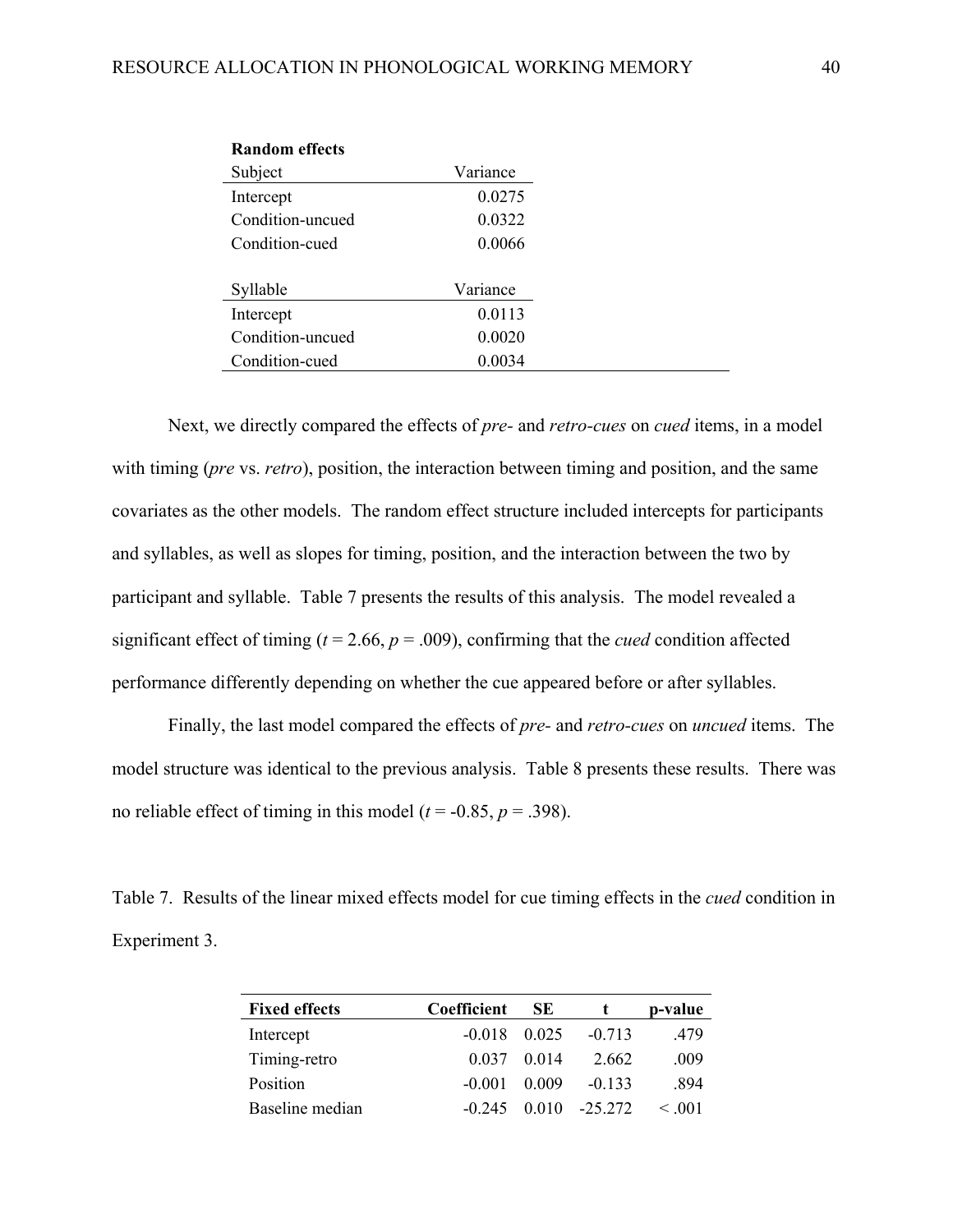**Random effects**

| Subject | Variance |
|---|---|
| Intercept | 0.0275 |
| Condition-uncued | 0.0322 |
| Condition-cued | 0.0066 |

| Syllable | Variance |
|---|---|
| Intercept | 0.0113 |
| Condition-uncued | 0.0020 |
| Condition-cued | 0.0034 |

Next, we directly compared the effects of *pre-* and *retro-cues* on *cued* items, in a model with timing (*pre* vs. *retro*), position, the interaction between timing and position, and the same covariates as the other models. The random effect structure included intercepts for participants and syllables, as well as slopes for timing, position, and the interaction between the two by participant and syllable. Table 7 presents the results of this analysis. The model revealed a significant effect of timing ($t = 2.66$, $p = .009$), confirming that the *cued* condition affected performance differently depending on whether the cue appeared before or after syllables.

Finally, the last model compared the effects of *pre-* and *retro-cues* on *uncued* items. The model structure was identical to the previous analysis. Table 8 presents these results. There was no reliable effect of timing in this model ($t = -0.85$, $p = .398$).

Table 7. Results of the linear mixed effects model for cue timing effects in the *cued* condition in Experiment 3.

| **Fixed effects** | **Coefficient** | **SE** | **t** | **p-value** |
|---|---|---|---|---|
| Intercept | -0.018 | 0.025 | -0.713 | .479 |
| Timing-retro | 0.037 | 0.014 | 2.662 | .009 |
| Position | -0.001 | 0.009 | -0.133 | .894 |
| Baseline median | -0.245 | 0.010 | -25.272 | < .001 |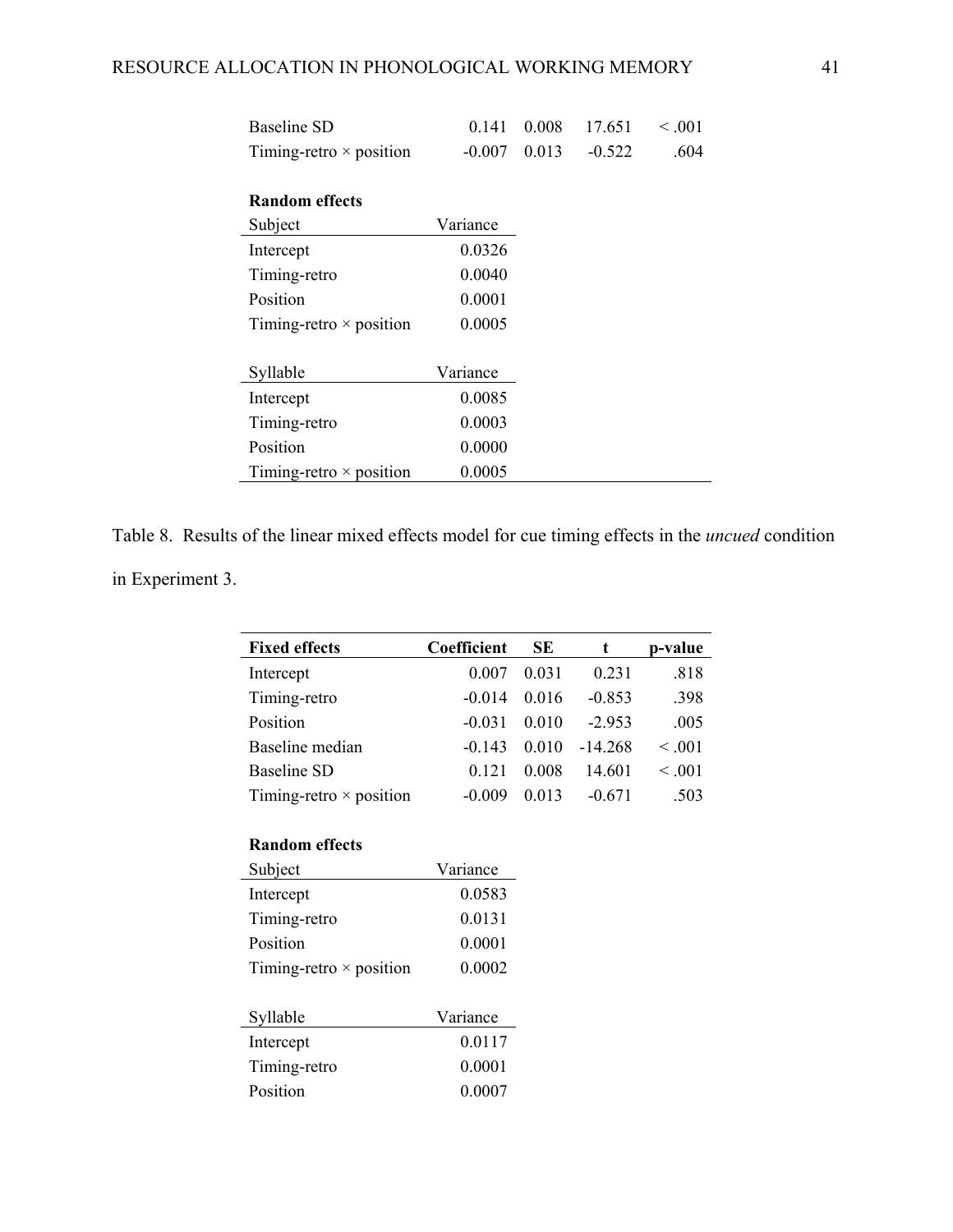| | | | | |
|---|---|---|---|---|
| Baseline SD | 0.141 | 0.008 | 17.651 | < .001 |
| Timing-retro × position | -0.007 | 0.013 | -0.522 | .604 |

**Random effects**

| Subject | Variance |
|---|---|
| Intercept | 0.0326 |
| Timing-retro | 0.0040 |
| Position | 0.0001 |
| Timing-retro × position | 0.0005 |

| Syllable | Variance |
|---|---|
| Intercept | 0.0085 |
| Timing-retro | 0.0003 |
| Position | 0.0000 |
| Timing-retro × position | 0.0005 |

Table 8. Results of the linear mixed effects model for cue timing effects in the *uncued* condition in Experiment 3.

| Fixed effects | Coefficient | SE | t | p-value |
|---|---|---|---|---|
| Intercept | 0.007 | 0.031 | 0.231 | .818 |
| Timing-retro | -0.014 | 0.016 | -0.853 | .398 |
| Position | -0.031 | 0.010 | -2.953 | .005 |
| Baseline median | -0.143 | 0.010 | -14.268 | < .001 |
| Baseline SD | 0.121 | 0.008 | 14.601 | < .001 |
| Timing-retro × position | -0.009 | 0.013 | -0.671 | .503 |

**Random effects**

| Subject | Variance |
|---|---|
| Intercept | 0.0583 |
| Timing-retro | 0.0131 |
| Position | 0.0001 |
| Timing-retro × position | 0.0002 |

| Syllable | Variance |
|---|---|
| Intercept | 0.0117 |
| Timing-retro | 0.0001 |
| Position | 0.0007 |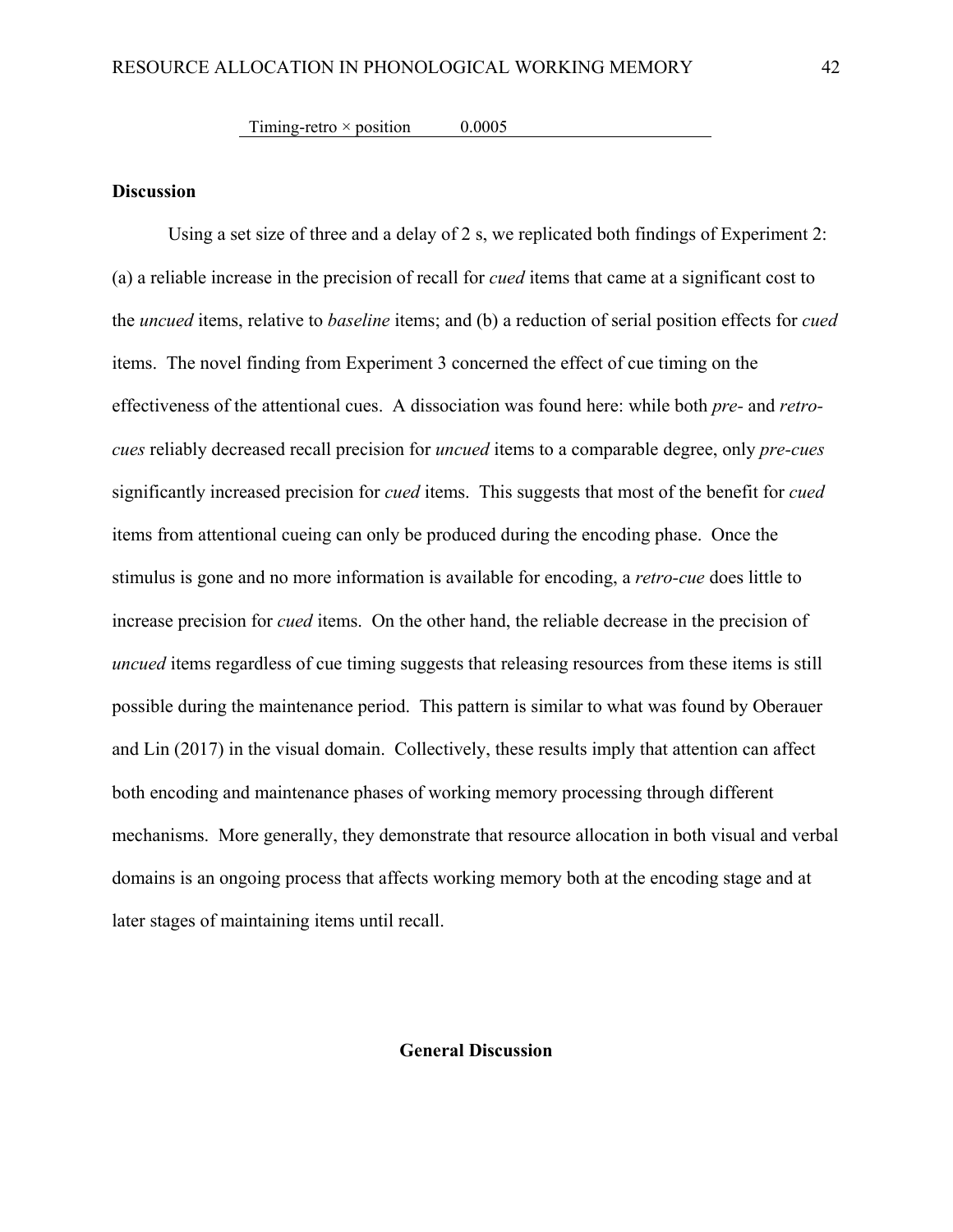| Timing-retro × position | 0.0005 |
|---|---|

**Discussion**

Using a set size of three and a delay of 2 s, we replicated both findings of Experiment 2: (a) a reliable increase in the precision of recall for *cued* items that came at a significant cost to the *uncued* items, relative to *baseline* items; and (b) a reduction of serial position effects for *cued* items. The novel finding from Experiment 3 concerned the effect of cue timing on the effectiveness of the attentional cues. A dissociation was found here: while both *pre-* and *retro-cues* reliably decreased recall precision for *uncued* items to a comparable degree, only *pre-cues* significantly increased precision for *cued* items. This suggests that most of the benefit for *cued* items from attentional cueing can only be produced during the encoding phase. Once the stimulus is gone and no more information is available for encoding, a *retro-cue* does little to increase precision for *cued* items. On the other hand, the reliable decrease in the precision of *uncued* items regardless of cue timing suggests that releasing resources from these items is still possible during the maintenance period. This pattern is similar to what was found by Oberauer and Lin (2017) in the visual domain. Collectively, these results imply that attention can affect both encoding and maintenance phases of working memory processing through different mechanisms. More generally, they demonstrate that resource allocation in both visual and verbal domains is an ongoing process that affects working memory both at the encoding stage and at later stages of maintaining items until recall.

## General Discussion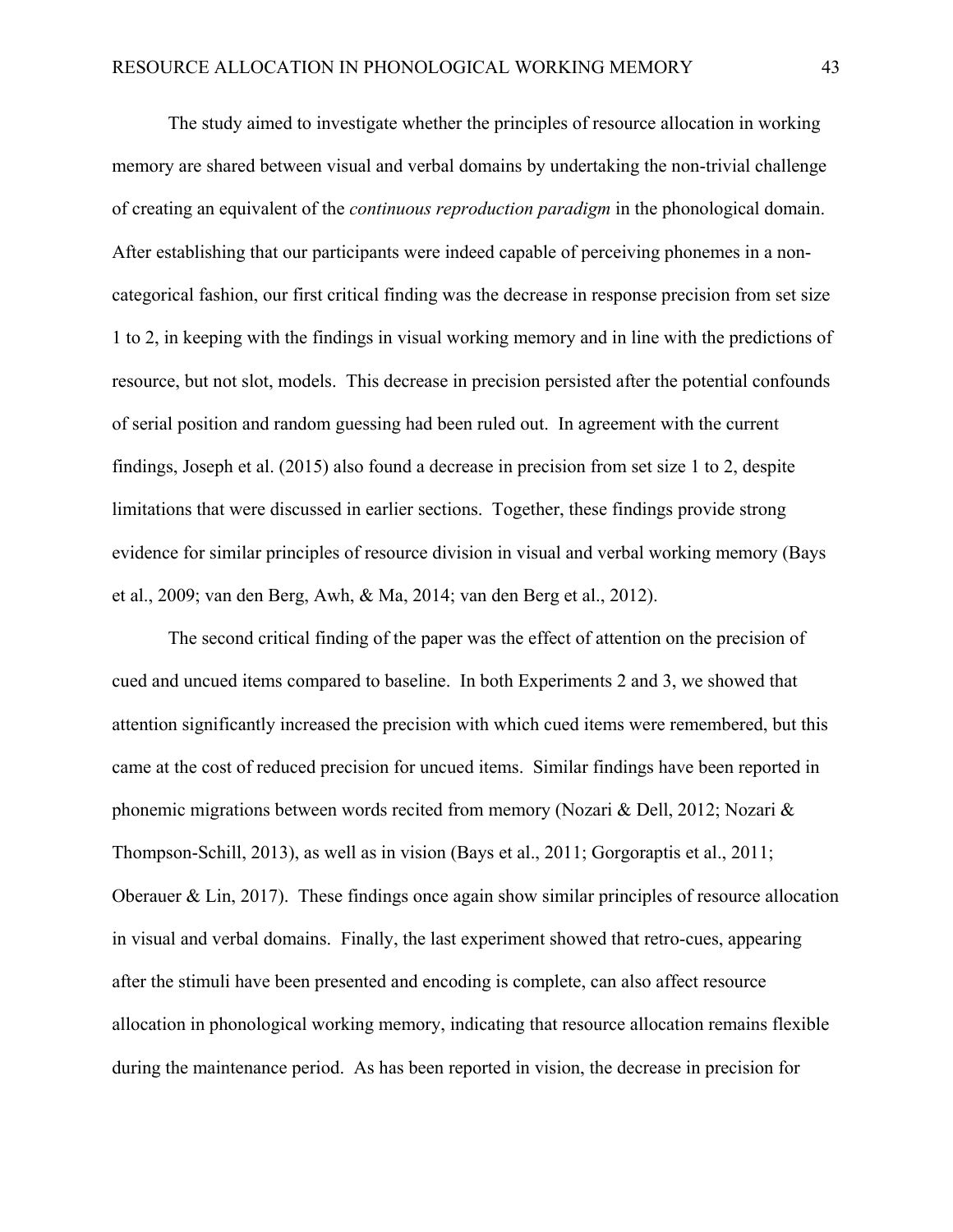The study aimed to investigate whether the principles of resource allocation in working memory are shared between visual and verbal domains by undertaking the non-trivial challenge of creating an equivalent of the *continuous reproduction paradigm* in the phonological domain. After establishing that our participants were indeed capable of perceiving phonemes in a non-categorical fashion, our first critical finding was the decrease in response precision from set size 1 to 2, in keeping with the findings in visual working memory and in line with the predictions of resource, but not slot, models. This decrease in precision persisted after the potential confounds of serial position and random guessing had been ruled out. In agreement with the current findings, Joseph et al. (2015) also found a decrease in precision from set size 1 to 2, despite limitations that were discussed in earlier sections. Together, these findings provide strong evidence for similar principles of resource division in visual and verbal working memory (Bays et al., 2009; van den Berg, Awh, & Ma, 2014; van den Berg et al., 2012).

The second critical finding of the paper was the effect of attention on the precision of cued and uncued items compared to baseline. In both Experiments 2 and 3, we showed that attention significantly increased the precision with which cued items were remembered, but this came at the cost of reduced precision for uncued items. Similar findings have been reported in phonemic migrations between words recited from memory (Nozari & Dell, 2012; Nozari & Thompson-Schill, 2013), as well as in vision (Bays et al., 2011; Gorgoraptis et al., 2011; Oberauer & Lin, 2017). These findings once again show similar principles of resource allocation in visual and verbal domains. Finally, the last experiment showed that retro-cues, appearing after the stimuli have been presented and encoding is complete, can also affect resource allocation in phonological working memory, indicating that resource allocation remains flexible during the maintenance period. As has been reported in vision, the decrease in precision for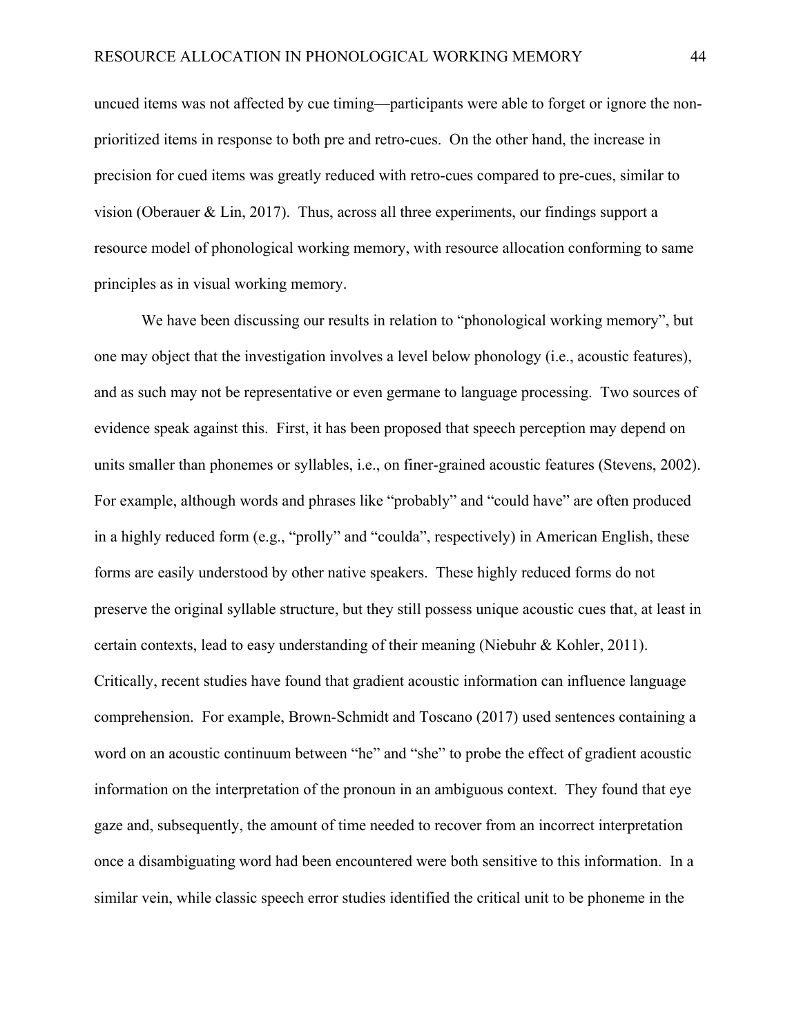uncued items was not affected by cue timing—participants were able to forget or ignore the non-prioritized items in response to both pre and retro-cues. On the other hand, the increase in precision for cued items was greatly reduced with retro-cues compared to pre-cues, similar to vision (Oberauer & Lin, 2017). Thus, across all three experiments, our findings support a resource model of phonological working memory, with resource allocation conforming to same principles as in visual working memory.

We have been discussing our results in relation to "phonological working memory", but one may object that the investigation involves a level below phonology (i.e., acoustic features), and as such may not be representative or even germane to language processing. Two sources of evidence speak against this. First, it has been proposed that speech perception may depend on units smaller than phonemes or syllables, i.e., on finer-grained acoustic features (Stevens, 2002). For example, although words and phrases like "probably" and "could have" are often produced in a highly reduced form (e.g., "prolly" and "coulda", respectively) in American English, these forms are easily understood by other native speakers. These highly reduced forms do not preserve the original syllable structure, but they still possess unique acoustic cues that, at least in certain contexts, lead to easy understanding of their meaning (Niebuhr & Kohler, 2011). Critically, recent studies have found that gradient acoustic information can influence language comprehension. For example, Brown-Schmidt and Toscano (2017) used sentences containing a word on an acoustic continuum between "he" and "she" to probe the effect of gradient acoustic information on the interpretation of the pronoun in an ambiguous context. They found that eye gaze and, subsequently, the amount of time needed to recover from an incorrect interpretation once a disambiguating word had been encountered were both sensitive to this information. In a similar vein, while classic speech error studies identified the critical unit to be phoneme in the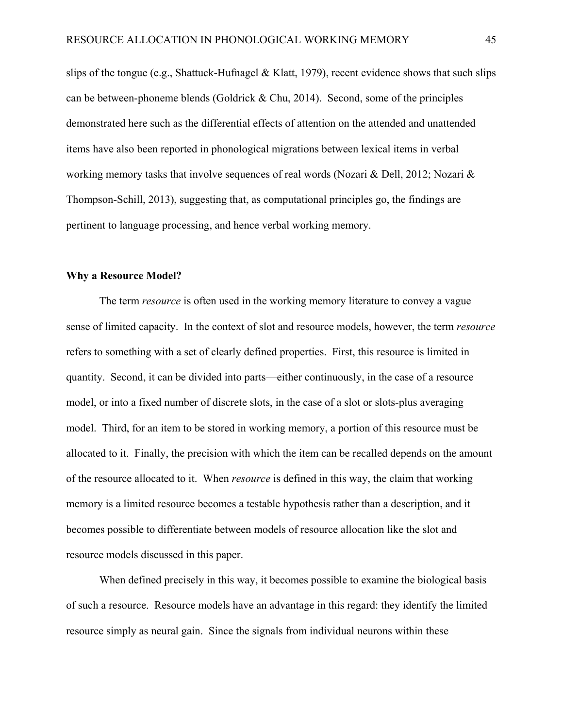slips of the tongue (e.g., Shattuck-Hufnagel & Klatt, 1979), recent evidence shows that such slips can be between-phoneme blends (Goldrick & Chu, 2014). Second, some of the principles demonstrated here such as the differential effects of attention on the attended and unattended items have also been reported in phonological migrations between lexical items in verbal working memory tasks that involve sequences of real words (Nozari & Dell, 2012; Nozari & Thompson-Schill, 2013), suggesting that, as computational principles go, the findings are pertinent to language processing, and hence verbal working memory.

**Why a Resource Model?**

The term *resource* is often used in the working memory literature to convey a vague sense of limited capacity. In the context of slot and resource models, however, the term *resource* refers to something with a set of clearly defined properties. First, this resource is limited in quantity. Second, it can be divided into parts—either continuously, in the case of a resource model, or into a fixed number of discrete slots, in the case of a slot or slots-plus averaging model. Third, for an item to be stored in working memory, a portion of this resource must be allocated to it. Finally, the precision with which the item can be recalled depends on the amount of the resource allocated to it. When *resource* is defined in this way, the claim that working memory is a limited resource becomes a testable hypothesis rather than a description, and it becomes possible to differentiate between models of resource allocation like the slot and resource models discussed in this paper.

When defined precisely in this way, it becomes possible to examine the biological basis of such a resource. Resource models have an advantage in this regard: they identify the limited resource simply as neural gain. Since the signals from individual neurons within these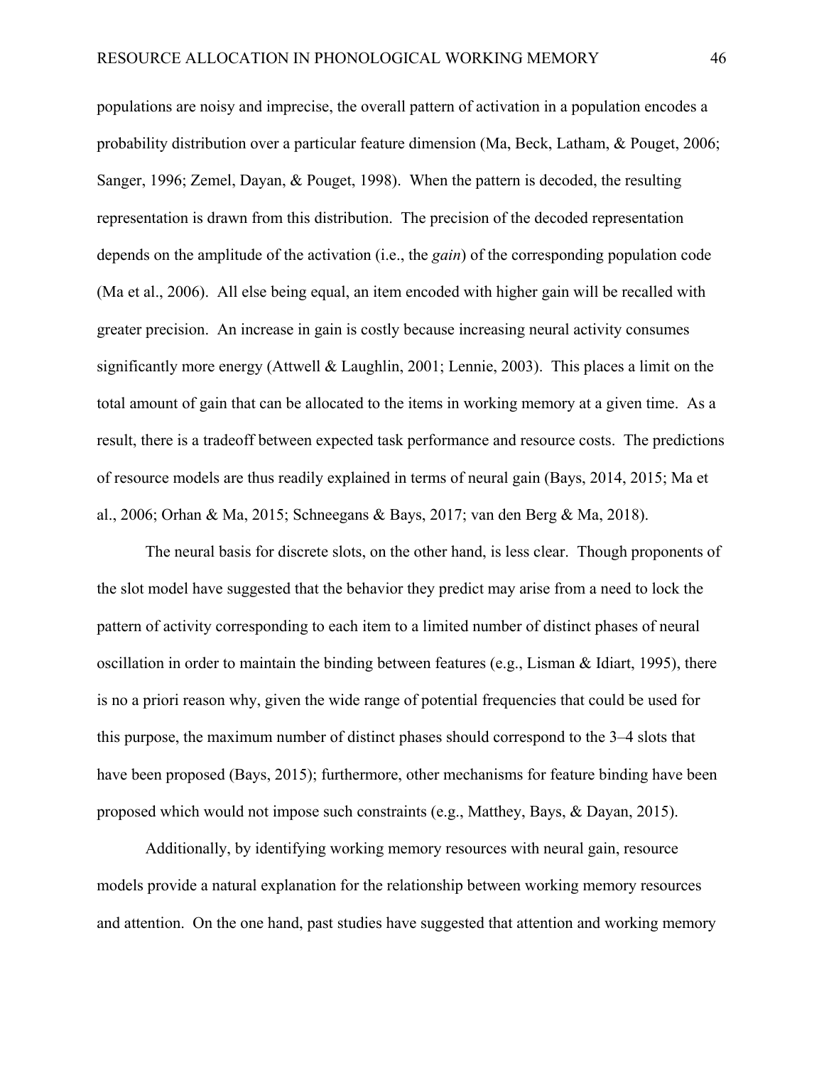populations are noisy and imprecise, the overall pattern of activation in a population encodes a probability distribution over a particular feature dimension (Ma, Beck, Latham, & Pouget, 2006; Sanger, 1996; Zemel, Dayan, & Pouget, 1998). When the pattern is decoded, the resulting representation is drawn from this distribution. The precision of the decoded representation depends on the amplitude of the activation (i.e., the *gain*) of the corresponding population code (Ma et al., 2006). All else being equal, an item encoded with higher gain will be recalled with greater precision. An increase in gain is costly because increasing neural activity consumes significantly more energy (Attwell & Laughlin, 2001; Lennie, 2003). This places a limit on the total amount of gain that can be allocated to the items in working memory at a given time. As a result, there is a tradeoff between expected task performance and resource costs. The predictions of resource models are thus readily explained in terms of neural gain (Bays, 2014, 2015; Ma et al., 2006; Orhan & Ma, 2015; Schneegans & Bays, 2017; van den Berg & Ma, 2018).

The neural basis for discrete slots, on the other hand, is less clear. Though proponents of the slot model have suggested that the behavior they predict may arise from a need to lock the pattern of activity corresponding to each item to a limited number of distinct phases of neural oscillation in order to maintain the binding between features (e.g., Lisman & Idiart, 1995), there is no a priori reason why, given the wide range of potential frequencies that could be used for this purpose, the maximum number of distinct phases should correspond to the 3–4 slots that have been proposed (Bays, 2015); furthermore, other mechanisms for feature binding have been proposed which would not impose such constraints (e.g., Matthey, Bays, & Dayan, 2015).

Additionally, by identifying working memory resources with neural gain, resource models provide a natural explanation for the relationship between working memory resources and attention. On the one hand, past studies have suggested that attention and working memory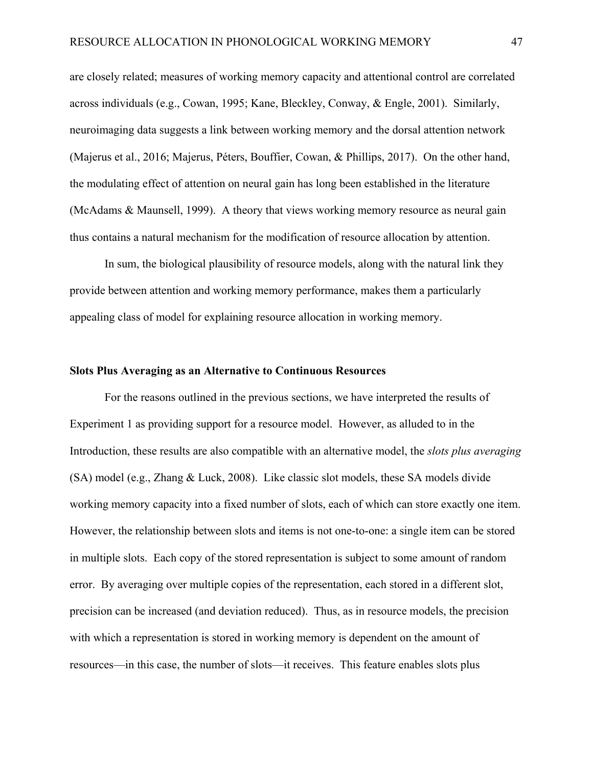are closely related; measures of working memory capacity and attentional control are correlated across individuals (e.g., Cowan, 1995; Kane, Bleckley, Conway, & Engle, 2001). Similarly, neuroimaging data suggests a link between working memory and the dorsal attention network (Majerus et al., 2016; Majerus, Péters, Bouffier, Cowan, & Phillips, 2017). On the other hand, the modulating effect of attention on neural gain has long been established in the literature (McAdams & Maunsell, 1999). A theory that views working memory resource as neural gain thus contains a natural mechanism for the modification of resource allocation by attention.

In sum, the biological plausibility of resource models, along with the natural link they provide between attention and working memory performance, makes them a particularly appealing class of model for explaining resource allocation in working memory.

**Slots Plus Averaging as an Alternative to Continuous Resources**

For the reasons outlined in the previous sections, we have interpreted the results of Experiment 1 as providing support for a resource model. However, as alluded to in the Introduction, these results are also compatible with an alternative model, the *slots plus averaging* (SA) model (e.g., Zhang & Luck, 2008). Like classic slot models, these SA models divide working memory capacity into a fixed number of slots, each of which can store exactly one item. However, the relationship between slots and items is not one-to-one: a single item can be stored in multiple slots. Each copy of the stored representation is subject to some amount of random error. By averaging over multiple copies of the representation, each stored in a different slot, precision can be increased (and deviation reduced). Thus, as in resource models, the precision with which a representation is stored in working memory is dependent on the amount of resources—in this case, the number of slots—it receives. This feature enables slots plus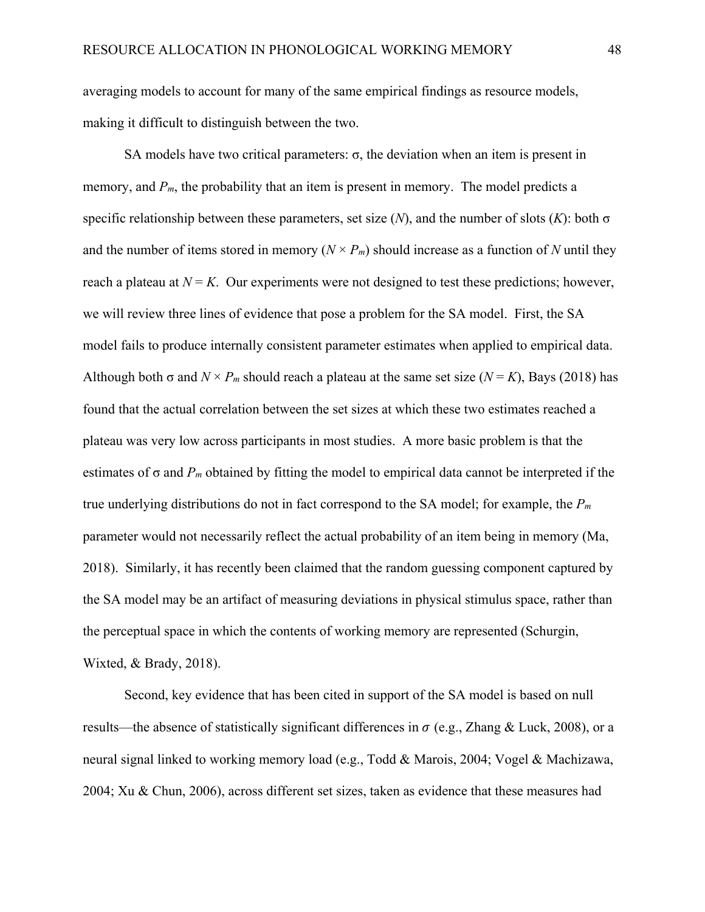averaging models to account for many of the same empirical findings as resource models, making it difficult to distinguish between the two.

SA models have two critical parameters: σ, the deviation when an item is present in memory, and $P_m$, the probability that an item is present in memory. The model predicts a specific relationship between these parameters, set size ($N$), and the number of slots ($K$): both σ and the number of items stored in memory ($N \times P_m$) should increase as a function of $N$ until they reach a plateau at $N = K$. Our experiments were not designed to test these predictions; however, we will review three lines of evidence that pose a problem for the SA model. First, the SA model fails to produce internally consistent parameter estimates when applied to empirical data. Although both σ and $N \times P_m$ should reach a plateau at the same set size ($N = K$), Bays (2018) has found that the actual correlation between the set sizes at which these two estimates reached a plateau was very low across participants in most studies. A more basic problem is that the estimates of σ and $P_m$ obtained by fitting the model to empirical data cannot be interpreted if the true underlying distributions do not in fact correspond to the SA model; for example, the $P_m$ parameter would not necessarily reflect the actual probability of an item being in memory (Ma, 2018). Similarly, it has recently been claimed that the random guessing component captured by the SA model may be an artifact of measuring deviations in physical stimulus space, rather than the perceptual space in which the contents of working memory are represented (Schurgin, Wixted, & Brady, 2018).

Second, key evidence that has been cited in support of the SA model is based on null results—the absence of statistically significant differences in $\sigma$ (e.g., Zhang & Luck, 2008), or a neural signal linked to working memory load (e.g., Todd & Marois, 2004; Vogel & Machizawa, 2004; Xu & Chun, 2006), across different set sizes, taken as evidence that these measures had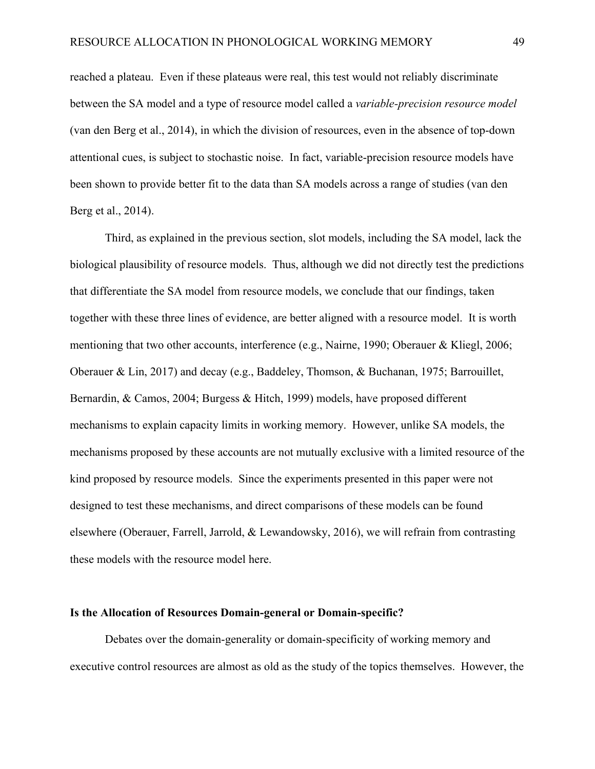reached a plateau. Even if these plateaus were real, this test would not reliably discriminate between the SA model and a type of resource model called a *variable-precision resource model* (van den Berg et al., 2014), in which the division of resources, even in the absence of top-down attentional cues, is subject to stochastic noise. In fact, variable-precision resource models have been shown to provide better fit to the data than SA models across a range of studies (van den Berg et al., 2014).

Third, as explained in the previous section, slot models, including the SA model, lack the biological plausibility of resource models. Thus, although we did not directly test the predictions that differentiate the SA model from resource models, we conclude that our findings, taken together with these three lines of evidence, are better aligned with a resource model. It is worth mentioning that two other accounts, interference (e.g., Nairne, 1990; Oberauer & Kliegl, 2006; Oberauer & Lin, 2017) and decay (e.g., Baddeley, Thomson, & Buchanan, 1975; Barrouillet, Bernardin, & Camos, 2004; Burgess & Hitch, 1999) models, have proposed different mechanisms to explain capacity limits in working memory. However, unlike SA models, the mechanisms proposed by these accounts are not mutually exclusive with a limited resource of the kind proposed by resource models. Since the experiments presented in this paper were not designed to test these mechanisms, and direct comparisons of these models can be found elsewhere (Oberauer, Farrell, Jarrold, & Lewandowsky, 2016), we will refrain from contrasting these models with the resource model here.

## Is the Allocation of Resources Domain-general or Domain-specific?

Debates over the domain-generality or domain-specificity of working memory and executive control resources are almost as old as the study of the topics themselves. However, the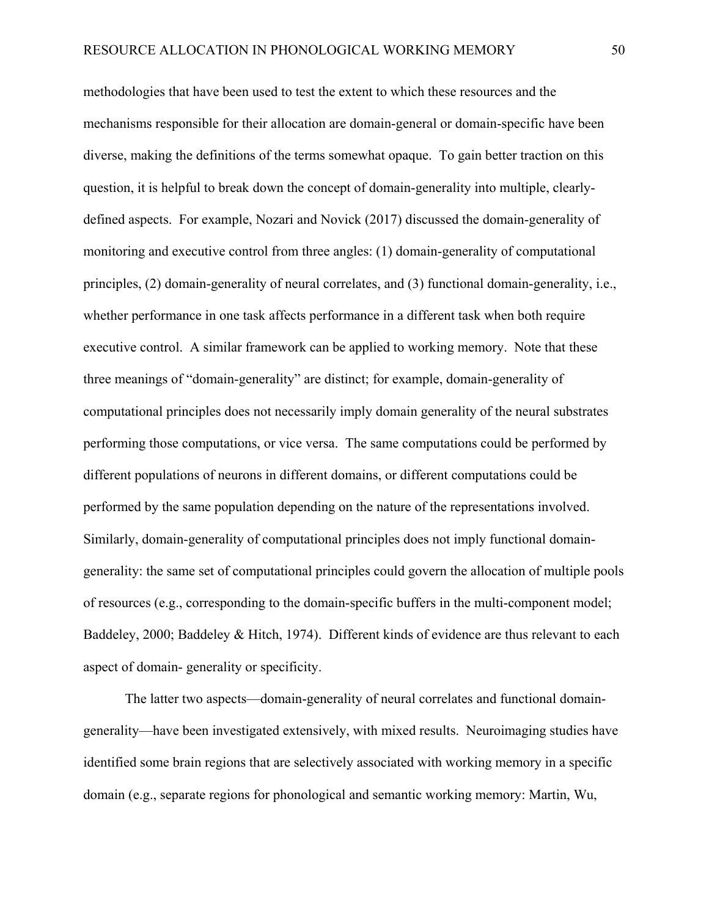methodologies that have been used to test the extent to which these resources and the mechanisms responsible for their allocation are domain-general or domain-specific have been diverse, making the definitions of the terms somewhat opaque. To gain better traction on this question, it is helpful to break down the concept of domain-generality into multiple, clearly-defined aspects. For example, Nozari and Novick (2017) discussed the domain-generality of monitoring and executive control from three angles: (1) domain-generality of computational principles, (2) domain-generality of neural correlates, and (3) functional domain-generality, i.e., whether performance in one task affects performance in a different task when both require executive control. A similar framework can be applied to working memory. Note that these three meanings of "domain-generality" are distinct; for example, domain-generality of computational principles does not necessarily imply domain generality of the neural substrates performing those computations, or vice versa. The same computations could be performed by different populations of neurons in different domains, or different computations could be performed by the same population depending on the nature of the representations involved. Similarly, domain-generality of computational principles does not imply functional domain-generality: the same set of computational principles could govern the allocation of multiple pools of resources (e.g., corresponding to the domain-specific buffers in the multi-component model; Baddeley, 2000; Baddeley & Hitch, 1974). Different kinds of evidence are thus relevant to each aspect of domain- generality or specificity.

The latter two aspects—domain-generality of neural correlates and functional domain-generality—have been investigated extensively, with mixed results. Neuroimaging studies have identified some brain regions that are selectively associated with working memory in a specific domain (e.g., separate regions for phonological and semantic working memory: Martin, Wu,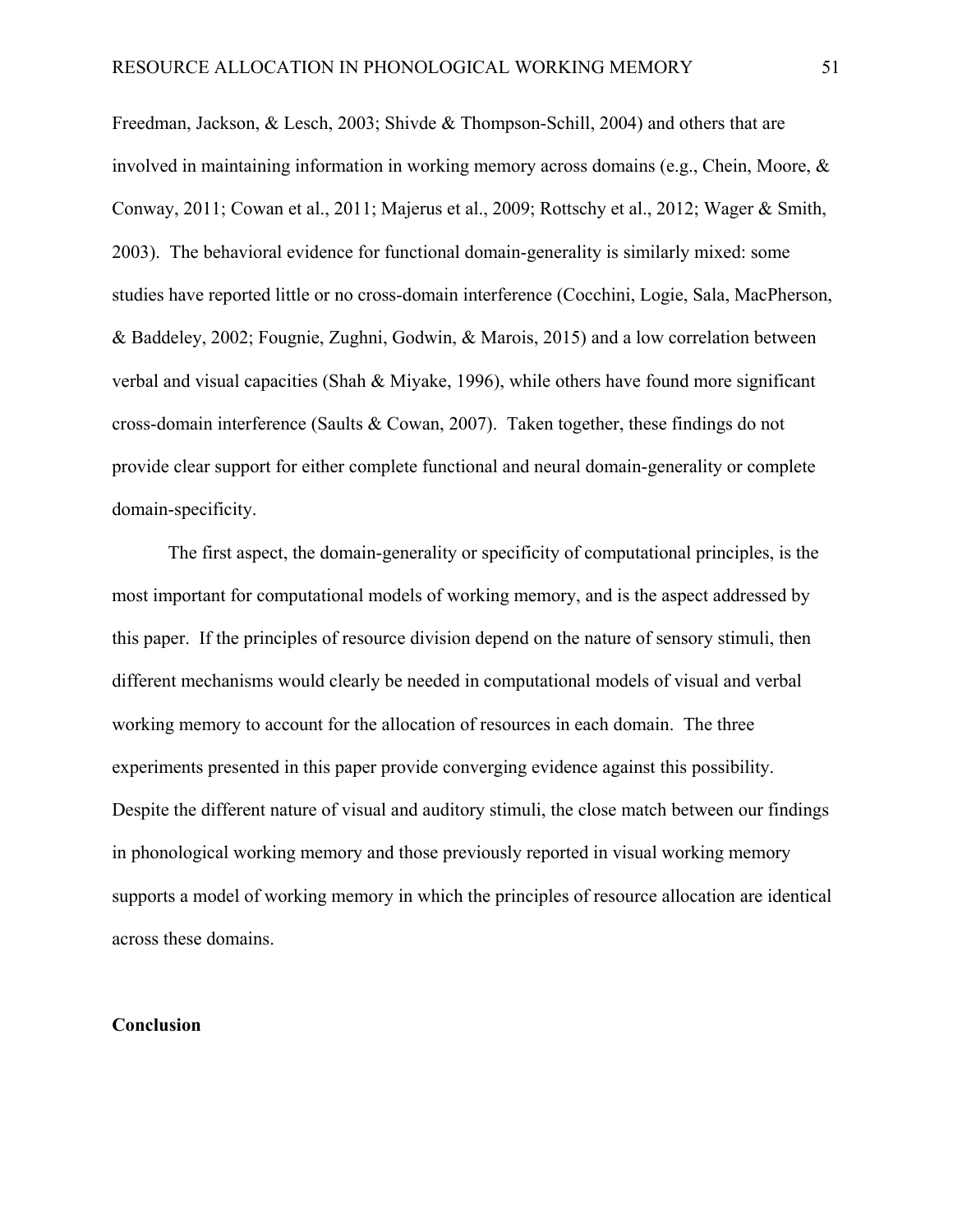Freedman, Jackson, & Lesch, 2003; Shivde & Thompson-Schill, 2004) and others that are involved in maintaining information in working memory across domains (e.g., Chein, Moore, & Conway, 2011; Cowan et al., 2011; Majerus et al., 2009; Rottschy et al., 2012; Wager & Smith, 2003). The behavioral evidence for functional domain-generality is similarly mixed: some studies have reported little or no cross-domain interference (Cocchini, Logie, Sala, MacPherson, & Baddeley, 2002; Fougnie, Zughni, Godwin, & Marois, 2015) and a low correlation between verbal and visual capacities (Shah & Miyake, 1996), while others have found more significant cross-domain interference (Saults & Cowan, 2007). Taken together, these findings do not provide clear support for either complete functional and neural domain-generality or complete domain-specificity.

The first aspect, the domain-generality or specificity of computational principles, is the most important for computational models of working memory, and is the aspect addressed by this paper. If the principles of resource division depend on the nature of sensory stimuli, then different mechanisms would clearly be needed in computational models of visual and verbal working memory to account for the allocation of resources in each domain. The three experiments presented in this paper provide converging evidence against this possibility. Despite the different nature of visual and auditory stimuli, the close match between our findings in phonological working memory and those previously reported in visual working memory supports a model of working memory in which the principles of resource allocation are identical across these domains.

## Conclusion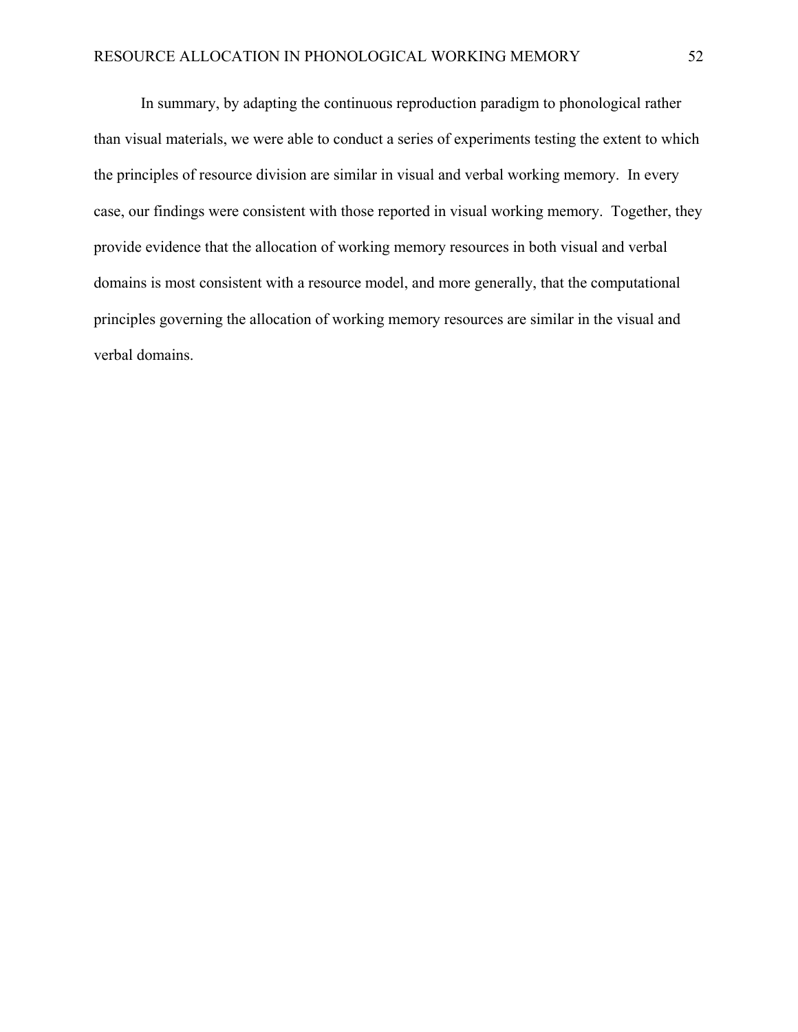In summary, by adapting the continuous reproduction paradigm to phonological rather than visual materials, we were able to conduct a series of experiments testing the extent to which the principles of resource division are similar in visual and verbal working memory. In every case, our findings were consistent with those reported in visual working memory. Together, they provide evidence that the allocation of working memory resources in both visual and verbal domains is most consistent with a resource model, and more generally, that the computational principles governing the allocation of working memory resources are similar in the visual and verbal domains.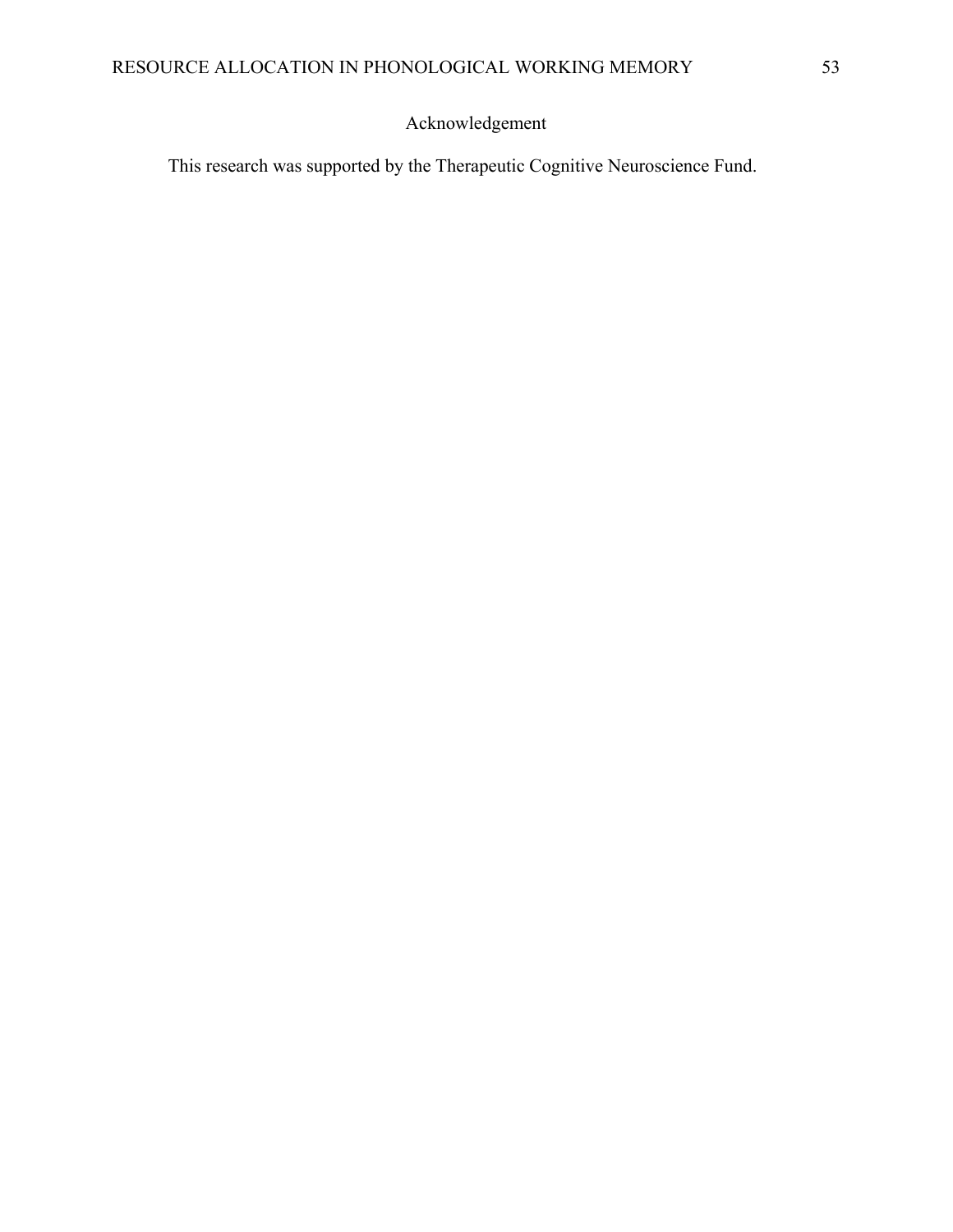# Acknowledgement

This research was supported by the Therapeutic Cognitive Neuroscience Fund.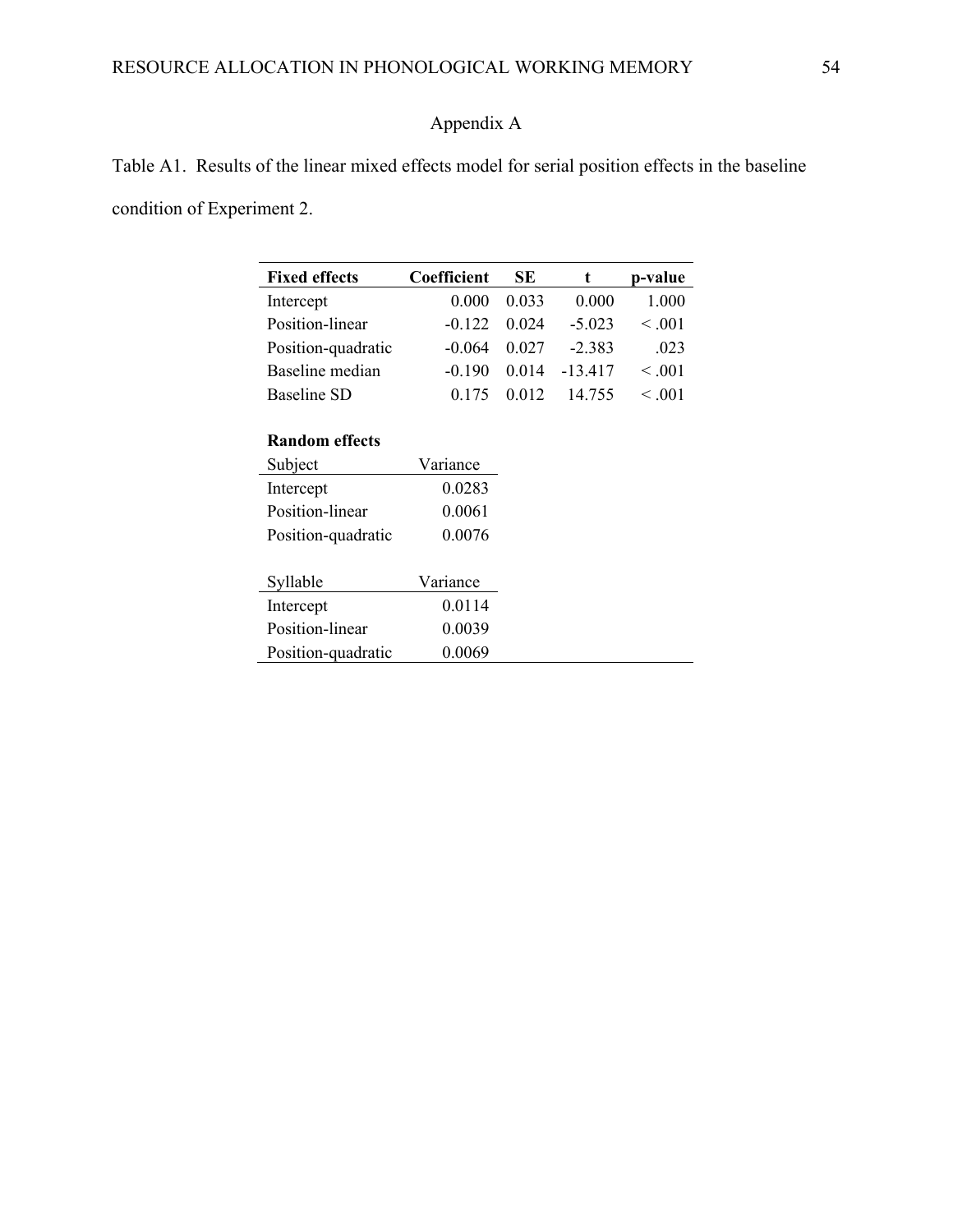# Appendix A

Table A1. Results of the linear mixed effects model for serial position effects in the baseline condition of Experiment 2.

| **Fixed effects** | **Coefficient** | **SE** | **t** | **p-value** |
|---|---|---|---|---|
| Intercept | 0.000 | 0.033 | 0.000 | 1.000 |
| Position-linear | -0.122 | 0.024 | -5.023 | < .001 |
| Position-quadratic | -0.064 | 0.027 | -2.383 | .023 |
| Baseline median | -0.190 | 0.014 | -13.417 | < .001 |
| Baseline SD | 0.175 | 0.012 | 14.755 | < .001 |
| | | | | |
| **Random effects** | | | | |
| Subject | Variance | | | |
| Intercept | 0.0283 | | | |
| Position-linear | 0.0061 | | | |
| Position-quadratic | 0.0076 | | | |
| | | | | |
| Syllable | Variance | | | |
| Intercept | 0.0114 | | | |
| Position-linear | 0.0039 | | | |
| Position-quadratic | 0.0069 | | | |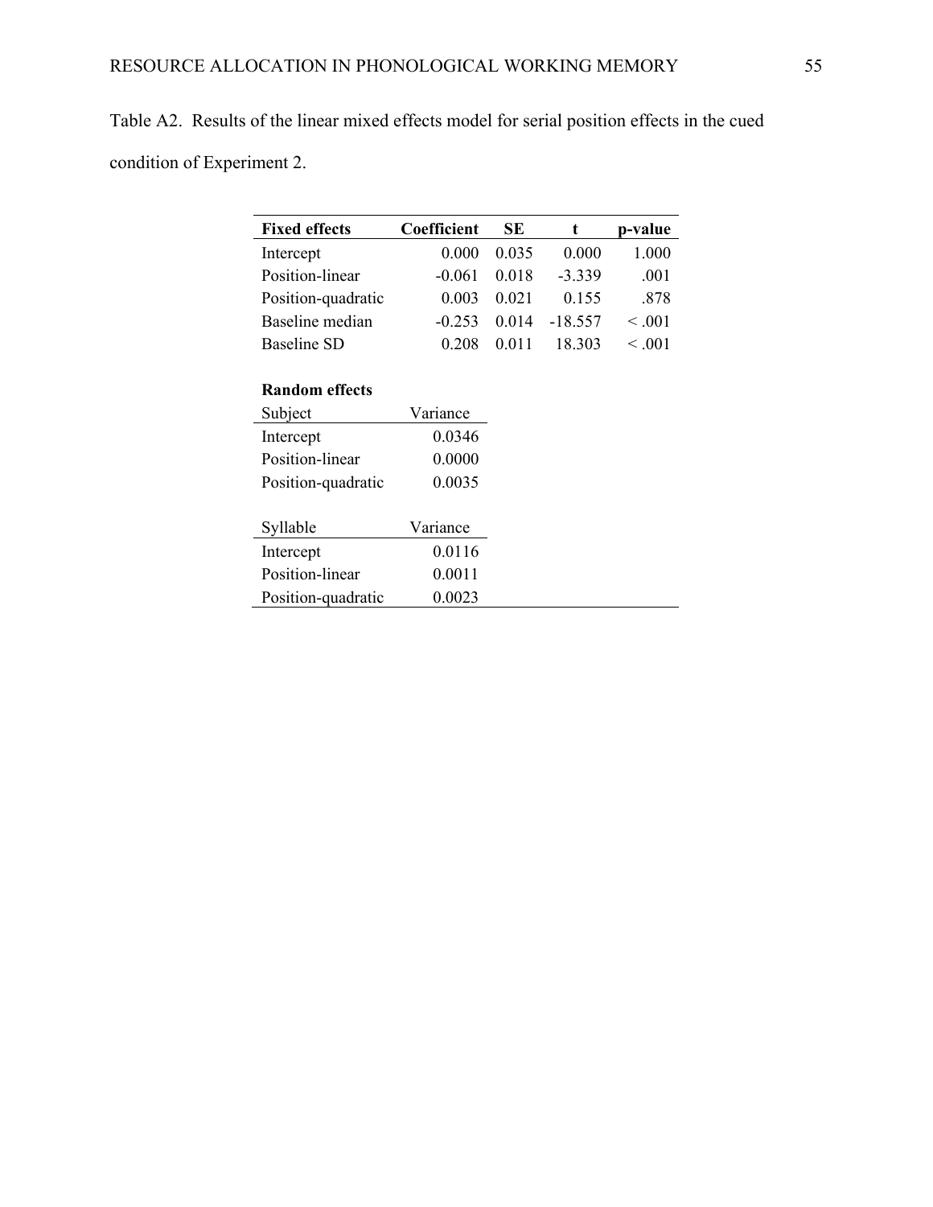Table A2. Results of the linear mixed effects model for serial position effects in the cued condition of Experiment 2.

| **Fixed effects** | **Coefficient** | **SE** | **t** | **p-value** |
|---|---|---|---|---|
| Intercept | 0.000 | 0.035 | 0.000 | 1.000 |
| Position-linear | -0.061 | 0.018 | -3.339 | .001 |
| Position-quadratic | 0.003 | 0.021 | 0.155 | .878 |
| Baseline median | -0.253 | 0.014 | -18.557 | < .001 |
| Baseline SD | 0.208 | 0.011 | 18.303 | < .001 |
| | | | | |
| **Random effects** | | | | |
| Subject | Variance | | | |
| Intercept | 0.0346 | | | |
| Position-linear | 0.0000 | | | |
| Position-quadratic | 0.0035 | | | |
| | | | | |
| Syllable | Variance | | | |
| Intercept | 0.0116 | | | |
| Position-linear | 0.0011 | | | |
| Position-quadratic | 0.0023 | | | |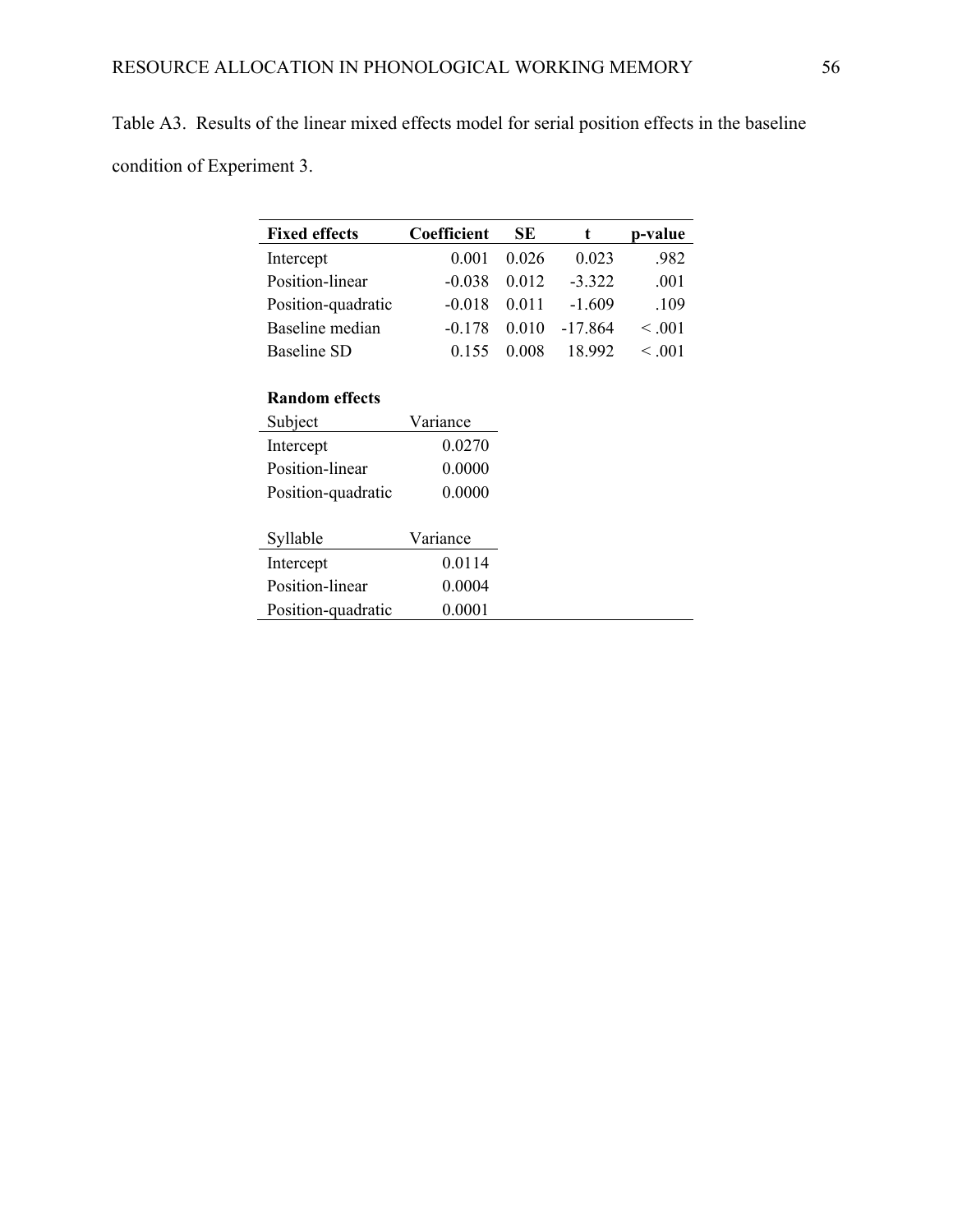Table A3. Results of the linear mixed effects model for serial position effects in the baseline condition of Experiment 3.

| **Fixed effects** | **Coefficient** | **SE** | **t** | **p-value** |
|---|---|---|---|---|
| Intercept | 0.001 | 0.026 | 0.023 | .982 |
| Position-linear | -0.038 | 0.012 | -3.322 | .001 |
| Position-quadratic | -0.018 | 0.011 | -1.609 | .109 |
| Baseline median | -0.178 | 0.010 | -17.864 | < .001 |
| Baseline SD | 0.155 | 0.008 | 18.992 | < .001 |

**Random effects**

| Subject | Variance |
|---|---|
| Intercept | 0.0270 |
| Position-linear | 0.0000 |
| Position-quadratic | 0.0000 |

| Syllable | Variance |
|---|---|
| Intercept | 0.0114 |
| Position-linear | 0.0004 |
| Position-quadratic | 0.0001 |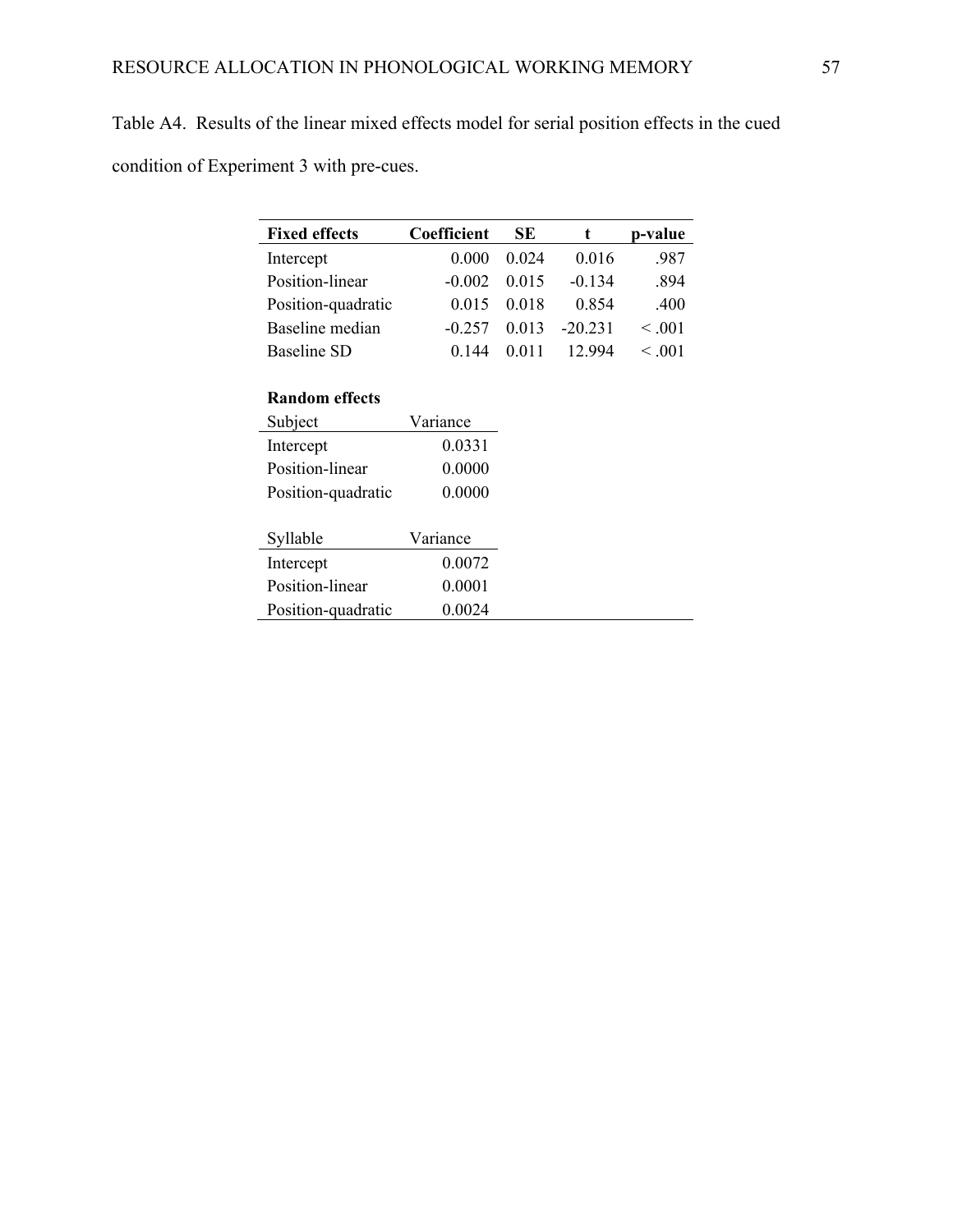Table A4. Results of the linear mixed effects model for serial position effects in the cued condition of Experiment 3 with pre-cues.

| **Fixed effects** | **Coefficient** | **SE** | **t** | **p-value** |
| --- | --- | --- | --- | --- |
| Intercept | 0.000 | 0.024 | 0.016 | .987 |
| Position-linear | -0.002 | 0.015 | -0.134 | .894 |
| Position-quadratic | 0.015 | 0.018 | 0.854 | .400 |
| Baseline median | -0.257 | 0.013 | -20.231 | < .001 |
| Baseline SD | 0.144 | 0.011 | 12.994 | < .001 |

**Random effects**

| Subject | Variance |
| --- | --- |
| Intercept | 0.0331 |
| Position-linear | 0.0000 |
| Position-quadratic | 0.0000 |

| Syllable | Variance |
| --- | --- |
| Intercept | 0.0072 |
| Position-linear | 0.0001 |
| Position-quadratic | 0.0024 |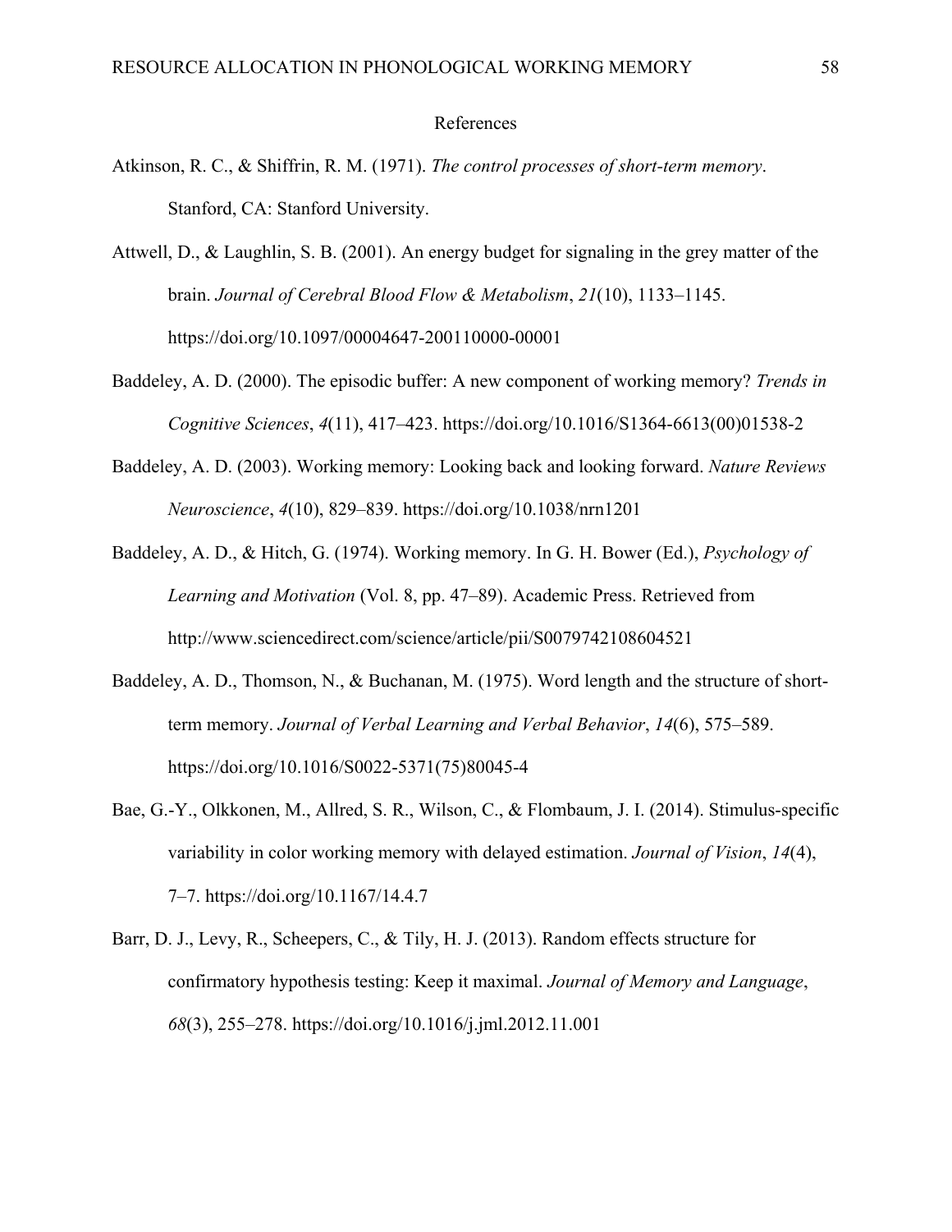# References

Atkinson, R. C., & Shiffrin, R. M. (1971). *The control processes of short-term memory*. Stanford, CA: Stanford University.

Attwell, D., & Laughlin, S. B. (2001). An energy budget for signaling in the grey matter of the brain. *Journal of Cerebral Blood Flow & Metabolism*, *21*(10), 1133–1145. https://doi.org/10.1097/00004647-200110000-00001

Baddeley, A. D. (2000). The episodic buffer: A new component of working memory? *Trends in Cognitive Sciences*, *4*(11), 417–423. https://doi.org/10.1016/S1364-6613(00)01538-2

Baddeley, A. D. (2003). Working memory: Looking back and looking forward. *Nature Reviews Neuroscience*, *4*(10), 829–839. https://doi.org/10.1038/nrn1201

Baddeley, A. D., & Hitch, G. (1974). Working memory. In G. H. Bower (Ed.), *Psychology of Learning and Motivation* (Vol. 8, pp. 47–89). Academic Press. Retrieved from http://www.sciencedirect.com/science/article/pii/S0079742108604521

Baddeley, A. D., Thomson, N., & Buchanan, M. (1975). Word length and the structure of short-term memory. *Journal of Verbal Learning and Verbal Behavior*, *14*(6), 575–589. https://doi.org/10.1016/S0022-5371(75)80045-4

Bae, G.-Y., Olkkonen, M., Allred, S. R., Wilson, C., & Flombaum, J. I. (2014). Stimulus-specific variability in color working memory with delayed estimation. *Journal of Vision*, *14*(4), 7–7. https://doi.org/10.1167/14.4.7

Barr, D. J., Levy, R., Scheepers, C., & Tily, H. J. (2013). Random effects structure for confirmatory hypothesis testing: Keep it maximal. *Journal of Memory and Language*, *68*(3), 255–278. https://doi.org/10.1016/j.jml.2012.11.001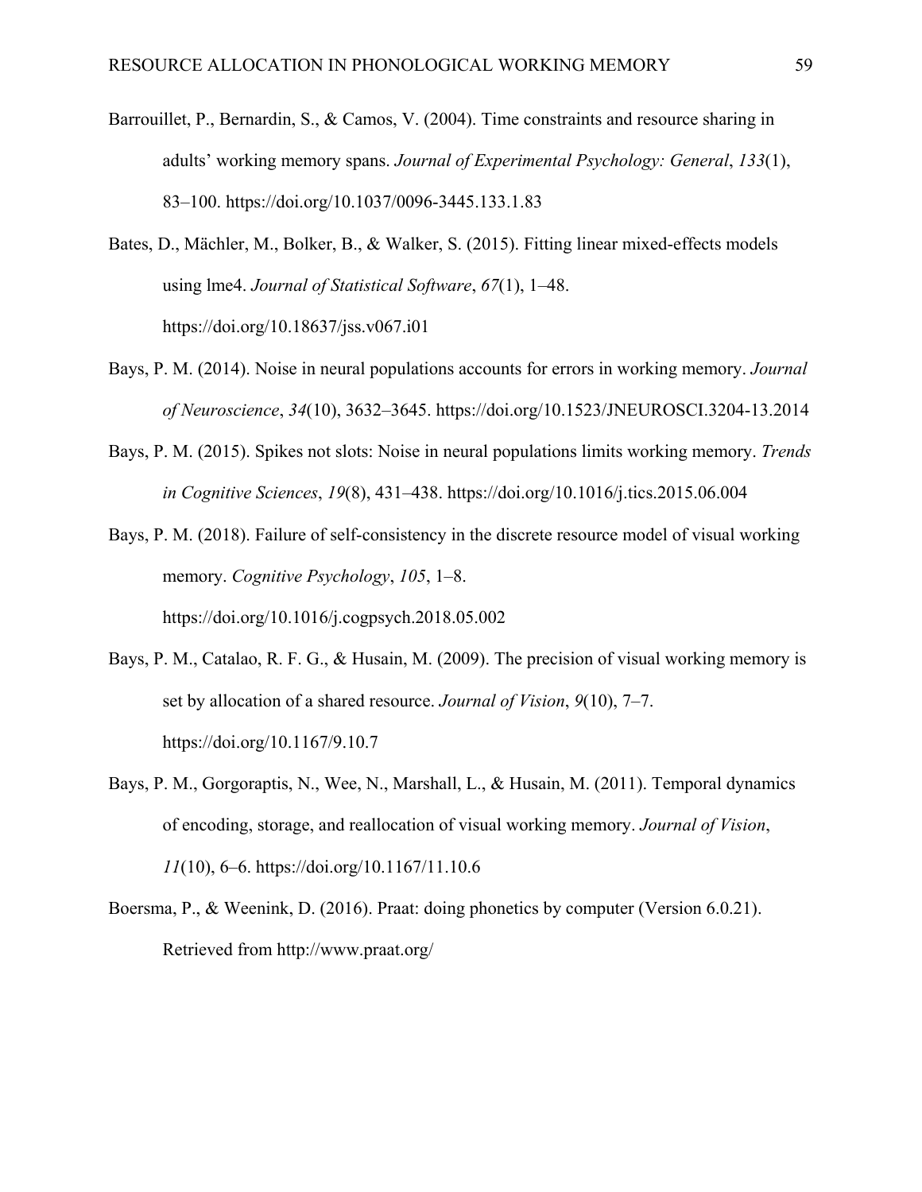Barrouillet, P., Bernardin, S., & Camos, V. (2004). Time constraints and resource sharing in adults' working memory spans. *Journal of Experimental Psychology: General*, *133*(1), 83–100. https://doi.org/10.1037/0096-3445.133.1.83

Bates, D., Mächler, M., Bolker, B., & Walker, S. (2015). Fitting linear mixed-effects models using lme4. *Journal of Statistical Software*, *67*(1), 1–48. https://doi.org/10.18637/jss.v067.i01

Bays, P. M. (2014). Noise in neural populations accounts for errors in working memory. *Journal of Neuroscience*, *34*(10), 3632–3645. https://doi.org/10.1523/JNEUROSCI.3204-13.2014

Bays, P. M. (2015). Spikes not slots: Noise in neural populations limits working memory. *Trends in Cognitive Sciences*, *19*(8), 431–438. https://doi.org/10.1016/j.tics.2015.06.004

Bays, P. M. (2018). Failure of self-consistency in the discrete resource model of visual working memory. *Cognitive Psychology*, *105*, 1–8. https://doi.org/10.1016/j.cogpsych.2018.05.002

Bays, P. M., Catalao, R. F. G., & Husain, M. (2009). The precision of visual working memory is set by allocation of a shared resource. *Journal of Vision*, *9*(10), 7–7. https://doi.org/10.1167/9.10.7

Bays, P. M., Gorgoraptis, N., Wee, N., Marshall, L., & Husain, M. (2011). Temporal dynamics of encoding, storage, and reallocation of visual working memory. *Journal of Vision*, *11*(10), 6–6. https://doi.org/10.1167/11.10.6

Boersma, P., & Weenink, D. (2016). Praat: doing phonetics by computer (Version 6.0.21). Retrieved from http://www.praat.org/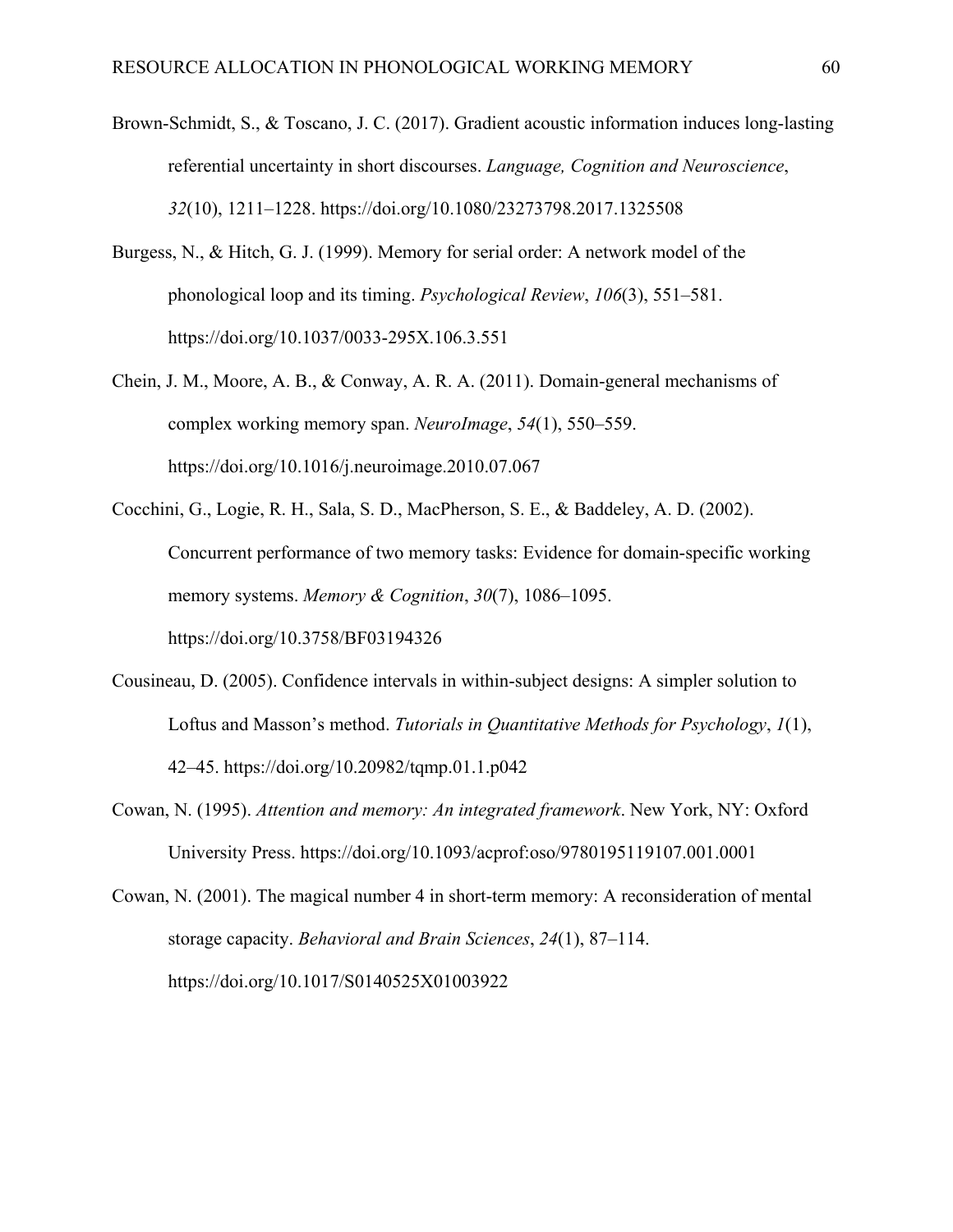Brown-Schmidt, S., & Toscano, J. C. (2017). Gradient acoustic information induces long-lasting referential uncertainty in short discourses. *Language, Cognition and Neuroscience*, *32*(10), 1211–1228. https://doi.org/10.1080/23273798.2017.1325508

Burgess, N., & Hitch, G. J. (1999). Memory for serial order: A network model of the phonological loop and its timing. *Psychological Review*, *106*(3), 551–581. https://doi.org/10.1037/0033-295X.106.3.551

Chein, J. M., Moore, A. B., & Conway, A. R. A. (2011). Domain-general mechanisms of complex working memory span. *NeuroImage*, *54*(1), 550–559. https://doi.org/10.1016/j.neuroimage.2010.07.067

Cocchini, G., Logie, R. H., Sala, S. D., MacPherson, S. E., & Baddeley, A. D. (2002). Concurrent performance of two memory tasks: Evidence for domain-specific working memory systems. *Memory & Cognition*, *30*(7), 1086–1095. https://doi.org/10.3758/BF03194326

Cousineau, D. (2005). Confidence intervals in within-subject designs: A simpler solution to Loftus and Masson's method. *Tutorials in Quantitative Methods for Psychology*, *1*(1), 42–45. https://doi.org/10.20982/tqmp.01.1.p042

Cowan, N. (1995). *Attention and memory: An integrated framework*. New York, NY: Oxford University Press. https://doi.org/10.1093/acprof:oso/9780195119107.001.0001

Cowan, N. (2001). The magical number 4 in short-term memory: A reconsideration of mental storage capacity. *Behavioral and Brain Sciences*, *24*(1), 87–114. https://doi.org/10.1017/S0140525X01003922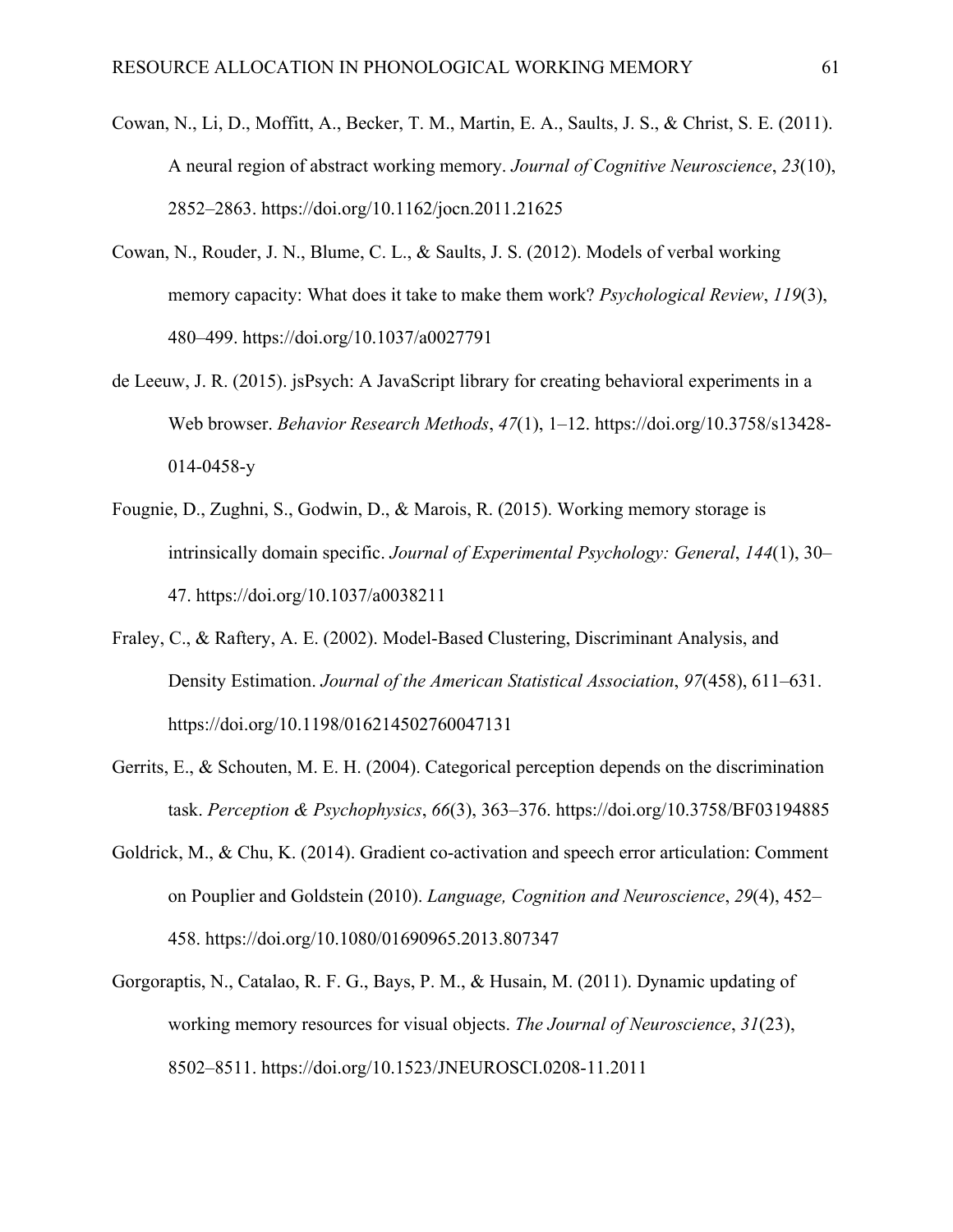Cowan, N., Li, D., Moffitt, A., Becker, T. M., Martin, E. A., Saults, J. S., & Christ, S. E. (2011). A neural region of abstract working memory. *Journal of Cognitive Neuroscience*, *23*(10), 2852–2863. https://doi.org/10.1162/jocn.2011.21625

Cowan, N., Rouder, J. N., Blume, C. L., & Saults, J. S. (2012). Models of verbal working memory capacity: What does it take to make them work? *Psychological Review*, *119*(3), 480–499. https://doi.org/10.1037/a0027791

de Leeuw, J. R. (2015). jsPsych: A JavaScript library for creating behavioral experiments in a Web browser. *Behavior Research Methods*, *47*(1), 1–12. https://doi.org/10.3758/s13428-014-0458-y

Fougnie, D., Zughni, S., Godwin, D., & Marois, R. (2015). Working memory storage is intrinsically domain specific. *Journal of Experimental Psychology: General*, *144*(1), 30–47. https://doi.org/10.1037/a0038211

Fraley, C., & Raftery, A. E. (2002). Model-Based Clustering, Discriminant Analysis, and Density Estimation. *Journal of the American Statistical Association*, *97*(458), 611–631. https://doi.org/10.1198/016214502760047131

Gerrits, E., & Schouten, M. E. H. (2004). Categorical perception depends on the discrimination task. *Perception & Psychophysics*, *66*(3), 363–376. https://doi.org/10.3758/BF03194885

Goldrick, M., & Chu, K. (2014). Gradient co-activation and speech error articulation: Comment on Pouplier and Goldstein (2010). *Language, Cognition and Neuroscience*, *29*(4), 452–458. https://doi.org/10.1080/01690965.2013.807347

Gorgoraptis, N., Catalao, R. F. G., Bays, P. M., & Husain, M. (2011). Dynamic updating of working memory resources for visual objects. *The Journal of Neuroscience*, *31*(23), 8502–8511. https://doi.org/10.1523/JNEUROSCI.0208-11.2011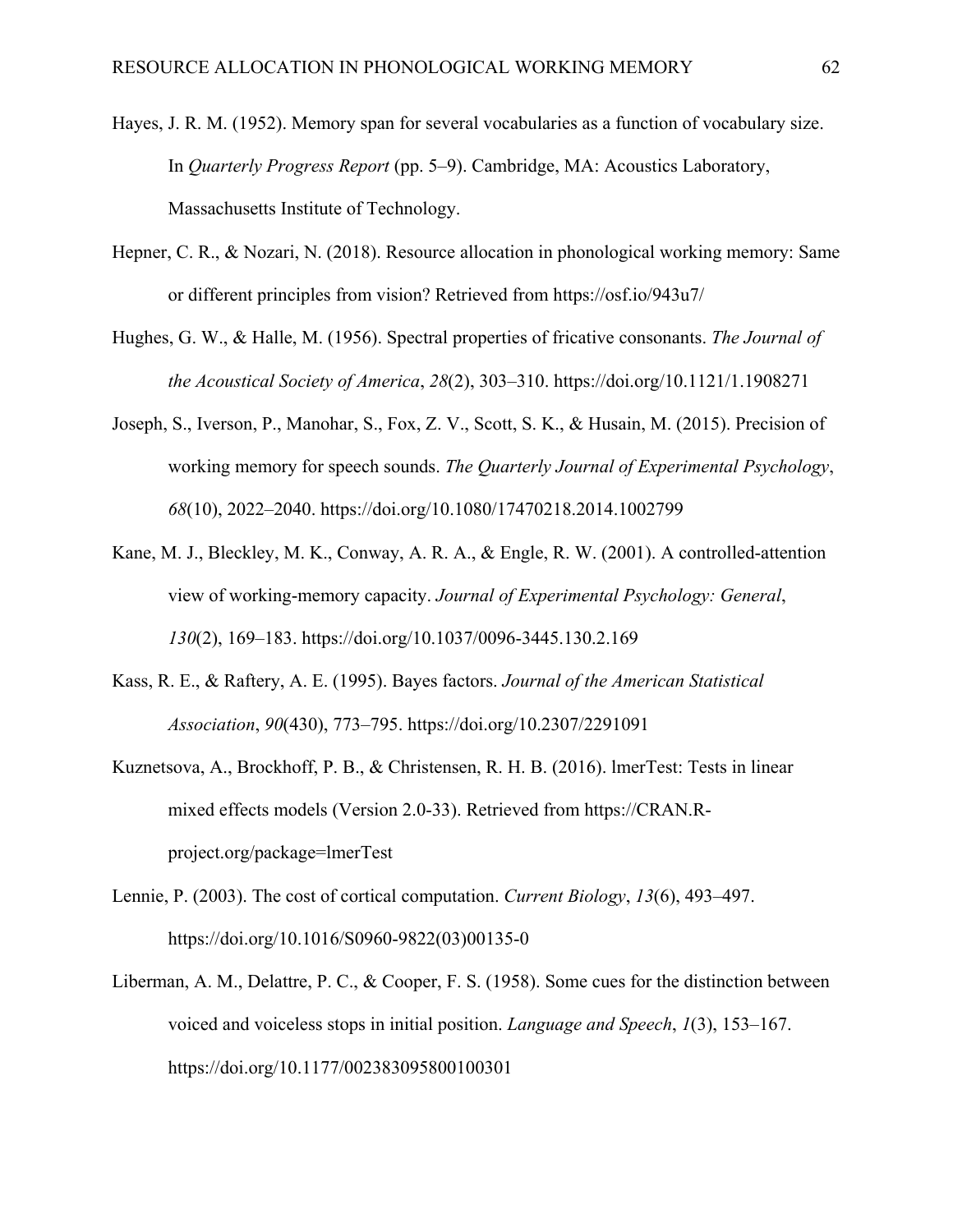Hayes, J. R. M. (1952). Memory span for several vocabularies as a function of vocabulary size. In *Quarterly Progress Report* (pp. 5–9). Cambridge, MA: Acoustics Laboratory, Massachusetts Institute of Technology.

Hepner, C. R., & Nozari, N. (2018). Resource allocation in phonological working memory: Same or different principles from vision? Retrieved from https://osf.io/943u7/

Hughes, G. W., & Halle, M. (1956). Spectral properties of fricative consonants. *The Journal of the Acoustical Society of America*, *28*(2), 303–310. https://doi.org/10.1121/1.1908271

Joseph, S., Iverson, P., Manohar, S., Fox, Z. V., Scott, S. K., & Husain, M. (2015). Precision of working memory for speech sounds. *The Quarterly Journal of Experimental Psychology*, *68*(10), 2022–2040. https://doi.org/10.1080/17470218.2014.1002799

Kane, M. J., Bleckley, M. K., Conway, A. R. A., & Engle, R. W. (2001). A controlled-attention view of working-memory capacity. *Journal of Experimental Psychology: General*, *130*(2), 169–183. https://doi.org/10.1037/0096-3445.130.2.169

Kass, R. E., & Raftery, A. E. (1995). Bayes factors. *Journal of the American Statistical Association*, *90*(430), 773–795. https://doi.org/10.2307/2291091

Kuznetsova, A., Brockhoff, P. B., & Christensen, R. H. B. (2016). lmerTest: Tests in linear mixed effects models (Version 2.0-33). Retrieved from https://CRAN.R-project.org/package=lmerTest

Lennie, P. (2003). The cost of cortical computation. *Current Biology*, *13*(6), 493–497. https://doi.org/10.1016/S0960-9822(03)00135-0

Liberman, A. M., Delattre, P. C., & Cooper, F. S. (1958). Some cues for the distinction between voiced and voiceless stops in initial position. *Language and Speech*, *1*(3), 153–167. https://doi.org/10.1177/002383095800100301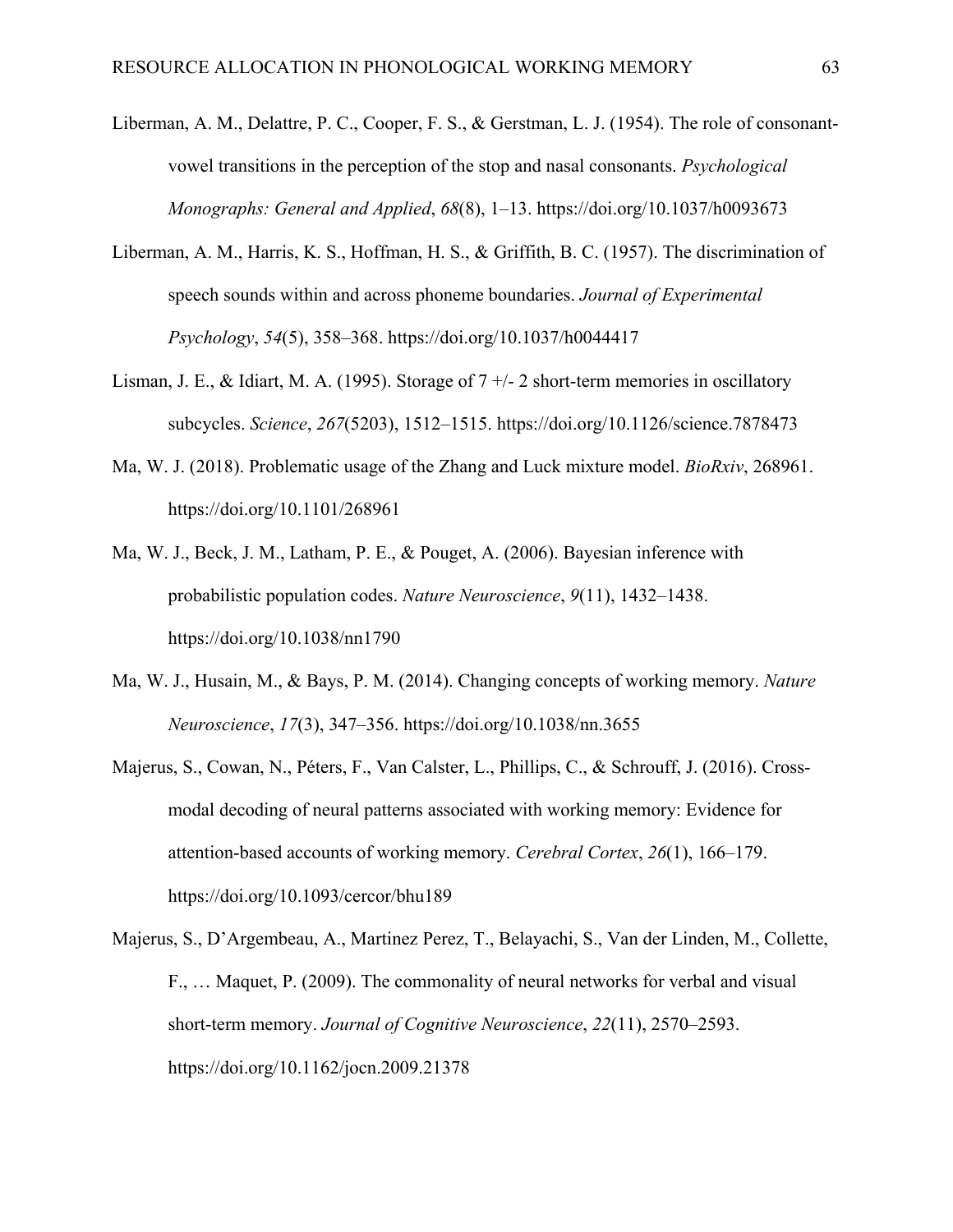Liberman, A. M., Delattre, P. C., Cooper, F. S., & Gerstman, L. J. (1954). The role of consonant-vowel transitions in the perception of the stop and nasal consonants. *Psychological Monographs: General and Applied*, *68*(8), 1–13. https://doi.org/10.1037/h0093673

Liberman, A. M., Harris, K. S., Hoffman, H. S., & Griffith, B. C. (1957). The discrimination of speech sounds within and across phoneme boundaries. *Journal of Experimental Psychology*, *54*(5), 358–368. https://doi.org/10.1037/h0044417

Lisman, J. E., & Idiart, M. A. (1995). Storage of 7 +/- 2 short-term memories in oscillatory subcycles. *Science*, *267*(5203), 1512–1515. https://doi.org/10.1126/science.7878473

Ma, W. J. (2018). Problematic usage of the Zhang and Luck mixture model. *BioRxiv*, 268961. https://doi.org/10.1101/268961

Ma, W. J., Beck, J. M., Latham, P. E., & Pouget, A. (2006). Bayesian inference with probabilistic population codes. *Nature Neuroscience*, *9*(11), 1432–1438. https://doi.org/10.1038/nn1790

Ma, W. J., Husain, M., & Bays, P. M. (2014). Changing concepts of working memory. *Nature Neuroscience*, *17*(3), 347–356. https://doi.org/10.1038/nn.3655

Majerus, S., Cowan, N., Péters, F., Van Calster, L., Phillips, C., & Schrouff, J. (2016). Cross-modal decoding of neural patterns associated with working memory: Evidence for attention-based accounts of working memory. *Cerebral Cortex*, *26*(1), 166–179. https://doi.org/10.1093/cercor/bhu189

Majerus, S., D'Argembeau, A., Martinez Perez, T., Belayachi, S., Van der Linden, M., Collette, F., … Maquet, P. (2009). The commonality of neural networks for verbal and visual short-term memory. *Journal of Cognitive Neuroscience*, *22*(11), 2570–2593. https://doi.org/10.1162/jocn.2009.21378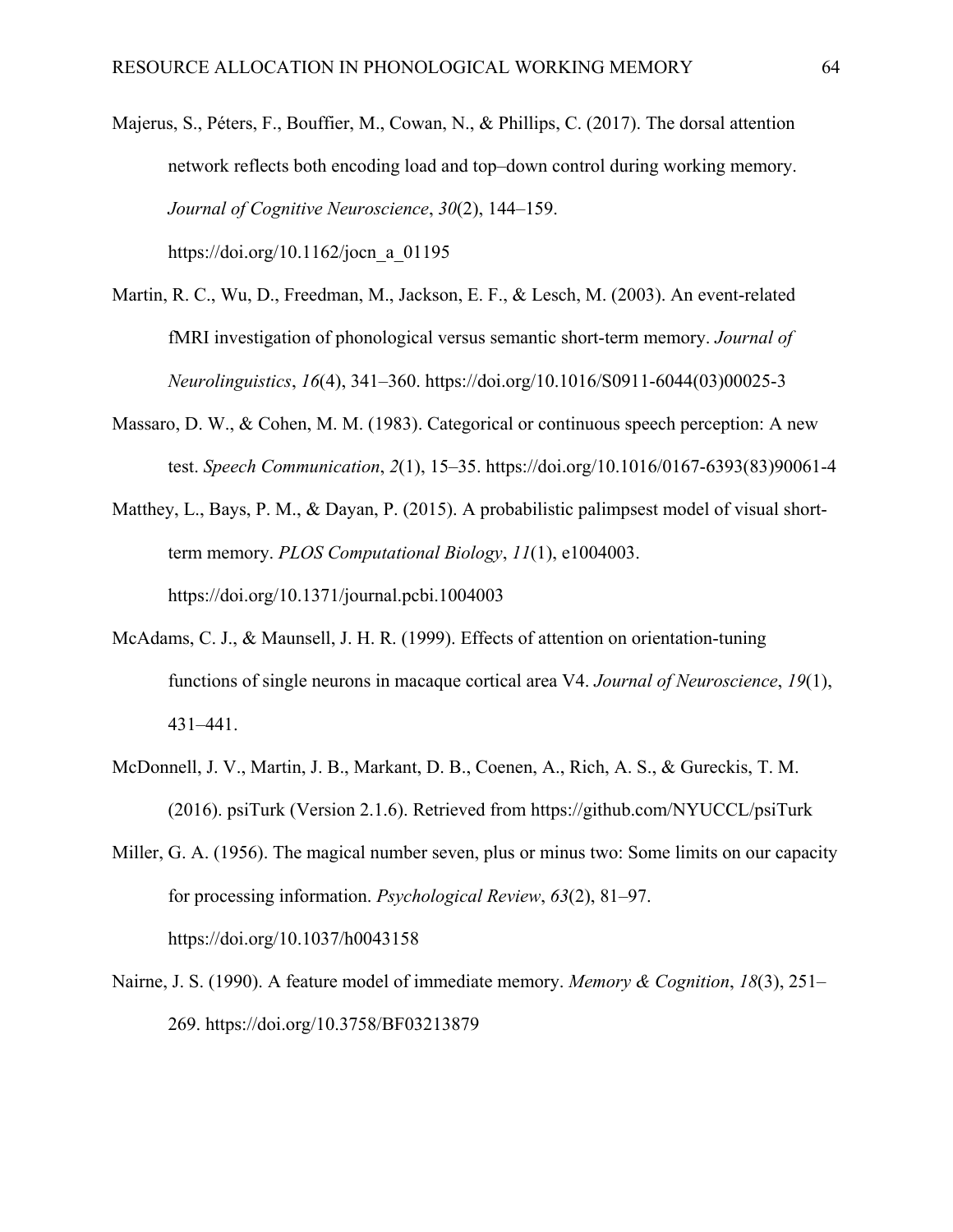Majerus, S., Péters, F., Bouffier, M., Cowan, N., & Phillips, C. (2017). The dorsal attention network reflects both encoding load and top–down control during working memory. *Journal of Cognitive Neuroscience*, *30*(2), 144–159. https://doi.org/10.1162/jocn_a_01195

Martin, R. C., Wu, D., Freedman, M., Jackson, E. F., & Lesch, M. (2003). An event-related fMRI investigation of phonological versus semantic short-term memory. *Journal of Neurolinguistics*, *16*(4), 341–360. https://doi.org/10.1016/S0911-6044(03)00025-3

Massaro, D. W., & Cohen, M. M. (1983). Categorical or continuous speech perception: A new test. *Speech Communication*, *2*(1), 15–35. https://doi.org/10.1016/0167-6393(83)90061-4

Matthey, L., Bays, P. M., & Dayan, P. (2015). A probabilistic palimpsest model of visual short-term memory. *PLOS Computational Biology*, *11*(1), e1004003. https://doi.org/10.1371/journal.pcbi.1004003

McAdams, C. J., & Maunsell, J. H. R. (1999). Effects of attention on orientation-tuning functions of single neurons in macaque cortical area V4. *Journal of Neuroscience*, *19*(1), 431–441.

McDonnell, J. V., Martin, J. B., Markant, D. B., Coenen, A., Rich, A. S., & Gureckis, T. M. (2016). psiTurk (Version 2.1.6). Retrieved from https://github.com/NYUCCL/psiTurk

Miller, G. A. (1956). The magical number seven, plus or minus two: Some limits on our capacity for processing information. *Psychological Review*, *63*(2), 81–97. https://doi.org/10.1037/h0043158

Nairne, J. S. (1990). A feature model of immediate memory. *Memory & Cognition*, *18*(3), 251–269. https://doi.org/10.3758/BF03213879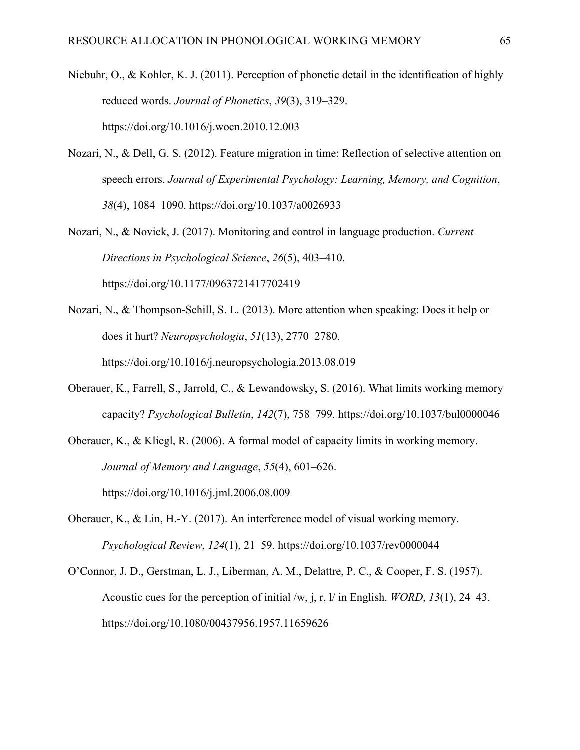Niebuhr, O., & Kohler, K. J. (2011). Perception of phonetic detail in the identification of highly reduced words. *Journal of Phonetics*, *39*(3), 319–329. https://doi.org/10.1016/j.wocn.2010.12.003

Nozari, N., & Dell, G. S. (2012). Feature migration in time: Reflection of selective attention on speech errors. *Journal of Experimental Psychology: Learning, Memory, and Cognition*, *38*(4), 1084–1090. https://doi.org/10.1037/a0026933

Nozari, N., & Novick, J. (2017). Monitoring and control in language production. *Current Directions in Psychological Science*, *26*(5), 403–410. https://doi.org/10.1177/0963721417702419

Nozari, N., & Thompson-Schill, S. L. (2013). More attention when speaking: Does it help or does it hurt? *Neuropsychologia*, *51*(13), 2770–2780. https://doi.org/10.1016/j.neuropsychologia.2013.08.019

Oberauer, K., Farrell, S., Jarrold, C., & Lewandowsky, S. (2016). What limits working memory capacity? *Psychological Bulletin*, *142*(7), 758–799. https://doi.org/10.1037/bul0000046

Oberauer, K., & Kliegl, R. (2006). A formal model of capacity limits in working memory. *Journal of Memory and Language*, *55*(4), 601–626. https://doi.org/10.1016/j.jml.2006.08.009

Oberauer, K., & Lin, H.-Y. (2017). An interference model of visual working memory. *Psychological Review*, *124*(1), 21–59. https://doi.org/10.1037/rev0000044

O'Connor, J. D., Gerstman, L. J., Liberman, A. M., Delattre, P. C., & Cooper, F. S. (1957). Acoustic cues for the perception of initial /w, j, r, l/ in English. *WORD*, *13*(1), 24–43. https://doi.org/10.1080/00437956.1957.11659626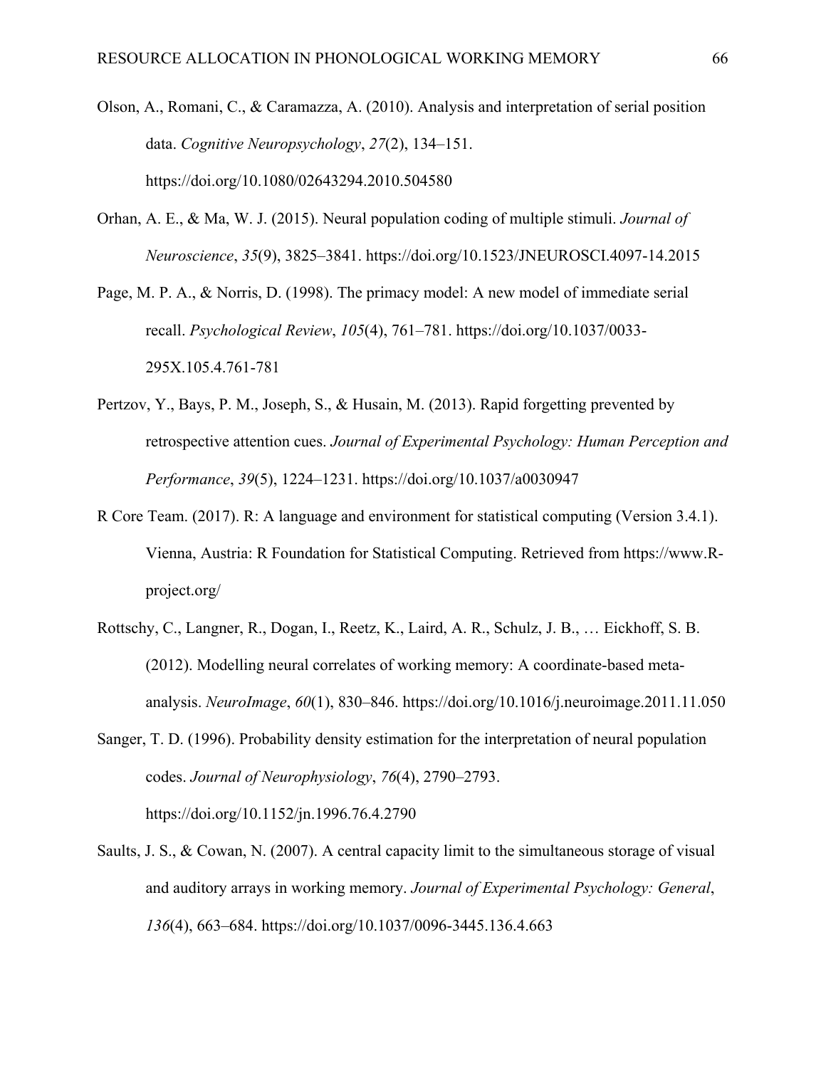Olson, A., Romani, C., & Caramazza, A. (2010). Analysis and interpretation of serial position data. *Cognitive Neuropsychology*, *27*(2), 134–151. https://doi.org/10.1080/02643294.2010.504580

Orhan, A. E., & Ma, W. J. (2015). Neural population coding of multiple stimuli. *Journal of Neuroscience*, *35*(9), 3825–3841. https://doi.org/10.1523/JNEUROSCI.4097-14.2015

Page, M. P. A., & Norris, D. (1998). The primacy model: A new model of immediate serial recall. *Psychological Review*, *105*(4), 761–781. https://doi.org/10.1037/0033-295X.105.4.761-781

Pertzov, Y., Bays, P. M., Joseph, S., & Husain, M. (2013). Rapid forgetting prevented by retrospective attention cues. *Journal of Experimental Psychology: Human Perception and Performance*, *39*(5), 1224–1231. https://doi.org/10.1037/a0030947

R Core Team. (2017). R: A language and environment for statistical computing (Version 3.4.1). Vienna, Austria: R Foundation for Statistical Computing. Retrieved from https://www.R-project.org/

Rottschy, C., Langner, R., Dogan, I., Reetz, K., Laird, A. R., Schulz, J. B., … Eickhoff, S. B. (2012). Modelling neural correlates of working memory: A coordinate-based meta-analysis. *NeuroImage*, *60*(1), 830–846. https://doi.org/10.1016/j.neuroimage.2011.11.050

Sanger, T. D. (1996). Probability density estimation for the interpretation of neural population codes. *Journal of Neurophysiology*, *76*(4), 2790–2793. https://doi.org/10.1152/jn.1996.76.4.2790

Saults, J. S., & Cowan, N. (2007). A central capacity limit to the simultaneous storage of visual and auditory arrays in working memory. *Journal of Experimental Psychology: General*, *136*(4), 663–684. https://doi.org/10.1037/0096-3445.136.4.663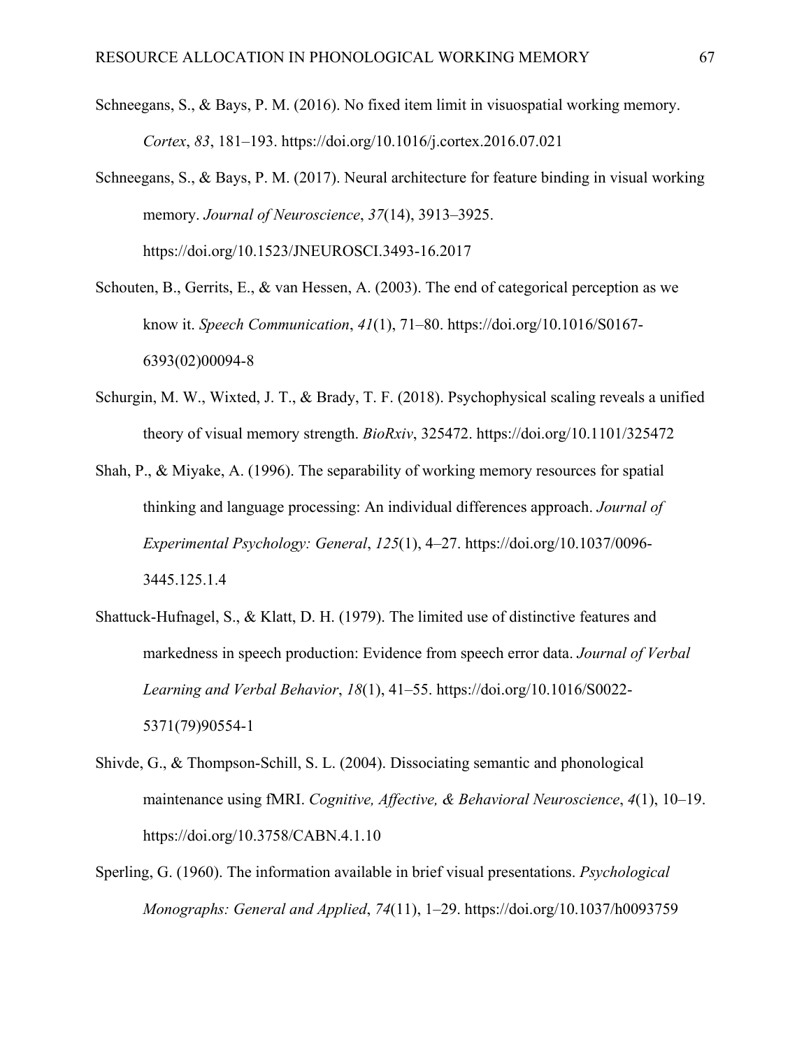Schneegans, S., & Bays, P. M. (2016). No fixed item limit in visuospatial working memory. *Cortex*, *83*, 181–193. https://doi.org/10.1016/j.cortex.2016.07.021

Schneegans, S., & Bays, P. M. (2017). Neural architecture for feature binding in visual working memory. *Journal of Neuroscience*, *37*(14), 3913–3925. https://doi.org/10.1523/JNEUROSCI.3493-16.2017

Schouten, B., Gerrits, E., & van Hessen, A. (2003). The end of categorical perception as we know it. *Speech Communication*, *41*(1), 71–80. https://doi.org/10.1016/S0167-6393(02)00094-8

Schurgin, M. W., Wixted, J. T., & Brady, T. F. (2018). Psychophysical scaling reveals a unified theory of visual memory strength. *BioRxiv*, 325472. https://doi.org/10.1101/325472

Shah, P., & Miyake, A. (1996). The separability of working memory resources for spatial thinking and language processing: An individual differences approach. *Journal of Experimental Psychology: General*, *125*(1), 4–27. https://doi.org/10.1037/0096-3445.125.1.4

Shattuck-Hufnagel, S., & Klatt, D. H. (1979). The limited use of distinctive features and markedness in speech production: Evidence from speech error data. *Journal of Verbal Learning and Verbal Behavior*, *18*(1), 41–55. https://doi.org/10.1016/S0022-5371(79)90554-1

Shivde, G., & Thompson-Schill, S. L. (2004). Dissociating semantic and phonological maintenance using fMRI. *Cognitive, Affective, & Behavioral Neuroscience*, *4*(1), 10–19. https://doi.org/10.3758/CABN.4.1.10

Sperling, G. (1960). The information available in brief visual presentations. *Psychological Monographs: General and Applied*, *74*(11), 1–29. https://doi.org/10.1037/h0093759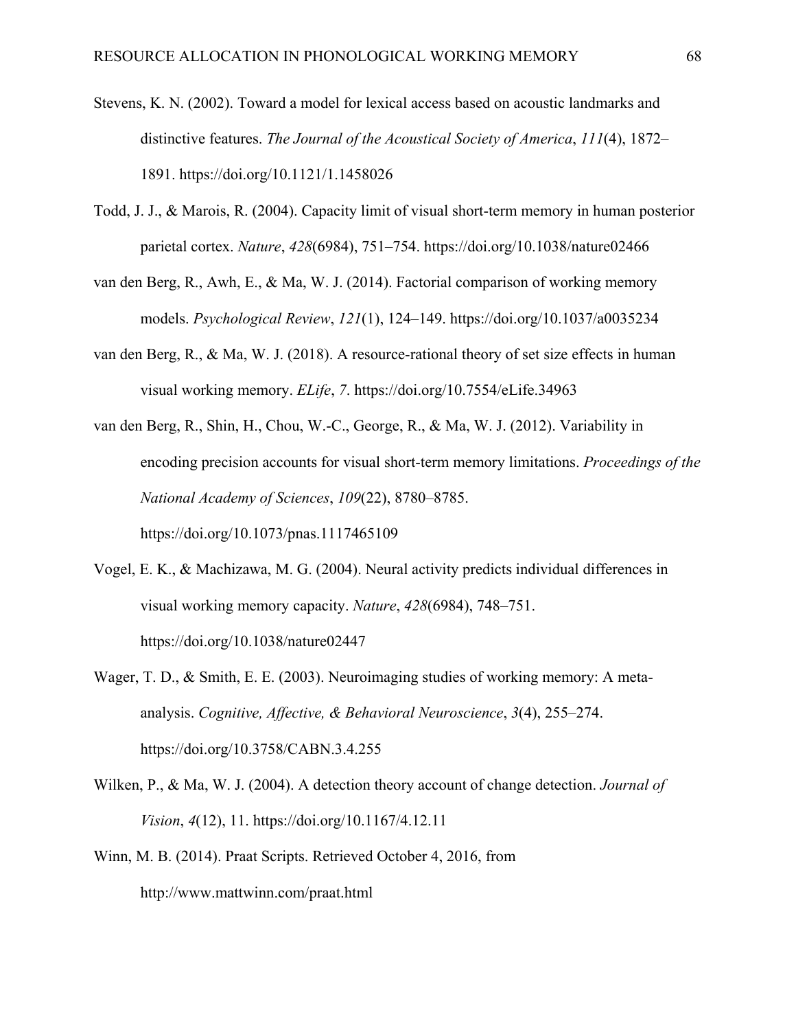Stevens, K. N. (2002). Toward a model for lexical access based on acoustic landmarks and distinctive features. *The Journal of the Acoustical Society of America*, *111*(4), 1872–1891. https://doi.org/10.1121/1.1458026

Todd, J. J., & Marois, R. (2004). Capacity limit of visual short-term memory in human posterior parietal cortex. *Nature*, *428*(6984), 751–754. https://doi.org/10.1038/nature02466

van den Berg, R., Awh, E., & Ma, W. J. (2014). Factorial comparison of working memory models. *Psychological Review*, *121*(1), 124–149. https://doi.org/10.1037/a0035234

van den Berg, R., & Ma, W. J. (2018). A resource-rational theory of set size effects in human visual working memory. *ELife*, *7*. https://doi.org/10.7554/eLife.34963

van den Berg, R., Shin, H., Chou, W.-C., George, R., & Ma, W. J. (2012). Variability in encoding precision accounts for visual short-term memory limitations. *Proceedings of the National Academy of Sciences*, *109*(22), 8780–8785. https://doi.org/10.1073/pnas.1117465109

Vogel, E. K., & Machizawa, M. G. (2004). Neural activity predicts individual differences in visual working memory capacity. *Nature*, *428*(6984), 748–751. https://doi.org/10.1038/nature02447

Wager, T. D., & Smith, E. E. (2003). Neuroimaging studies of working memory: A meta-analysis. *Cognitive, Affective, & Behavioral Neuroscience*, *3*(4), 255–274. https://doi.org/10.3758/CABN.3.4.255

Wilken, P., & Ma, W. J. (2004). A detection theory account of change detection. *Journal of Vision*, *4*(12), 11. https://doi.org/10.1167/4.12.11

Winn, M. B. (2014). Praat Scripts. Retrieved October 4, 2016, from http://www.mattwinn.com/praat.html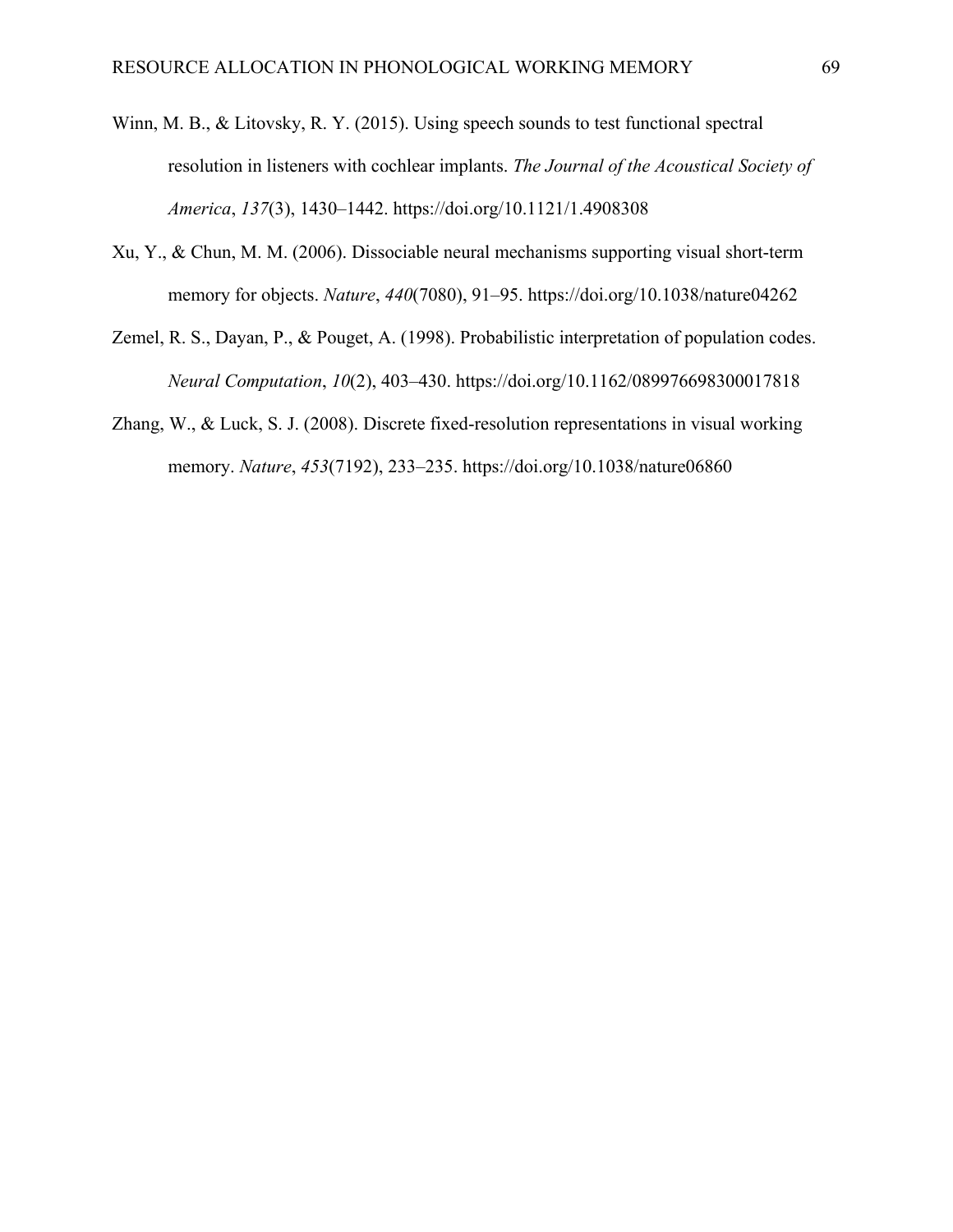Winn, M. B., & Litovsky, R. Y. (2015). Using speech sounds to test functional spectral resolution in listeners with cochlear implants. *The Journal of the Acoustical Society of America*, *137*(3), 1430–1442. https://doi.org/10.1121/1.4908308

Xu, Y., & Chun, M. M. (2006). Dissociable neural mechanisms supporting visual short-term memory for objects. *Nature*, *440*(7080), 91–95. https://doi.org/10.1038/nature04262

Zemel, R. S., Dayan, P., & Pouget, A. (1998). Probabilistic interpretation of population codes. *Neural Computation*, *10*(2), 403–430. https://doi.org/10.1162/089976698300017818

Zhang, W., & Luck, S. J. (2008). Discrete fixed-resolution representations in visual working memory. *Nature*, *453*(7192), 233–235. https://doi.org/10.1038/nature06860